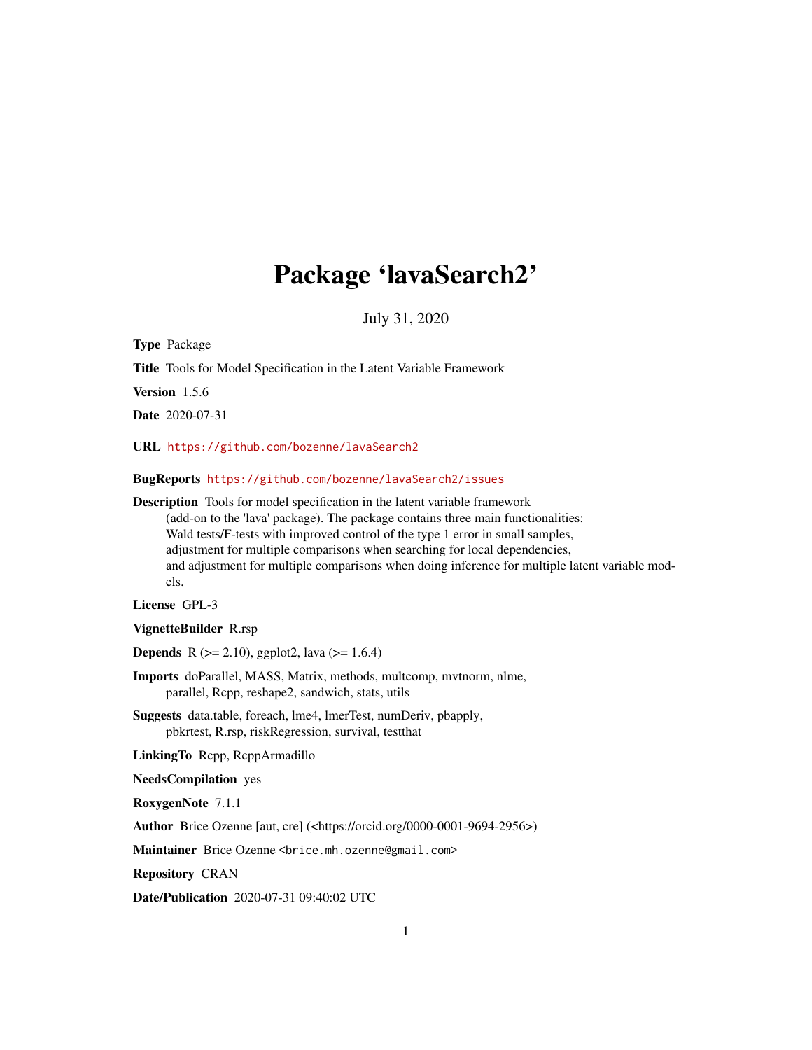# Package 'lavaSearch2'

July 31, 2020

**Type** Package

**Title** Tools for Model Specification in the Latent Variable Framework

**Version** 1.5.6

**Date** 2020-07-31

**URL** https://github.com/bozenne/lavaSearch2

**BugReports** https://github.com/bozenne/lavaSearch2/issues

**Description** Tools for model specification in the latent variable framework (add-on to the 'lava' package). The package contains three main functionalities: Wald tests/F-tests with improved control of the type 1 error in small samples, adjustment for multiple comparisons when searching for local dependencies, and adjustment for multiple comparisons when doing inference for multiple latent variable models.

**License** GPL-3

**VignetteBuilder** R.rsp

**Depends** R (>= 2.10), ggplot2, lava (>= 1.6.4)

**Imports** doParallel, MASS, Matrix, methods, multcomp, mvtnorm, nlme, parallel, Rcpp, reshape2, sandwich, stats, utils

**Suggests** data.table, foreach, lme4, lmerTest, numDeriv, pbapply, pbkrtest, R.rsp, riskRegression, survival, testthat

**LinkingTo** Rcpp, RcppArmadillo

**NeedsCompilation** yes

**RoxygenNote** 7.1.1

**Author** Brice Ozenne [aut, cre] (<https://orcid.org/0000-0001-9694-2956>)

**Maintainer** Brice Ozenne <brice.mh.ozenne@gmail.com>

**Repository** CRAN

**Date/Publication** 2020-07-31 09:40:02 UTC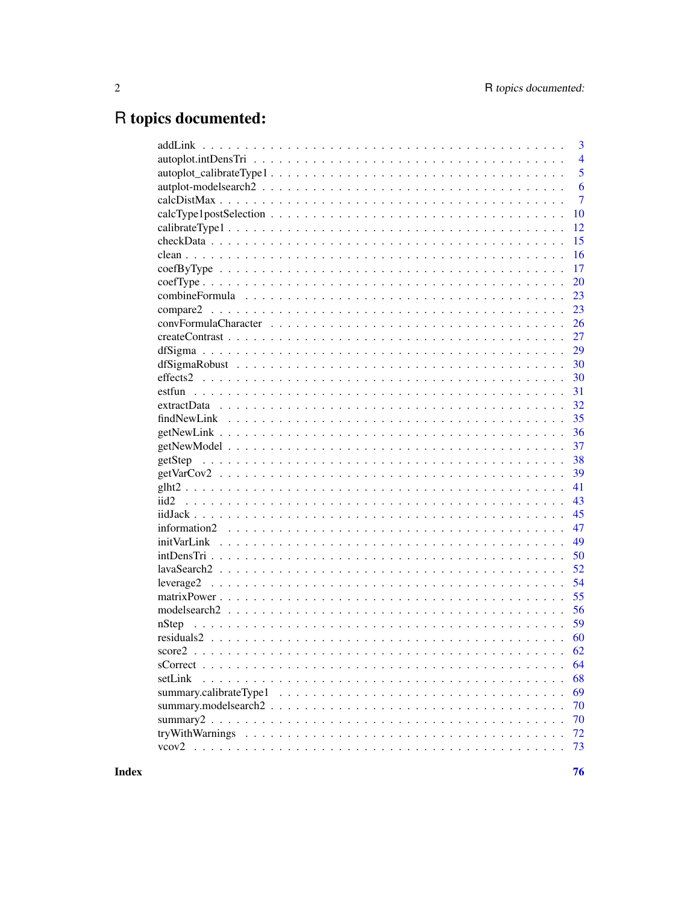# R topics documented:

| | |
|---|---|
| addLink | 3 |
| autoplot.intDensTri | 4 |
| autoplot_calibrateType1 | 5 |
| autplot-modelsearch2 | 6 |
| calcDistMax | 7 |
| calcType1postSelection | 10 |
| calibrateType1 | 12 |
| checkData | 15 |
| clean | 16 |
| coefByType | 17 |
| coefType | 20 |
| combineFormula | 23 |
| compare2 | 23 |
| convFormulaCharacter | 26 |
| createContrast | 27 |
| dfSigma | 29 |
| dfSigmaRobust | 30 |
| effects2 | 30 |
| estfun | 31 |
| extractData | 32 |
| findNewLink | 35 |
| getNewLink | 36 |
| getNewModel | 37 |
| getStep | 38 |
| getVarCov2 | 39 |
| glht2 | 41 |
| iid2 | 43 |
| iidJack | 45 |
| information2 | 47 |
| initVarLink | 49 |
| intDensTri | 50 |
| lavaSearch2 | 52 |
| leverage2 | 54 |
| matrixPower | 55 |
| modelsearch2 | 56 |
| nStep | 59 |
| residuals2 | 60 |
| score2 | 62 |
| sCorrect | 64 |
| setLink | 68 |
| summary.calibrateType1 | 69 |
| summary.modelsearch2 | 70 |
| summary2 | 70 |
| tryWithWarnings | 72 |
| vcov2 | 73 |

**Index** **76**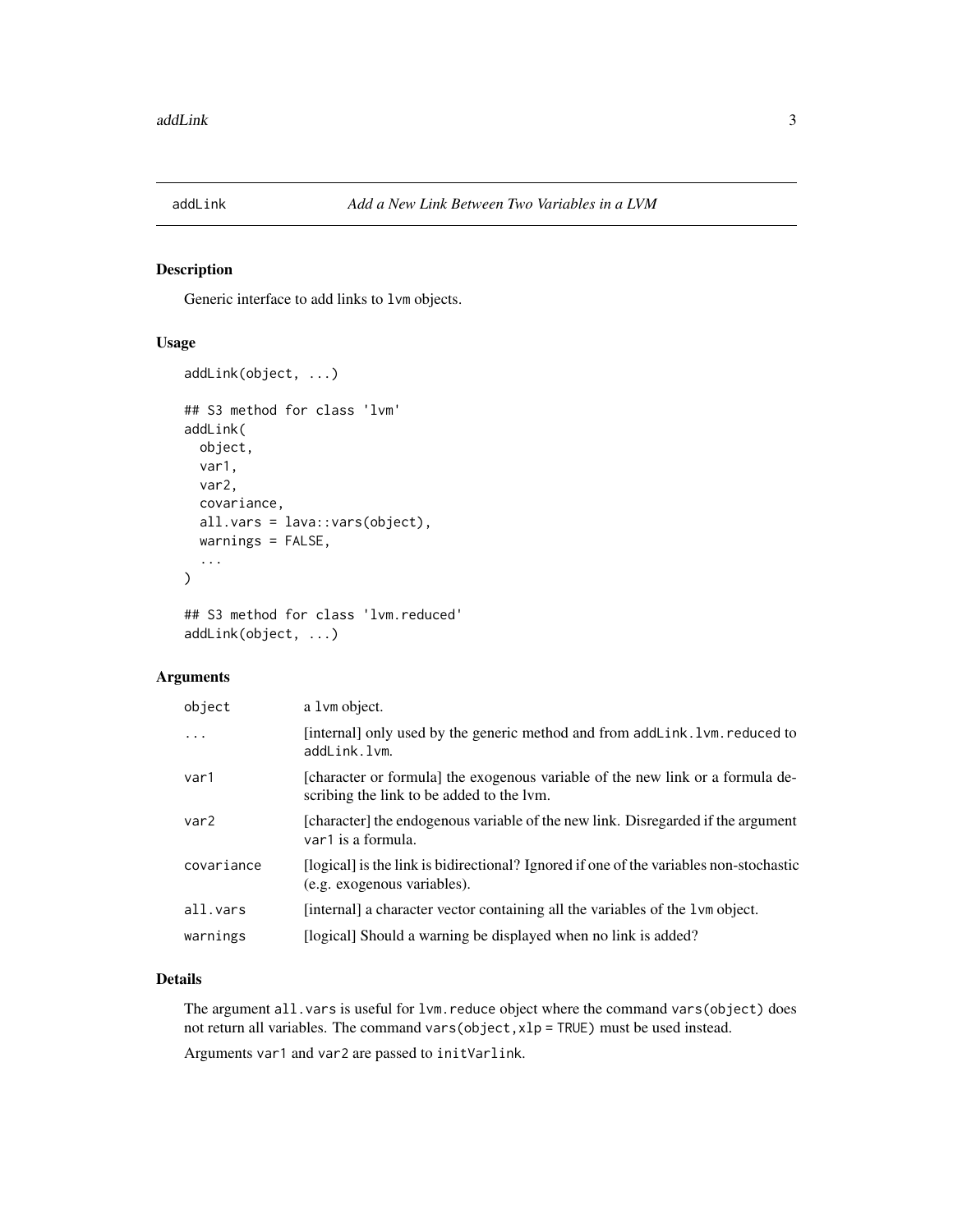# addLink — *Add a New Link Between Two Variables in a LVM*

## Description

Generic interface to add links to `lvm` objects.

## Usage

```
addLink(object, ...)

## S3 method for class 'lvm'
addLink(
  object,
  var1,
  var2,
  covariance,
  all.vars = lava::vars(object),
  warnings = FALSE,
  ...
)

## S3 method for class 'lvm.reduced'
addLink(object, ...)
```

## Arguments

| Argument | Description |
| --- | --- |
| `object` | a `lvm` object. |
| `...` | [internal] only used by the generic method and from `addLink.lvm.reduced` to `addLink.lvm`. |
| `var1` | [character or formula] the exogenous variable of the new link or a formula describing the link to be added to the lvm. |
| `var2` | [character] the endogenous variable of the new link. Disregarded if the argument `var1` is a formula. |
| `covariance` | [logical] is the link is bidirectional? Ignored if one of the variables non-stochastic (e.g. exogenous variables). |
| `all.vars` | [internal] a character vector containing all the variables of the `lvm` object. |
| `warnings` | [logical] Should a warning be displayed when no link is added? |

## Details

The argument `all.vars` is useful for `lvm.reduce` object where the command `vars(object)` does not return all variables. The command `vars(object,xlp = TRUE)` must be used instead.

Arguments `var1` and `var2` are passed to `initVarlink`.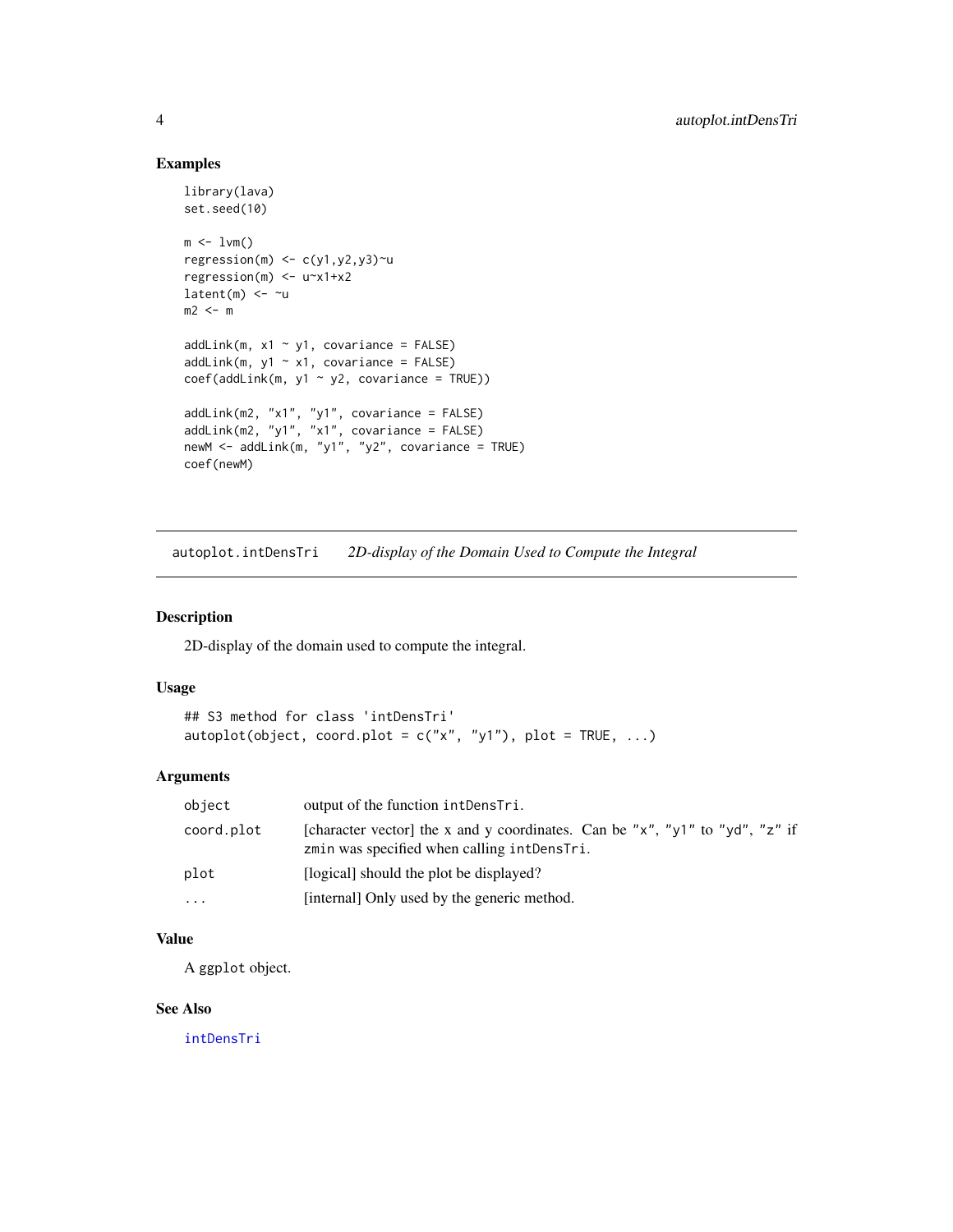## Examples

```
library(lava)
set.seed(10)

m <- lvm()
regression(m) <- c(y1,y2,y3)~u
regression(m) <- u~x1+x2
latent(m) <- ~u
m2 <- m

addLink(m, x1 ~ y1, covariance = FALSE)
addLink(m, y1 ~ x1, covariance = FALSE)
coef(addLink(m, y1 ~ y2, covariance = TRUE))

addLink(m2, "x1", "y1", covariance = FALSE)
addLink(m2, "y1", "x1", covariance = FALSE)
newM <- addLink(m, "y1", "y2", covariance = TRUE)
coef(newM)
```

---

# autoplot.intDensTri *2D-display of the Domain Used to Compute the Integral*

---

## Description

2D-display of the domain used to compute the integral.

## Usage

```
## S3 method for class 'intDensTri'
autoplot(object, coord.plot = c("x", "y1"), plot = TRUE, ...)
```

## Arguments

| | |
|---|---|
| `object` | output of the function `intDensTri`. |
| `coord.plot` | [character vector] the x and y coordinates. Can be `"x"`, `"y1"` to `"yd"`, `"z"` if `zmin` was specified when calling `intDensTri`. |
| `plot` | [logical] should the plot be displayed? |
| `...` | [internal] Only used by the generic method. |

## Value

A `ggplot` object.

## See Also

`intDensTri`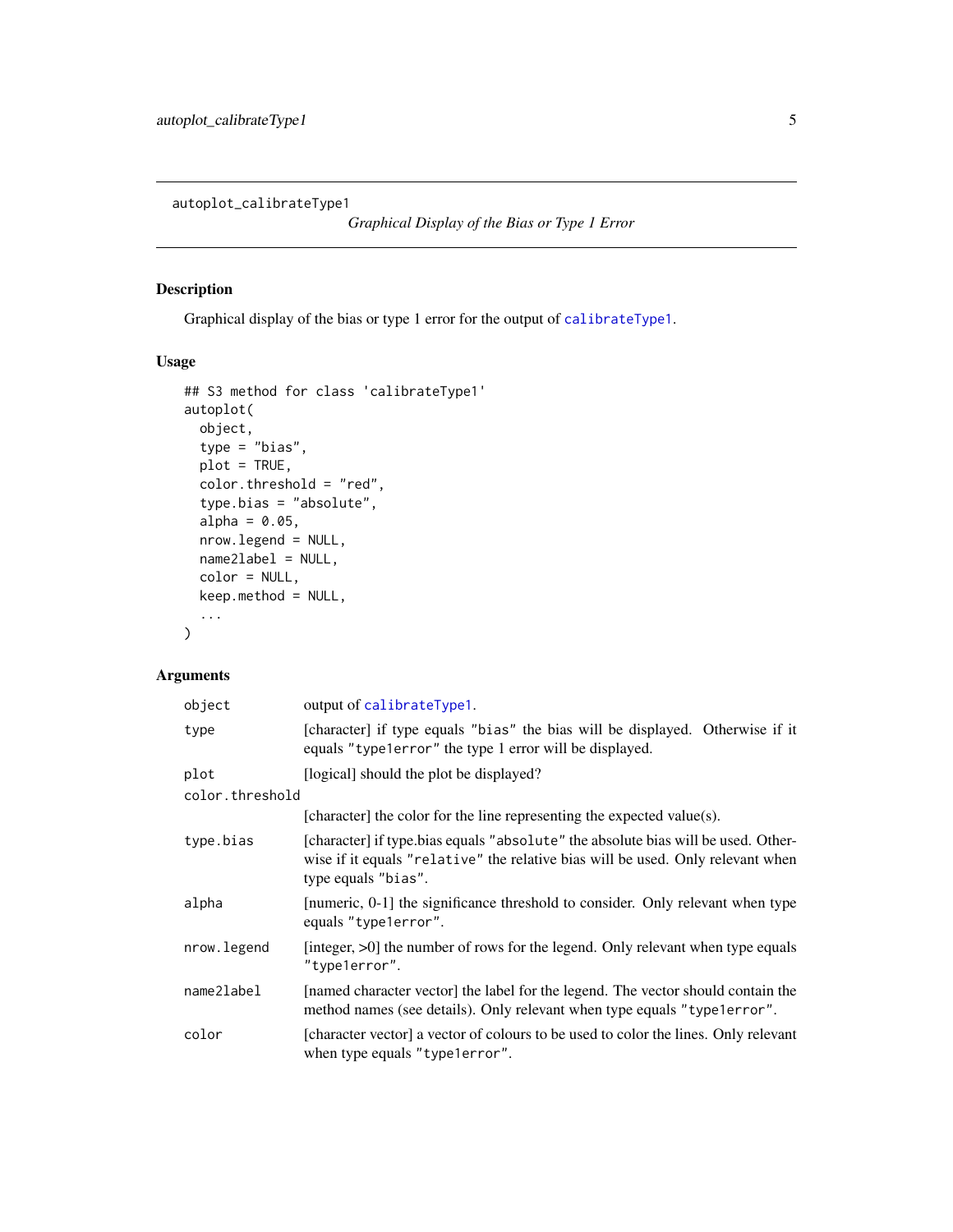autoplot_calibrateType1 *Graphical Display of the Bias or Type 1 Error*

## Description

Graphical display of the bias or type 1 error for the output of calibrateType1.

## Usage

```
## S3 method for class 'calibrateType1'
autoplot(
  object,
  type = "bias",
  plot = TRUE,
  color.threshold = "red",
  type.bias = "absolute",
  alpha = 0.05,
  nrow.legend = NULL,
  name2label = NULL,
  color = NULL,
  keep.method = NULL,
  ...
)
```

## Arguments

| | |
|---|---|
| object | output of calibrateType1. |
| type | [character] if type equals "bias" the bias will be displayed. Otherwise if it equals "type1error" the type 1 error will be displayed. |
| plot | [logical] should the plot be displayed? |
| color.threshold | [character] the color for the line representing the expected value(s). |
| type.bias | [character] if type.bias equals "absolute" the absolute bias will be used. Otherwise if it equals "relative" the relative bias will be used. Only relevant when type equals "bias". |
| alpha | [numeric, 0-1] the significance threshold to consider. Only relevant when type equals "type1error". |
| nrow.legend | [integer, >0] the number of rows for the legend. Only relevant when type equals "type1error". |
| name2label | [named character vector] the label for the legend. The vector should contain the method names (see details). Only relevant when type equals "type1error". |
| color | [character vector] a vector of colours to be used to color the lines. Only relevant when type equals "type1error". |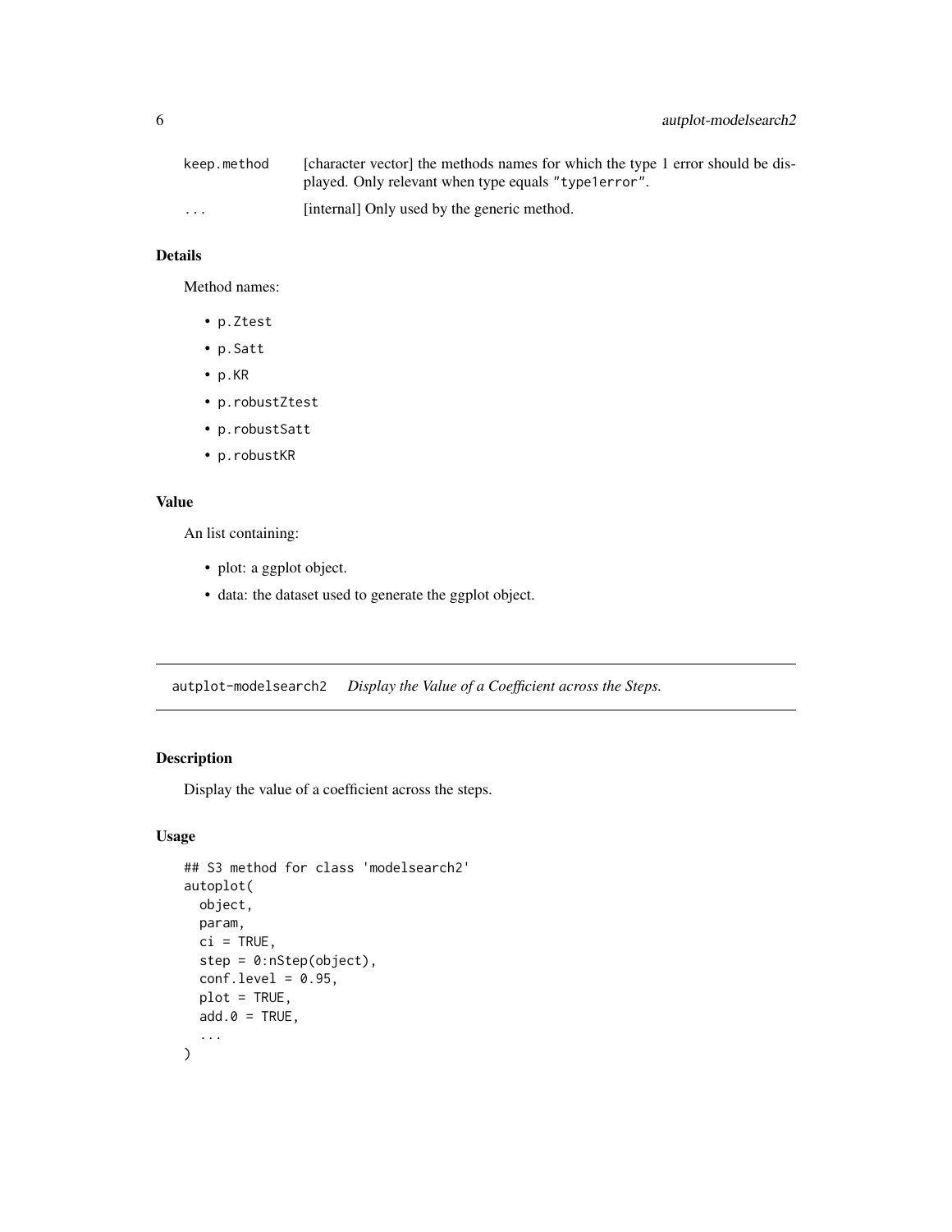| | |
|---|---|
| keep.method | [character vector] the methods names for which the type 1 error should be displayed. Only relevant when type equals "type1error". |
| ... | [internal] Only used by the generic method. |

## Details

Method names:

- p.Ztest
- p.Satt
- p.KR
- p.robustZtest
- p.robustSatt
- p.robustKR

## Value

An list containing:

- plot: a ggplot object.
- data: the dataset used to generate the ggplot object.

---

# autplot-modelsearch2 *Display the Value of a Coefficient across the Steps.*

---

## Description

Display the value of a coefficient across the steps.

## Usage

```
## S3 method for class 'modelsearch2'
autoplot(
  object,
  param,
  ci = TRUE,
  step = 0:nStep(object),
  conf.level = 0.95,
  plot = TRUE,
  add.0 = TRUE,
  ...
)
```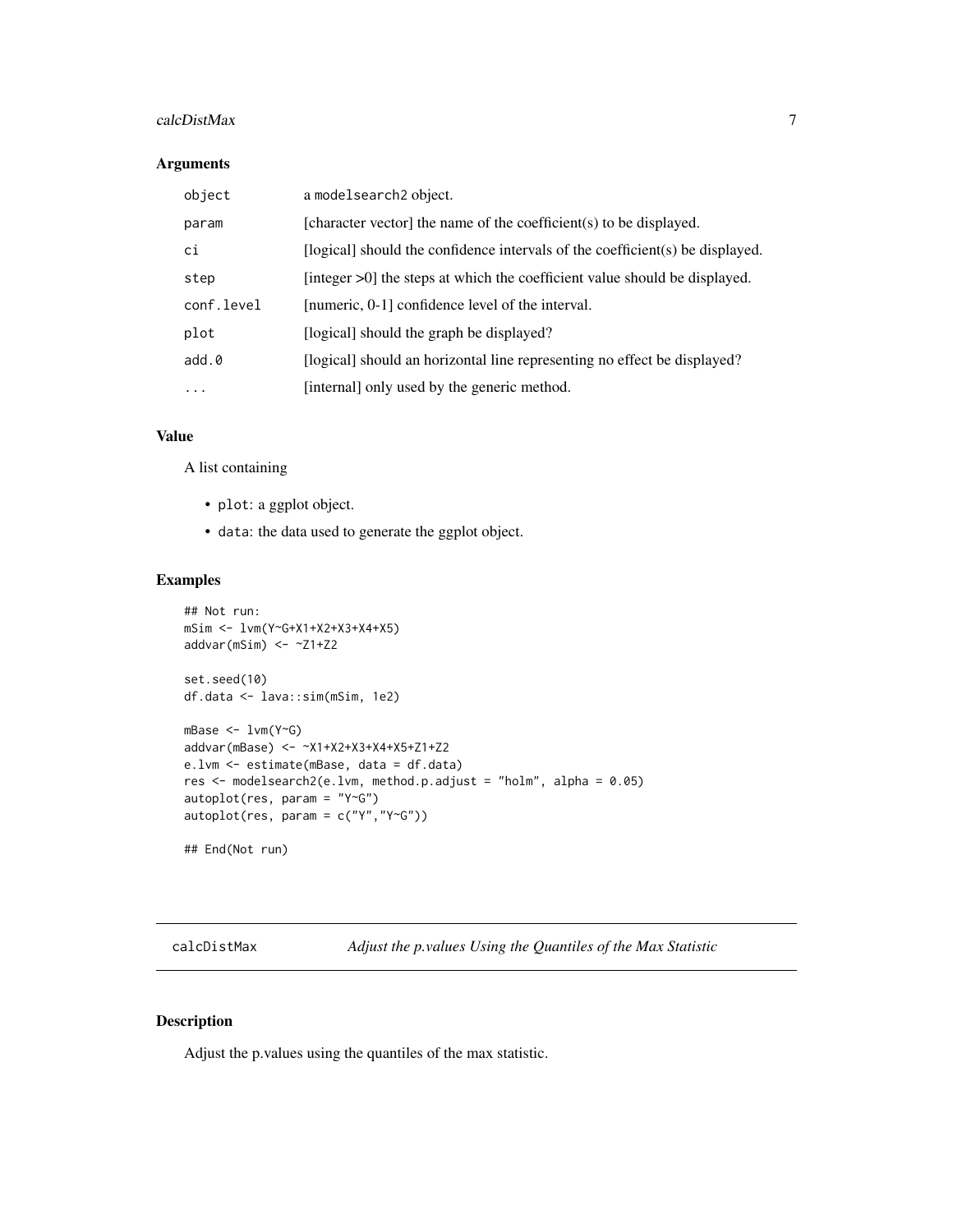## Arguments

| | |
|---|---|
| object | a modelsearch2 object. |
| param | [character vector] the name of the coefficient(s) to be displayed. |
| ci | [logical] should the confidence intervals of the coefficient(s) be displayed. |
| step | [integer >0] the steps at which the coefficient value should be displayed. |
| conf.level | [numeric, 0-1] confidence level of the interval. |
| plot | [logical] should the graph be displayed? |
| add.0 | [logical] should an horizontal line representing no effect be displayed? |
| ... | [internal] only used by the generic method. |

## Value

A list containing

- plot: a ggplot object.
- data: the data used to generate the ggplot object.

## Examples

```
## Not run:
mSim <- lvm(Y~G+X1+X2+X3+X4+X5)
addvar(mSim) <- ~Z1+Z2

set.seed(10)
df.data <- lava::sim(mSim, 1e2)

mBase <- lvm(Y~G)
addvar(mBase) <- ~X1+X2+X3+X4+X5+Z1+Z2
e.lvm <- estimate(mBase, data = df.data)
res <- modelsearch2(e.lvm, method.p.adjust = "holm", alpha = 0.05)
autoplot(res, param = "Y~G")
autoplot(res, param = c("Y","Y~G"))

## End(Not run)
```

---

# calcDistMax — *Adjust the p.values Using the Quantiles of the Max Statistic*

## Description

Adjust the p.values using the quantiles of the max statistic.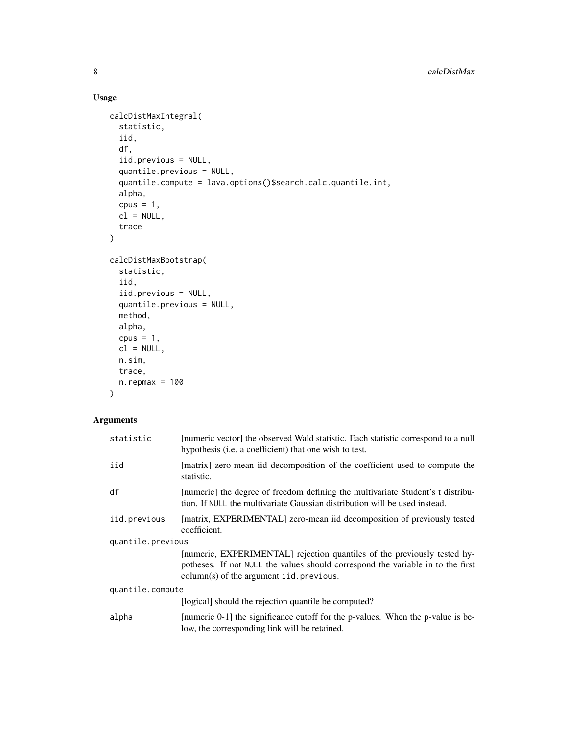## Usage

```
calcDistMaxIntegral(
  statistic,
  iid,
  df,
  iid.previous = NULL,
  quantile.previous = NULL,
  quantile.compute = lava.options()$search.calc.quantile.int,
  alpha,
  cpus = 1,
  cl = NULL,
  trace
)

calcDistMaxBootstrap(
  statistic,
  iid,
  iid.previous = NULL,
  quantile.previous = NULL,
  method,
  alpha,
  cpus = 1,
  cl = NULL,
  n.sim,
  trace,
  n.repmax = 100
)
```

## Arguments

| | |
|---|---|
| statistic | [numeric vector] the observed Wald statistic. Each statistic correspond to a null hypothesis (i.e. a coefficient) that one wish to test. |
| iid | [matrix] zero-mean iid decomposition of the coefficient used to compute the statistic. |
| df | [numeric] the degree of freedom defining the multivariate Student's t distribution. If NULL the multivariate Gaussian distribution will be used instead. |
| iid.previous | [matrix, EXPERIMENTAL] zero-mean iid decomposition of previously tested coefficient. |
| quantile.previous | [numeric, EXPERIMENTAL] rejection quantiles of the previously tested hypotheses. If not NULL the values should correspond the variable in to the first column(s) of the argument iid.previous. |
| quantile.compute | [logical] should the rejection quantile be computed? |
| alpha | [numeric 0-1] the significance cutoff for the p-values. When the p-value is below, the corresponding link will be retained. |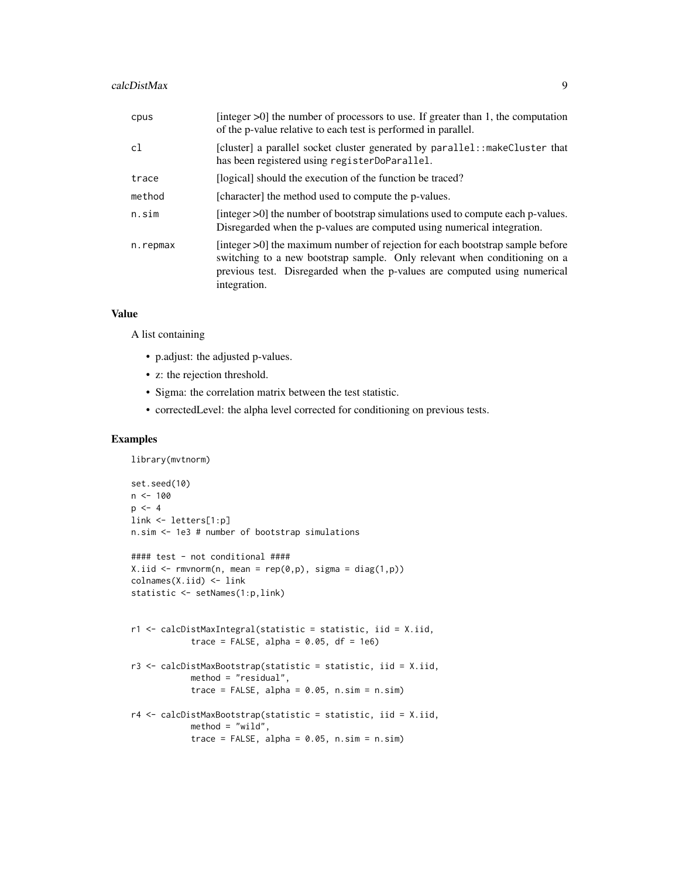| | |
|---|---|
| cpus | [integer >0] the number of processors to use. If greater than 1, the computation of the p-value relative to each test is performed in parallel. |
| cl | [cluster] a parallel socket cluster generated by `parallel::makeCluster` that has been registered using `registerDoParallel`. |
| trace | [logical] should the execution of the function be traced? |
| method | [character] the method used to compute the p-values. |
| n.sim | [integer >0] the number of bootstrap simulations used to compute each p-values. Disregarded when the p-values are computed using numerical integration. |
| n.repmax | [integer >0] the maximum number of rejection for each bootstrap sample before switching to a new bootstrap sample. Only relevant when conditioning on a previous test. Disregarded when the p-values are computed using numerical integration. |

### Value

A list containing

- p.adjust: the adjusted p-values.
- z: the rejection threshold.
- Sigma: the correlation matrix between the test statistic.
- correctedLevel: the alpha level corrected for conditioning on previous tests.

### Examples

```
library(mvtnorm)

set.seed(10)
n <- 100
p <- 4
link <- letters[1:p]
n.sim <- 1e3 # number of bootstrap simulations

#### test - not conditional ####
X.iid <- rmvnorm(n, mean = rep(0,p), sigma = diag(1,p))
colnames(X.iid) <- link
statistic <- setNames(1:p,link)


r1 <- calcDistMaxIntegral(statistic = statistic, iid = X.iid,
            trace = FALSE, alpha = 0.05, df = 1e6)

r3 <- calcDistMaxBootstrap(statistic = statistic, iid = X.iid,
            method = "residual",
            trace = FALSE, alpha = 0.05, n.sim = n.sim)

r4 <- calcDistMaxBootstrap(statistic = statistic, iid = X.iid,
            method = "wild",
            trace = FALSE, alpha = 0.05, n.sim = n.sim)
```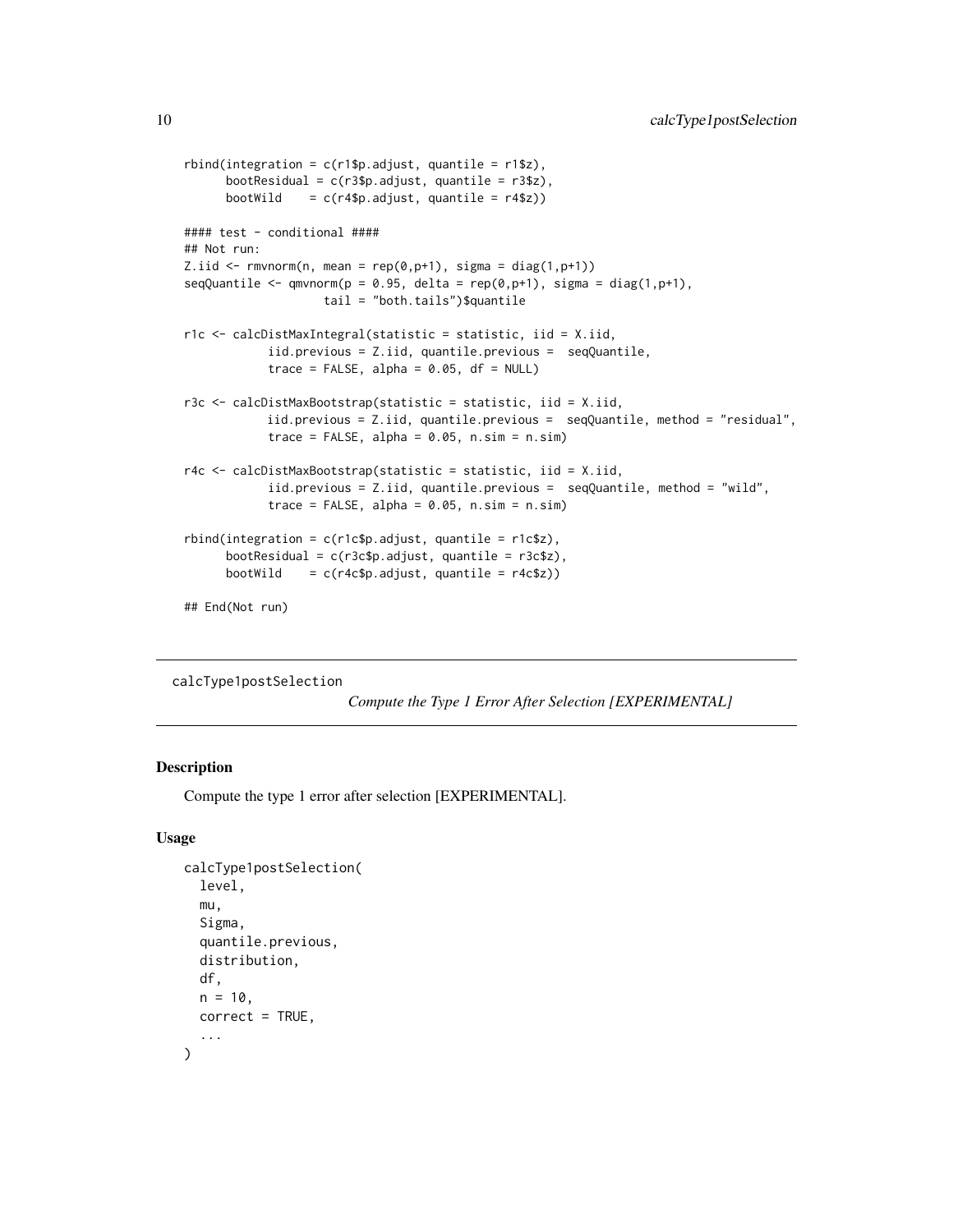```
rbind(integration = c(r1$p.adjust, quantile = r1$z),
      bootResidual = c(r3$p.adjust, quantile = r3$z),
      bootWild    = c(r4$p.adjust, quantile = r4$z))

#### test - conditional ####
## Not run:
Z.iid <- rmvnorm(n, mean = rep(0,p+1), sigma = diag(1,p+1))
seqQuantile <- qmvnorm(p = 0.95, delta = rep(0,p+1), sigma = diag(1,p+1),
                    tail = "both.tails")$quantile

r1c <- calcDistMaxIntegral(statistic = statistic, iid = X.iid,
            iid.previous = Z.iid, quantile.previous =  seqQuantile,
            trace = FALSE, alpha = 0.05, df = NULL)

r3c <- calcDistMaxBootstrap(statistic = statistic, iid = X.iid,
            iid.previous = Z.iid, quantile.previous =  seqQuantile, method = "residual",
            trace = FALSE, alpha = 0.05, n.sim = n.sim)

r4c <- calcDistMaxBootstrap(statistic = statistic, iid = X.iid,
            iid.previous = Z.iid, quantile.previous =  seqQuantile, method = "wild",
            trace = FALSE, alpha = 0.05, n.sim = n.sim)

rbind(integration = c(r1c$p.adjust, quantile = r1c$z),
      bootResidual = c(r3c$p.adjust, quantile = r3c$z),
      bootWild    = c(r4c$p.adjust, quantile = r4c$z))

## End(Not run)
```

---

calcType1postSelection *Compute the Type 1 Error After Selection [EXPERIMENTAL]*

---

### Description

Compute the type 1 error after selection [EXPERIMENTAL].

### Usage

```
calcType1postSelection(
  level,
  mu,
  Sigma,
  quantile.previous,
  distribution,
  df,
  n = 10,
  correct = TRUE,
  ...
)
```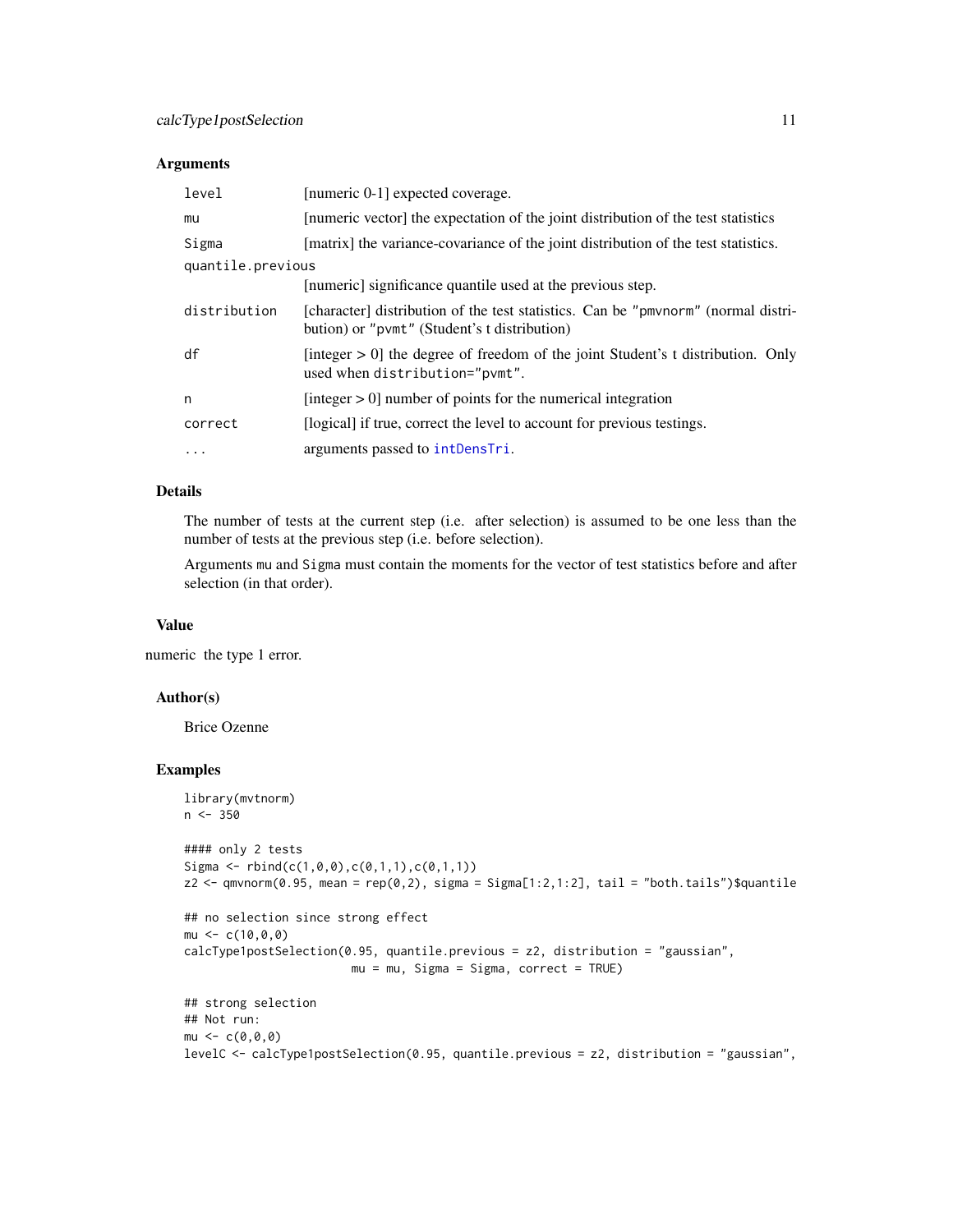### Arguments

| | |
|---|---|
| `level` | [numeric 0-1] expected coverage. |
| `mu` | [numeric vector] the expectation of the joint distribution of the test statistics |
| `Sigma` | [matrix] the variance-covariance of the joint distribution of the test statistics. |
| `quantile.previous` | [numeric] significance quantile used at the previous step. |
| `distribution` | [character] distribution of the test statistics. Can be `"pmvnorm"` (normal distribution) or `"pvmt"` (Student's t distribution) |
| `df` | [integer > 0] the degree of freedom of the joint Student's t distribution. Only used when `distribution="pvmt"`. |
| `n` | [integer > 0] number of points for the numerical integration |
| `correct` | [logical] if true, correct the level to account for previous testings. |
| `...` | arguments passed to `intDensTri`. |

### Details

The number of tests at the current step (i.e. after selection) is assumed to be one less than the number of tests at the previous step (i.e. before selection).

Arguments `mu` and `Sigma` must contain the moments for the vector of test statistics before and after selection (in that order).

### Value

numeric the type 1 error.

### Author(s)

Brice Ozenne

### Examples

```
library(mvtnorm)
n <- 350

#### only 2 tests
Sigma <- rbind(c(1,0,0),c(0,1,1),c(0,1,1))
z2 <- qmvnorm(0.95, mean = rep(0,2), sigma = Sigma[1:2,1:2], tail = "both.tails")$quantile

## no selection since strong effect
mu <- c(10,0,0)
calcType1postSelection(0.95, quantile.previous = z2, distribution = "gaussian",
                       mu = mu, Sigma = Sigma, correct = TRUE)

## strong selection
## Not run:
mu <- c(0,0,0)
levelC <- calcType1postSelection(0.95, quantile.previous = z2, distribution = "gaussian",
```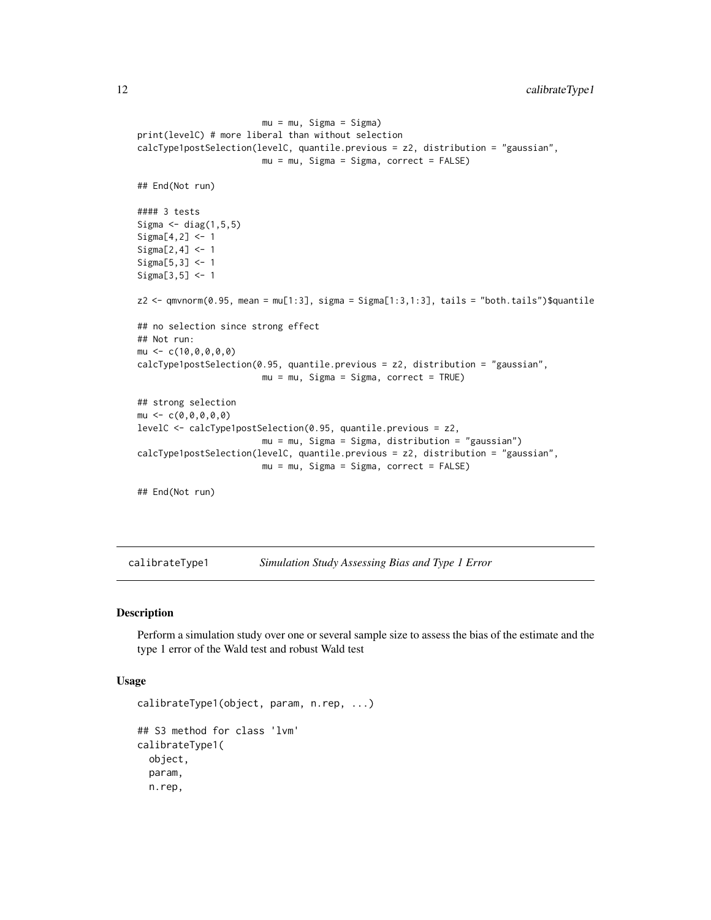```
                         mu = mu, Sigma = Sigma)
print(levelC) # more liberal than without selection
calcType1postSelection(levelC, quantile.previous = z2, distribution = "gaussian",
                         mu = mu, Sigma = Sigma, correct = FALSE)

## End(Not run)

#### 3 tests
Sigma <- diag(1,5,5)
Sigma[4,2] <- 1
Sigma[2,4] <- 1
Sigma[5,3] <- 1
Sigma[3,5] <- 1

z2 <- qmvnorm(0.95, mean = mu[1:3], sigma = Sigma[1:3,1:3], tails = "both.tails")$quantile

## no selection since strong effect
## Not run:
mu <- c(10,0,0,0,0)
calcType1postSelection(0.95, quantile.previous = z2, distribution = "gaussian",
                         mu = mu, Sigma = Sigma, correct = TRUE)

## strong selection
mu <- c(0,0,0,0,0)
levelC <- calcType1postSelection(0.95, quantile.previous = z2,
                         mu = mu, Sigma = Sigma, distribution = "gaussian")
calcType1postSelection(levelC, quantile.previous = z2, distribution = "gaussian",
                         mu = mu, Sigma = Sigma, correct = FALSE)

## End(Not run)
```

## calibrateType1 *Simulation Study Assessing Bias and Type 1 Error*

### Description

Perform a simulation study over one or several sample size to assess the bias of the estimate and the type 1 error of the Wald test and robust Wald test

### Usage

```
calibrateType1(object, param, n.rep, ...)

## S3 method for class 'lvm'
calibrateType1(
  object,
  param,
  n.rep,
```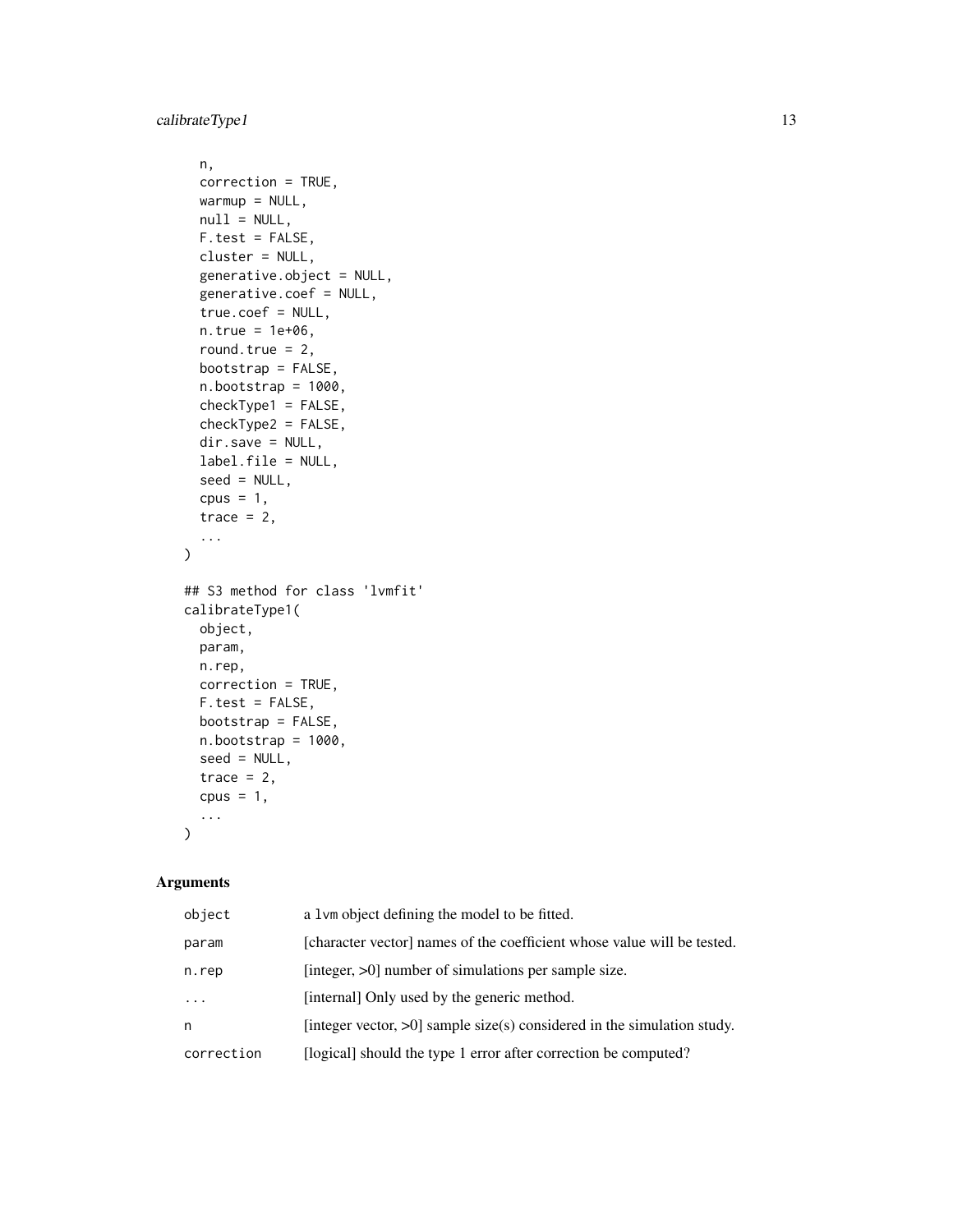```
  n,
  correction = TRUE,
  warmup = NULL,
  null = NULL,
  F.test = FALSE,
  cluster = NULL,
  generative.object = NULL,
  generative.coef = NULL,
  true.coef = NULL,
  n.true = 1e+06,
  round.true = 2,
  bootstrap = FALSE,
  n.bootstrap = 1000,
  checkType1 = FALSE,
  checkType2 = FALSE,
  dir.save = NULL,
  label.file = NULL,
  seed = NULL,
  cpus = 1,
  trace = 2,
  ...
)

## S3 method for class 'lvmfit'
calibrateType1(
  object,
  param,
  n.rep,
  correction = TRUE,
  F.test = FALSE,
  bootstrap = FALSE,
  n.bootstrap = 1000,
  seed = NULL,
  trace = 2,
  cpus = 1,
  ...
)
```

### Arguments

| | |
|---|---|
| object | a lvm object defining the model to be fitted. |
| param | [character vector] names of the coefficient whose value will be tested. |
| n.rep | [integer, >0] number of simulations per sample size. |
| ... | [internal] Only used by the generic method. |
| n | [integer vector, >0] sample size(s) considered in the simulation study. |
| correction | [logical] should the type 1 error after correction be computed? |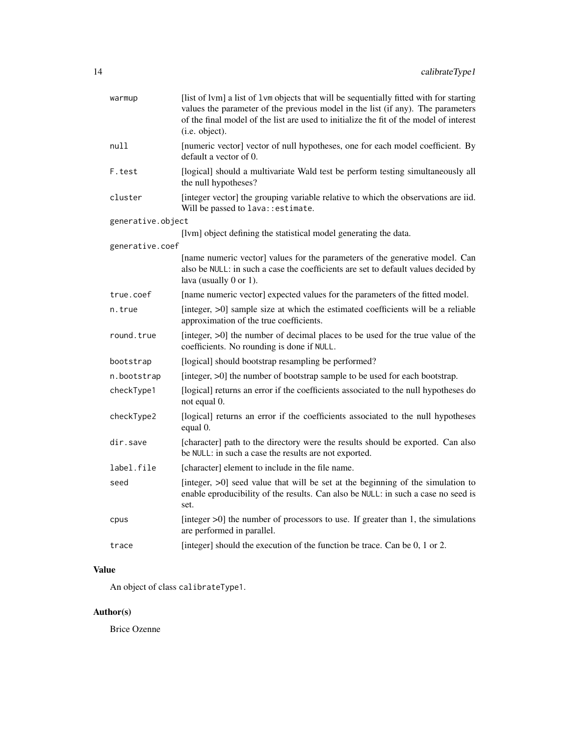| | |
|---|---|
| `warmup` | [list of lvm] a list of `lvm` objects that will be sequentially fitted with for starting values the parameter of the previous model in the list (if any). The parameters of the final model of the list are used to initialize the fit of the model of interest (i.e. object). |
| `null` | [numeric vector] vector of null hypotheses, one for each model coefficient. By default a vector of 0. |
| `F.test` | [logical] should a multivariate Wald test be perform testing simultaneously all the null hypotheses? |
| `cluster` | [integer vector] the grouping variable relative to which the observations are iid. Will be passed to `lava::estimate`. |
| `generative.object` | [lvm] object defining the statistical model generating the data. |
| `generative.coef` | [name numeric vector] values for the parameters of the generative model. Can also be `NULL`: in such a case the coefficients are set to default values decided by lava (usually 0 or 1). |
| `true.coef` | [name numeric vector] expected values for the parameters of the fitted model. |
| `n.true` | [integer, >0] sample size at which the estimated coefficients will be a reliable approximation of the true coefficients. |
| `round.true` | [integer, >0] the number of decimal places to be used for the true value of the coefficients. No rounding is done if `NULL`. |
| `bootstrap` | [logical] should bootstrap resampling be performed? |
| `n.bootstrap` | [integer, >0] the number of bootstrap sample to be used for each bootstrap. |
| `checkType1` | [logical] returns an error if the coefficients associated to the null hypotheses do not equal 0. |
| `checkType2` | [logical] returns an error if the coefficients associated to the null hypotheses equal 0. |
| `dir.save` | [character] path to the directory were the results should be exported. Can also be `NULL`: in such a case the results are not exported. |
| `label.file` | [character] element to include in the file name. |
| `seed` | [integer, >0] seed value that will be set at the beginning of the simulation to enable eproducibility of the results. Can also be `NULL`: in such a case no seed is set. |
| `cpus` | [integer >0] the number of processors to use. If greater than 1, the simulations are performed in parallel. |
| `trace` | [integer] should the execution of the function be trace. Can be 0, 1 or 2. |

## Value

An object of class `calibrateType1`.

## Author(s)

Brice Ozenne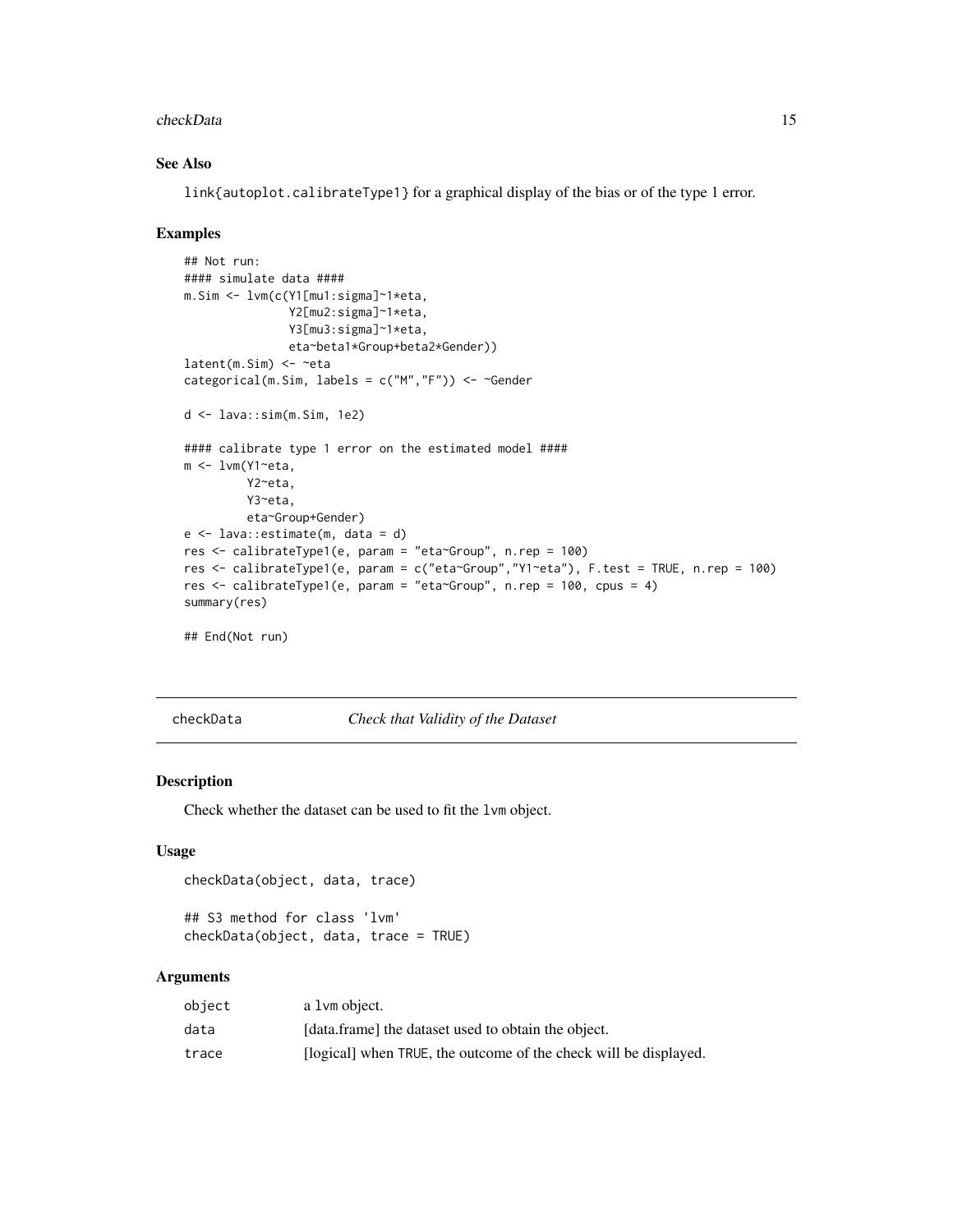## See Also

link{autoplot.calibrateType1} for a graphical display of the bias or of the type 1 error.

## Examples

```
## Not run:
#### simulate data ####
m.Sim <- lvm(c(Y1[mu1:sigma]~1*eta,
               Y2[mu2:sigma]~1*eta,
               Y3[mu3:sigma]~1*eta,
               eta~beta1*Group+beta2*Gender))
latent(m.Sim) <- ~eta
categorical(m.Sim, labels = c("M","F")) <- ~Gender

d <- lava::sim(m.Sim, 1e2)

#### calibrate type 1 error on the estimated model ####
m <- lvm(Y1~eta,
         Y2~eta,
         Y3~eta,
         eta~Group+Gender)
e <- lava::estimate(m, data = d)
res <- calibrateType1(e, param = "eta~Group", n.rep = 100)
res <- calibrateType1(e, param = c("eta~Group","Y1~eta"), F.test = TRUE, n.rep = 100)
res <- calibrateType1(e, param = "eta~Group", n.rep = 100, cpus = 4)
summary(res)

## End(Not run)
```

---

# checkData — *Check that Validity of the Dataset*

## Description

Check whether the dataset can be used to fit the `lvm` object.

## Usage

```
checkData(object, data, trace)

## S3 method for class 'lvm'
checkData(object, data, trace = TRUE)
```

## Arguments

| | |
|---|---|
| object | a `lvm` object. |
| data | [data.frame] the dataset used to obtain the object. |
| trace | [logical] when TRUE, the outcome of the check will be displayed. |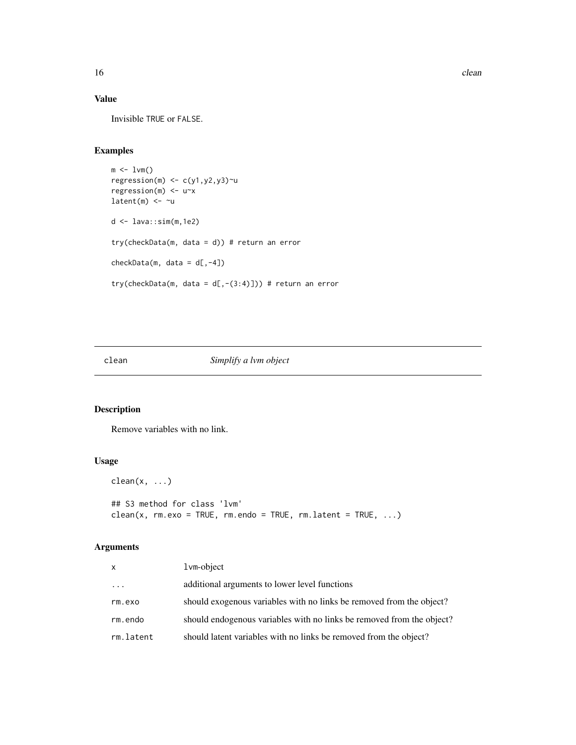## Value

Invisible TRUE or FALSE.

## Examples

```
m <- lvm()
regression(m) <- c(y1,y2,y3)~u
regression(m) <- u~x
latent(m) <- ~u

d <- lava::sim(m,1e2)

try(checkData(m, data = d)) # return an error

checkData(m, data = d[,-4])

try(checkData(m, data = d[,-(3:4)])) # return an error
```

---

# clean *Simplify a lvm object*

## Description

Remove variables with no link.

## Usage

```
clean(x, ...)

## S3 method for class 'lvm'
clean(x, rm.exo = TRUE, rm.endo = TRUE, rm.latent = TRUE, ...)
```

## Arguments

| | |
|---|---|
| x | lvm-object |
| ... | additional arguments to lower level functions |
| rm.exo | should exogenous variables with no links be removed from the object? |
| rm.endo | should endogenous variables with no links be removed from the object? |
| rm.latent | should latent variables with no links be removed from the object? |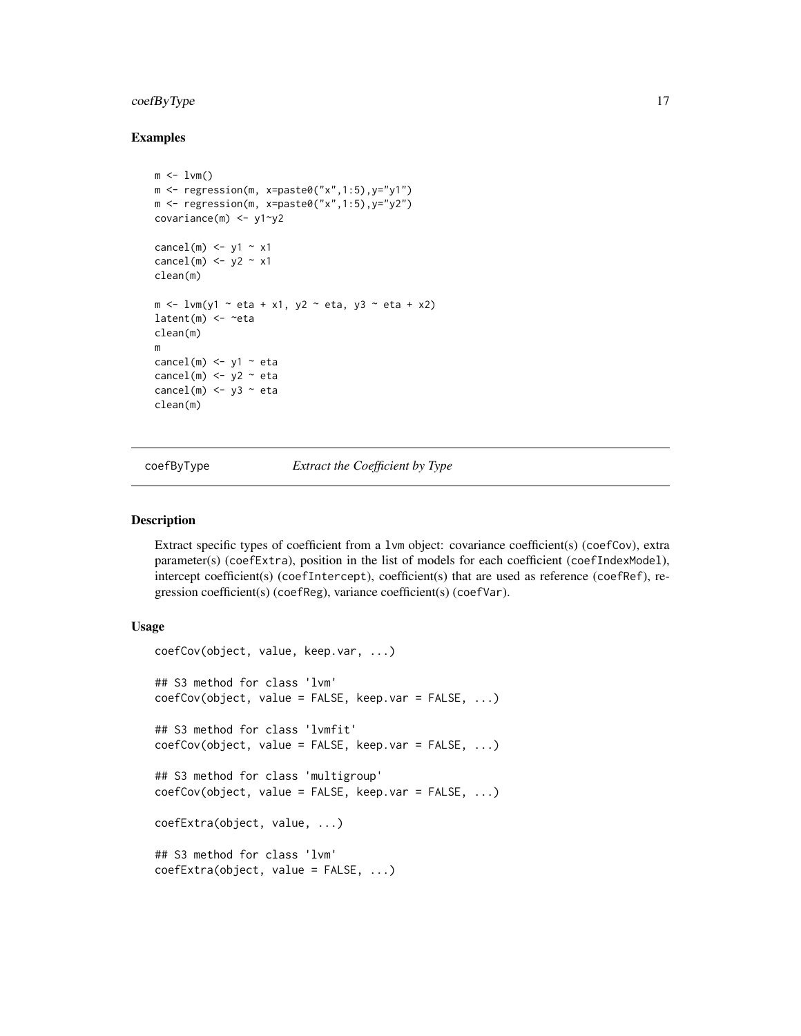## Examples

```
m <- lvm()
m <- regression(m, x=paste0("x",1:5),y="y1")
m <- regression(m, x=paste0("x",1:5),y="y2")
covariance(m) <- y1~y2

cancel(m) <- y1 ~ x1
cancel(m) <- y2 ~ x1
clean(m)

m <- lvm(y1 ~ eta + x1, y2 ~ eta, y3 ~ eta + x2)
latent(m) <- ~eta
clean(m)
m
cancel(m) <- y1 ~ eta
cancel(m) <- y2 ~ eta
cancel(m) <- y3 ~ eta
clean(m)
```

---

# coefByType — *Extract the Coefficient by Type*

## Description

Extract specific types of coefficient from a lvm object: covariance coefficient(s) (coefCov), extra parameter(s) (coefExtra), position in the list of models for each coefficient (coefIndexModel), intercept coefficient(s) (coefIntercept), coefficient(s) that are used as reference (coefRef), regression coefficient(s) (coefReg), variance coefficient(s) (coefVar).

## Usage

```
coefCov(object, value, keep.var, ...)

## S3 method for class 'lvm'
coefCov(object, value = FALSE, keep.var = FALSE, ...)

## S3 method for class 'lvmfit'
coefCov(object, value = FALSE, keep.var = FALSE, ...)

## S3 method for class 'multigroup'
coefCov(object, value = FALSE, keep.var = FALSE, ...)

coefExtra(object, value, ...)

## S3 method for class 'lvm'
coefExtra(object, value = FALSE, ...)
```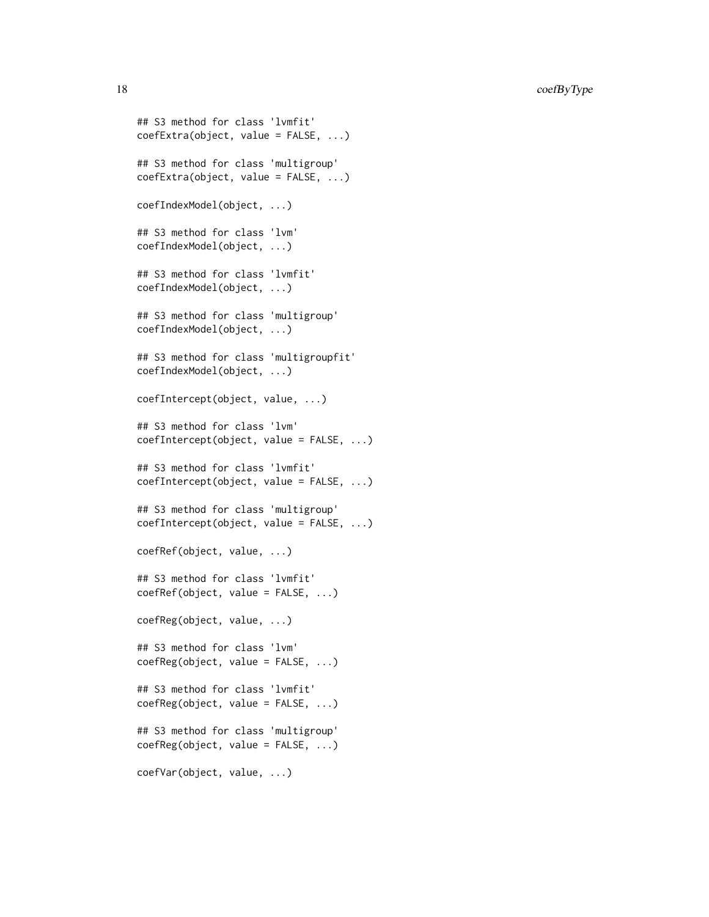```
## S3 method for class 'lvmfit'
coefExtra(object, value = FALSE, ...)

## S3 method for class 'multigroup'
coefExtra(object, value = FALSE, ...)

coefIndexModel(object, ...)

## S3 method for class 'lvm'
coefIndexModel(object, ...)

## S3 method for class 'lvmfit'
coefIndexModel(object, ...)

## S3 method for class 'multigroup'
coefIndexModel(object, ...)

## S3 method for class 'multigroupfit'
coefIndexModel(object, ...)

coefIntercept(object, value, ...)

## S3 method for class 'lvm'
coefIntercept(object, value = FALSE, ...)

## S3 method for class 'lvmfit'
coefIntercept(object, value = FALSE, ...)

## S3 method for class 'multigroup'
coefIntercept(object, value = FALSE, ...)

coefRef(object, value, ...)

## S3 method for class 'lvmfit'
coefRef(object, value = FALSE, ...)

coefReg(object, value, ...)

## S3 method for class 'lvm'
coefReg(object, value = FALSE, ...)

## S3 method for class 'lvmfit'
coefReg(object, value = FALSE, ...)

## S3 method for class 'multigroup'
coefReg(object, value = FALSE, ...)

coefVar(object, value, ...)
```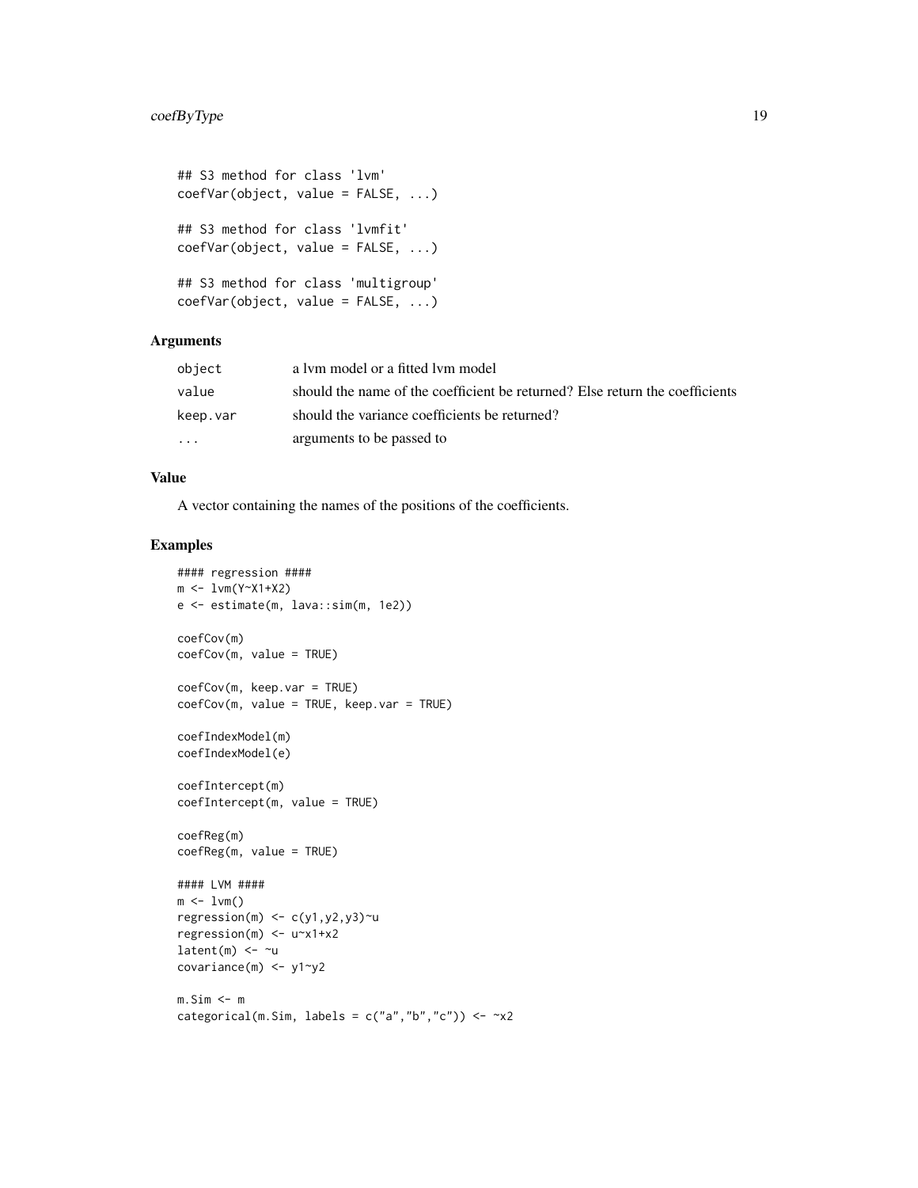```
## S3 method for class 'lvm'
coefVar(object, value = FALSE, ...)

## S3 method for class 'lvmfit'
coefVar(object, value = FALSE, ...)

## S3 method for class 'multigroup'
coefVar(object, value = FALSE, ...)
```

### Arguments

| | |
|---|---|
| `object` | a lvm model or a fitted lvm model |
| `value` | should the name of the coefficient be returned? Else return the coefficients |
| `keep.var` | should the variance coefficients be returned? |
| `...` | arguments to be passed to |

### Value

A vector containing the names of the positions of the coefficients.

### Examples

```
#### regression ####
m <- lvm(Y~X1+X2)
e <- estimate(m, lava::sim(m, 1e2))

coefCov(m)
coefCov(m, value = TRUE)

coefCov(m, keep.var = TRUE)
coefCov(m, value = TRUE, keep.var = TRUE)

coefIndexModel(m)
coefIndexModel(e)

coefIntercept(m)
coefIntercept(m, value = TRUE)

coefReg(m)
coefReg(m, value = TRUE)

#### LVM ####
m <- lvm()
regression(m) <- c(y1,y2,y3)~u
regression(m) <- u~x1+x2
latent(m) <- ~u
covariance(m) <- y1~y2

m.Sim <- m
categorical(m.Sim, labels = c("a","b","c")) <- ~x2
```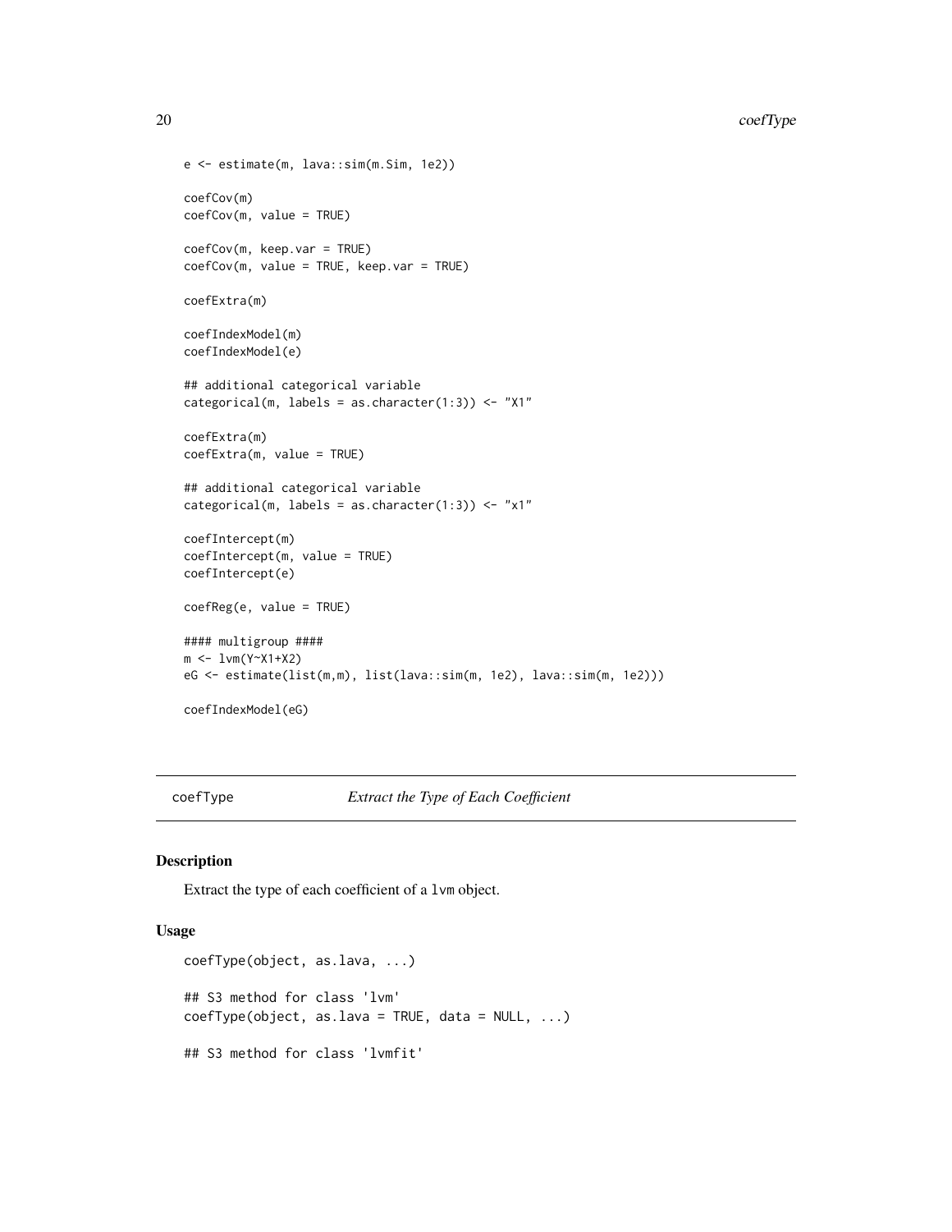```
e <- estimate(m, lava::sim(m.Sim, 1e2))

coefCov(m)
coefCov(m, value = TRUE)

coefCov(m, keep.var = TRUE)
coefCov(m, value = TRUE, keep.var = TRUE)

coefExtra(m)

coefIndexModel(m)
coefIndexModel(e)

## additional categorical variable
categorical(m, labels = as.character(1:3)) <- "X1"

coefExtra(m)
coefExtra(m, value = TRUE)

## additional categorical variable
categorical(m, labels = as.character(1:3)) <- "x1"

coefIntercept(m)
coefIntercept(m, value = TRUE)
coefIntercept(e)

coefReg(e, value = TRUE)

#### multigroup ####
m <- lvm(Y~X1+X2)
eG <- estimate(list(m,m), list(lava::sim(m, 1e2), lava::sim(m, 1e2)))

coefIndexModel(eG)
```

## coefType — *Extract the Type of Each Coefficient*

### Description

Extract the type of each coefficient of a lvm object.

### Usage

```
coefType(object, as.lava, ...)

## S3 method for class 'lvm'
coefType(object, as.lava = TRUE, data = NULL, ...)

## S3 method for class 'lvmfit'
```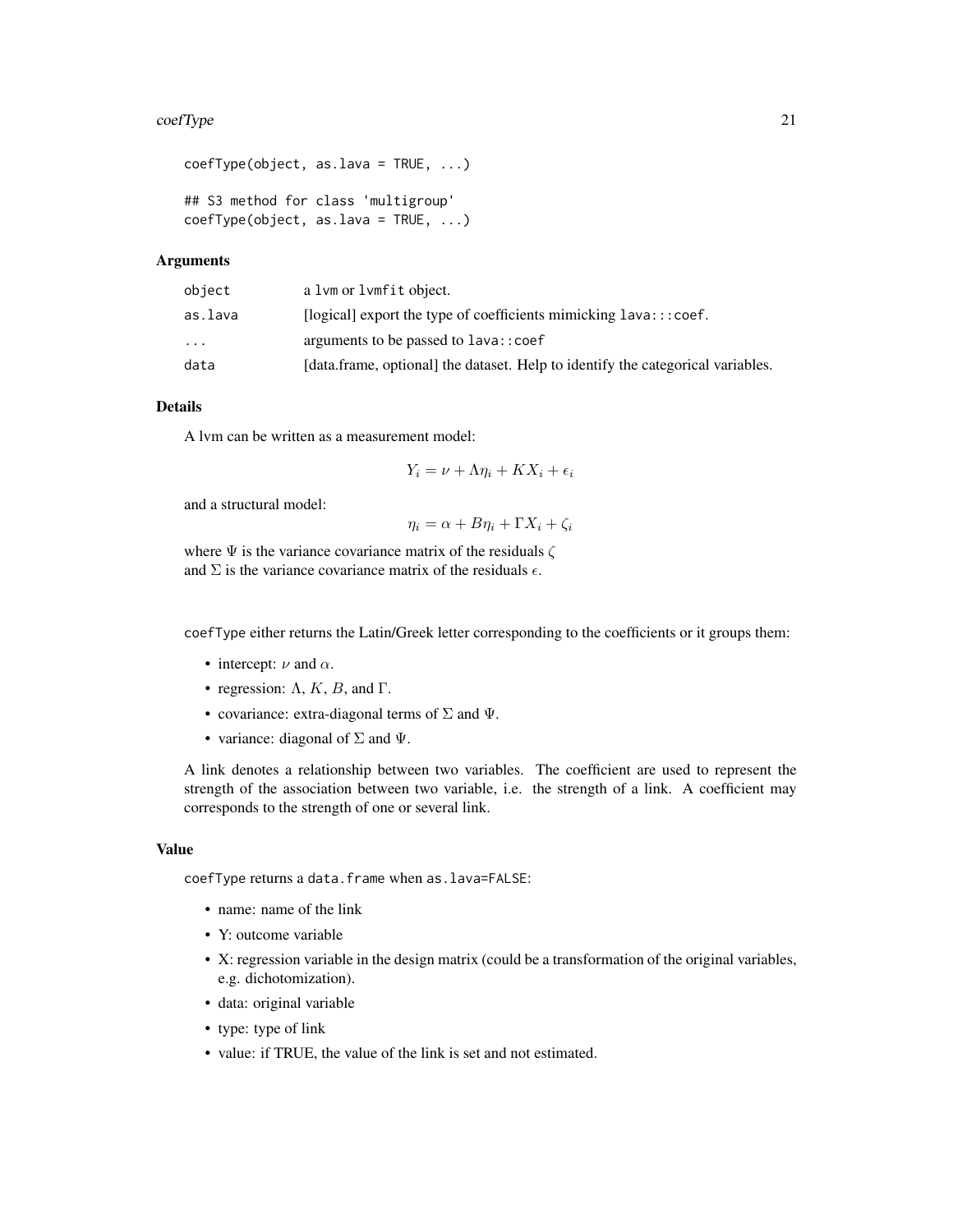```
coefType(object, as.lava = TRUE, ...)

## S3 method for class 'multigroup'
coefType(object, as.lava = TRUE, ...)
```

### Arguments

| | |
|---|---|
| `object` | a `lvm` or `lvmfit` object. |
| `as.lava` | [logical] export the type of coefficients mimicking `lava:::coef`. |
| `...` | arguments to be passed to `lava::coef` |
| `data` | [data.frame, optional] the dataset. Help to identify the categorical variables. |

### Details

A lvm can be written as a measurement model:

$$Y_i = \nu + \Lambda \eta_i + K X_i + \epsilon_i$$

and a structural model:

$$\eta_i = \alpha + B \eta_i + \Gamma X_i + \zeta_i$$

where $\Psi$ is the variance covariance matrix of the residuals $\zeta$
and $\Sigma$ is the variance covariance matrix of the residuals $\epsilon$.

`coefType` either returns the Latin/Greek letter corresponding to the coefficients or it groups them:

- intercept: $\nu$ and $\alpha$.
- regression: $\Lambda$, $K$, $B$, and $\Gamma$.
- covariance: extra-diagonal terms of $\Sigma$ and $\Psi$.
- variance: diagonal of $\Sigma$ and $\Psi$.

A link denotes a relationship between two variables. The coefficient are used to represent the strength of the association between two variable, i.e. the strength of a link. A coefficient may corresponds to the strength of one or several link.

### Value

`coefType` returns a `data.frame` when `as.lava=FALSE`:

- name: name of the link
- Y: outcome variable
- X: regression variable in the design matrix (could be a transformation of the original variables, e.g. dichotomization).
- data: original variable
- type: type of link
- value: if TRUE, the value of the link is set and not estimated.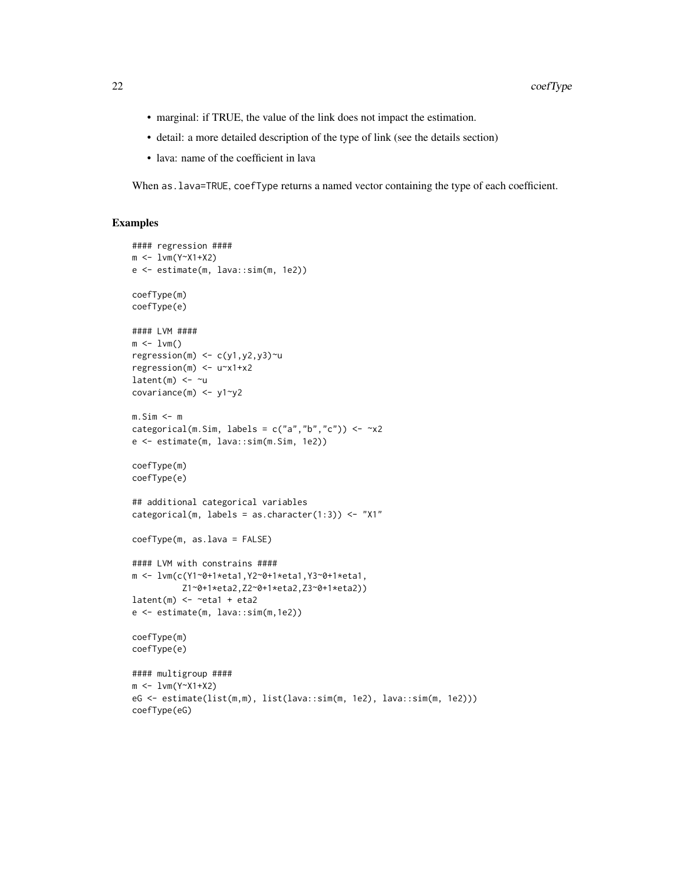- marginal: if TRUE, the value of the link does not impact the estimation.
- detail: a more detailed description of the type of link (see the details section)
- lava: name of the coefficient in lava

When `as.lava=TRUE`, `coefType` returns a named vector containing the type of each coefficient.

## Examples

```
#### regression ####
m <- lvm(Y~X1+X2)
e <- estimate(m, lava::sim(m, 1e2))

coefType(m)
coefType(e)

#### LVM ####
m <- lvm()
regression(m) <- c(y1,y2,y3)~u
regression(m) <- u~x1+x2
latent(m) <- ~u
covariance(m) <- y1~y2

m.Sim <- m
categorical(m.Sim, labels = c("a","b","c")) <- ~x2
e <- estimate(m, lava::sim(m.Sim, 1e2))

coefType(m)
coefType(e)

## additional categorical variables
categorical(m, labels = as.character(1:3)) <- "X1"

coefType(m, as.lava = FALSE)

#### LVM with constrains ####
m <- lvm(c(Y1~0+1*eta1,Y2~0+1*eta1,Y3~0+1*eta1,
          Z1~0+1*eta2,Z2~0+1*eta2,Z3~0+1*eta2))
latent(m) <- ~eta1 + eta2
e <- estimate(m, lava::sim(m,1e2))

coefType(m)
coefType(e)

#### multigroup ####
m <- lvm(Y~X1+X2)
eG <- estimate(list(m,m), list(lava::sim(m, 1e2), lava::sim(m, 1e2)))
coefType(eG)
```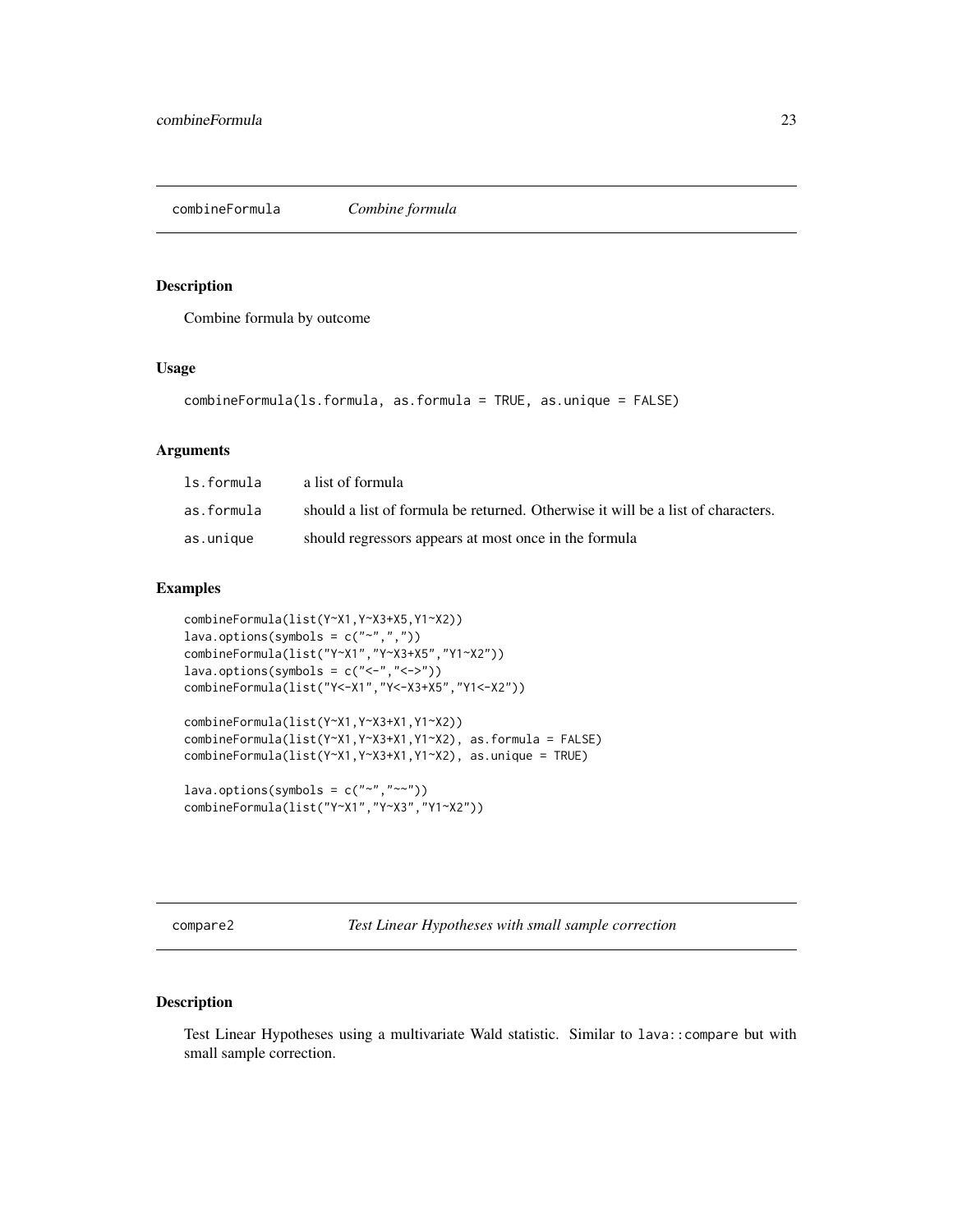## combineFormula *Combine formula*

### Description

Combine formula by outcome

### Usage

```
combineFormula(ls.formula, as.formula = TRUE, as.unique = FALSE)
```

### Arguments

| | |
|---|---|
| ls.formula | a list of formula |
| as.formula | should a list of formula be returned. Otherwise it will be a list of characters. |
| as.unique | should regressors appears at most once in the formula |

### Examples

```
combineFormula(list(Y~X1,Y~X3+X5,Y1~X2))
lava.options(symbols = c("~",","))
combineFormula(list("Y~X1","Y~X3+X5","Y1~X2"))
lava.options(symbols = c("<-","<->"))
combineFormula(list("Y<-X1","Y<-X3+X5","Y1<-X2"))

combineFormula(list(Y~X1,Y~X3+X1,Y1~X2))
combineFormula(list(Y~X1,Y~X3+X1,Y1~X2), as.formula = FALSE)
combineFormula(list(Y~X1,Y~X3+X1,Y1~X2), as.unique = TRUE)

lava.options(symbols = c("~","~~"))
combineFormula(list("Y~X1","Y~X3","Y1~X2"))
```

## compare2 *Test Linear Hypotheses with small sample correction*

### Description

Test Linear Hypotheses using a multivariate Wald statistic. Similar to `lava::compare` but with small sample correction.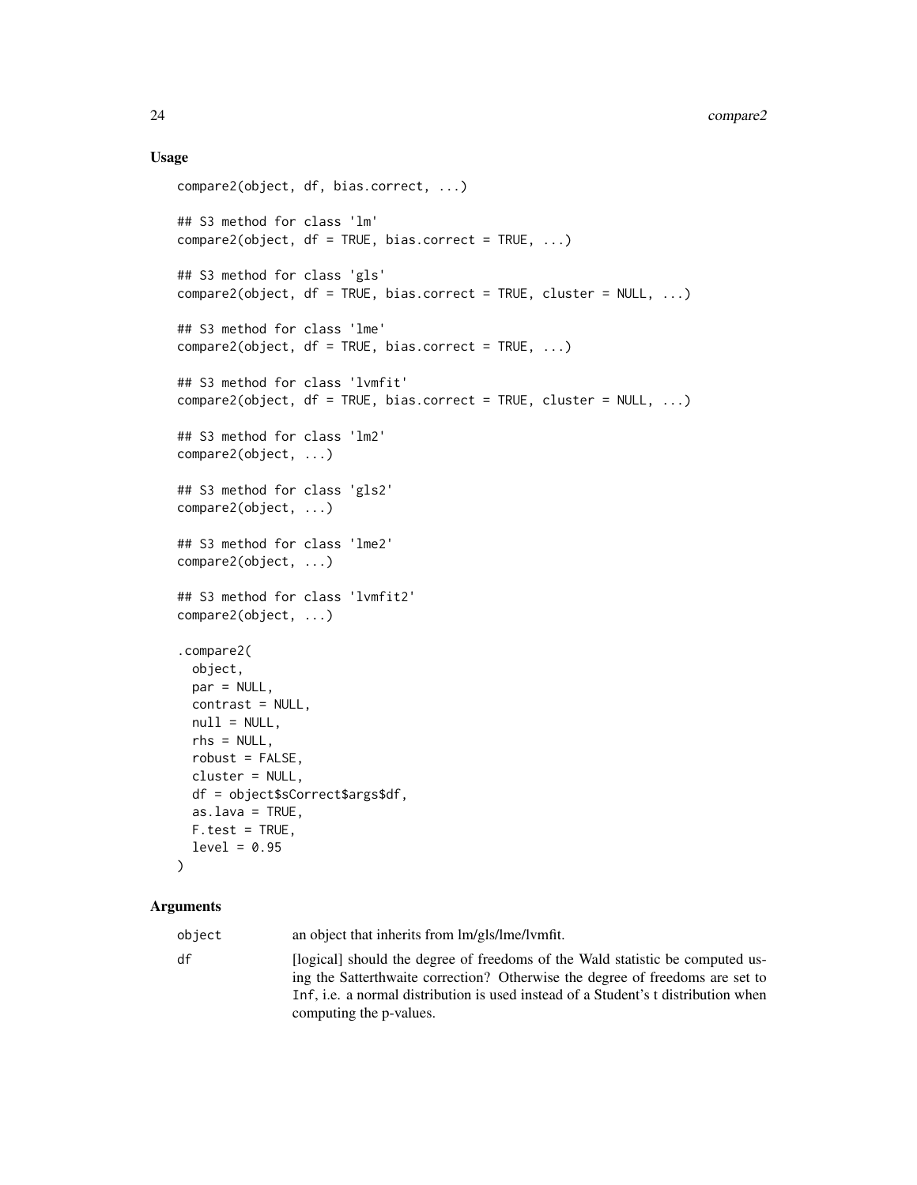## Usage

```
compare2(object, df, bias.correct, ...)

## S3 method for class 'lm'
compare2(object, df = TRUE, bias.correct = TRUE, ...)

## S3 method for class 'gls'
compare2(object, df = TRUE, bias.correct = TRUE, cluster = NULL, ...)

## S3 method for class 'lme'
compare2(object, df = TRUE, bias.correct = TRUE, ...)

## S3 method for class 'lvmfit'
compare2(object, df = TRUE, bias.correct = TRUE, cluster = NULL, ...)

## S3 method for class 'lm2'
compare2(object, ...)

## S3 method for class 'gls2'
compare2(object, ...)

## S3 method for class 'lme2'
compare2(object, ...)

## S3 method for class 'lvmfit2'
compare2(object, ...)

.compare2(
  object,
  par = NULL,
  contrast = NULL,
  null = NULL,
  rhs = NULL,
  robust = FALSE,
  cluster = NULL,
  df = object$sCorrect$args$df,
  as.lava = TRUE,
  F.test = TRUE,
  level = 0.95
)
```

## Arguments

| | |
|---|---|
| `object` | an object that inherits from lm/gls/lme/lvmfit. |
| `df` | [logical] should the degree of freedoms of the Wald statistic be computed using the Satterthwaite correction? Otherwise the degree of freedoms are set to `Inf`, i.e. a normal distribution is used instead of a Student's t distribution when computing the p-values. |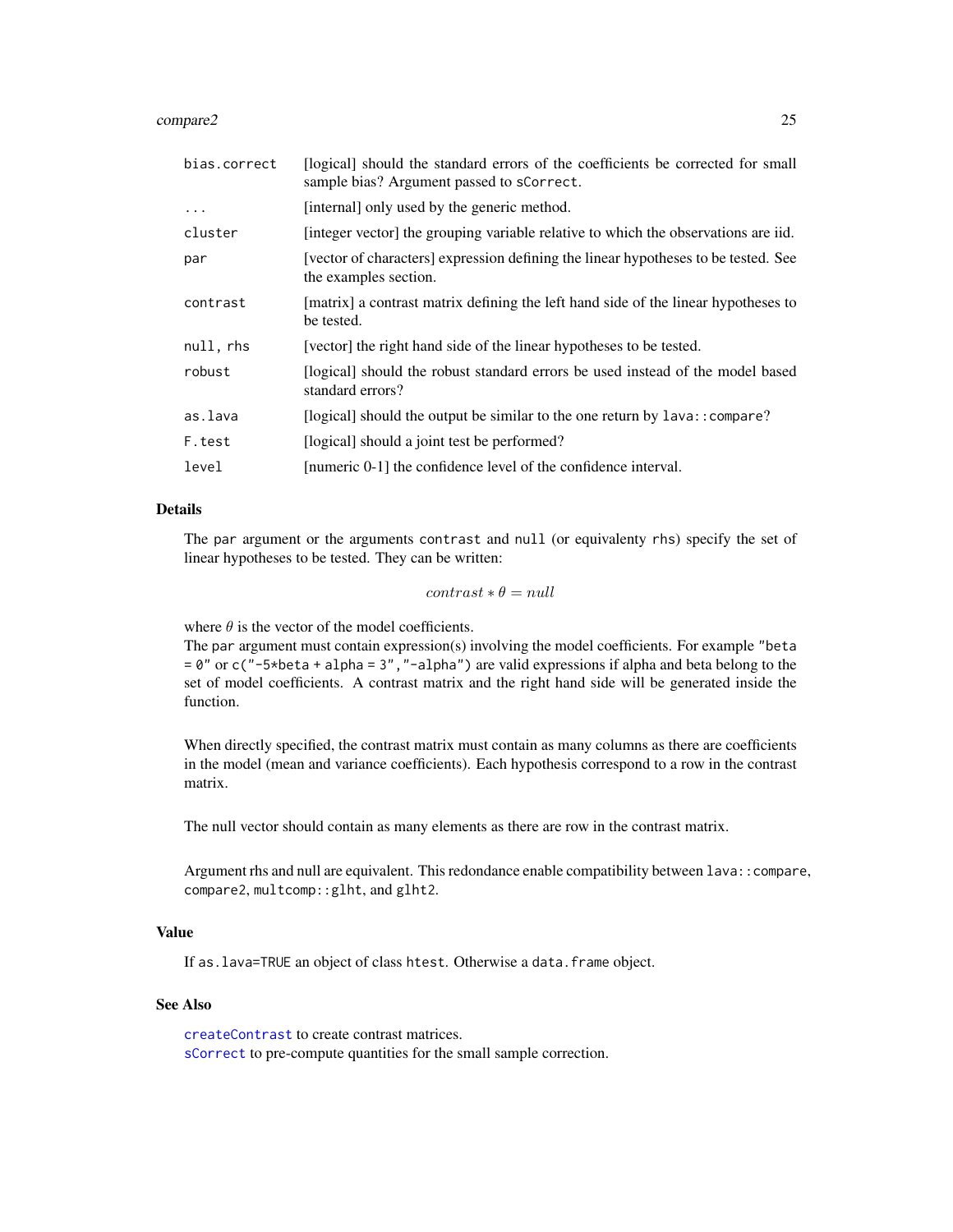| | |
|---|---|
| `bias.correct` | [logical] should the standard errors of the coefficients be corrected for small sample bias? Argument passed to `sCorrect`. |
| `...` | [internal] only used by the generic method. |
| `cluster` | [integer vector] the grouping variable relative to which the observations are iid. |
| `par` | [vector of characters] expression defining the linear hypotheses to be tested. See the examples section. |
| `contrast` | [matrix] a contrast matrix defining the left hand side of the linear hypotheses to be tested. |
| `null, rhs` | [vector] the right hand side of the linear hypotheses to be tested. |
| `robust` | [logical] should the robust standard errors be used instead of the model based standard errors? |
| `as.lava` | [logical] should the output be similar to the one return by `lava::compare`? |
| `F.test` | [logical] should a joint test be performed? |
| `level` | [numeric 0-1] the confidence level of the confidence interval. |

### Details

The `par` argument or the arguments `contrast` and `null` (or equivalenty `rhs`) specify the set of linear hypotheses to be tested. They can be written:

$$contrast * \theta = null$$

where $\theta$ is the vector of the model coefficients.
The `par` argument must contain expression(s) involving the model coefficients. For example `"beta = 0"` or `c("-5*beta + alpha = 3","-alpha")` are valid expressions if alpha and beta belong to the set of model coefficients. A contrast matrix and the right hand side will be generated inside the function.

When directly specified, the contrast matrix must contain as many columns as there are coefficients in the model (mean and variance coefficients). Each hypothesis correspond to a row in the contrast matrix.

The null vector should contain as many elements as there are row in the contrast matrix.

Argument rhs and null are equivalent. This redondance enable compatibility between `lava::compare`, `compare2`, `multcomp::glht`, and `glht2`.

### Value

If `as.lava=TRUE` an object of class `htest`. Otherwise a `data.frame` object.

### See Also

`createContrast` to create contrast matrices.
`sCorrect` to pre-compute quantities for the small sample correction.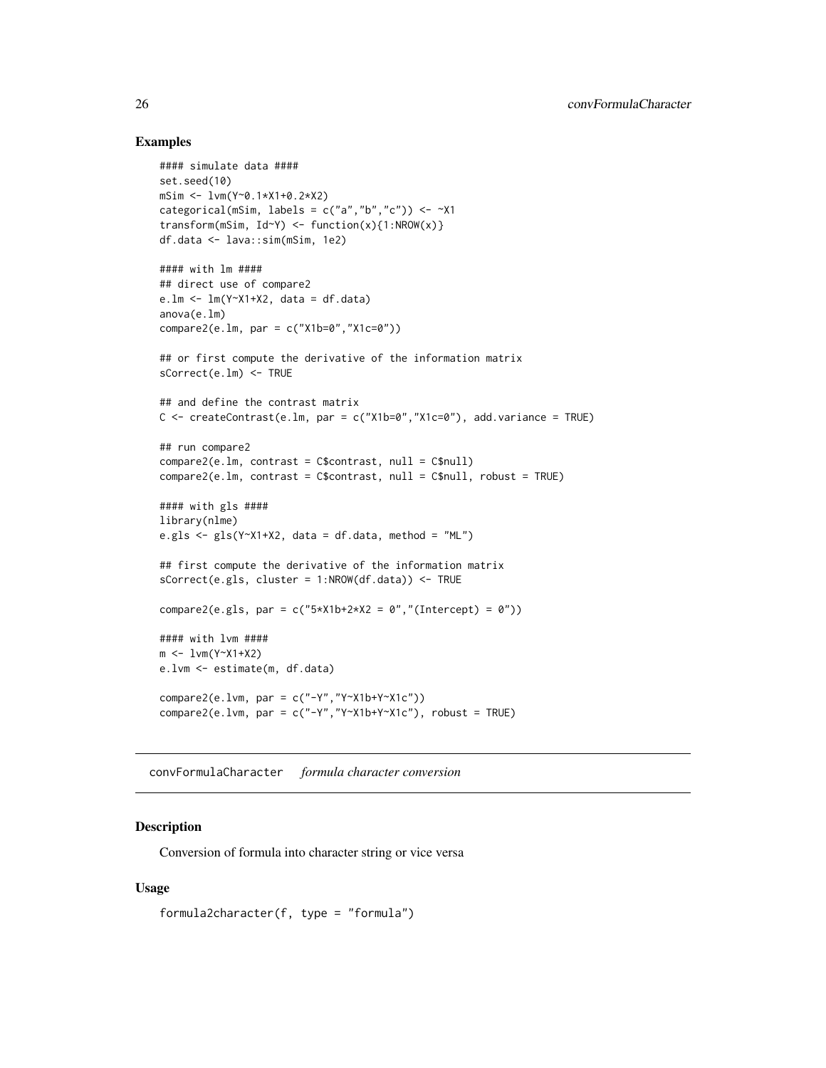## Examples

```
#### simulate data ####
set.seed(10)
mSim <- lvm(Y~0.1*X1+0.2*X2)
categorical(mSim, labels = c("a","b","c")) <- ~X1
transform(mSim, Id~Y) <- function(x){1:NROW(x)}
df.data <- lava::sim(mSim, 1e2)

#### with lm ####
## direct use of compare2
e.lm <- lm(Y~X1+X2, data = df.data)
anova(e.lm)
compare2(e.lm, par = c("X1b=0","X1c=0"))

## or first compute the derivative of the information matrix
sCorrect(e.lm) <- TRUE

## and define the contrast matrix
C <- createContrast(e.lm, par = c("X1b=0","X1c=0"), add.variance = TRUE)

## run compare2
compare2(e.lm, contrast = C$contrast, null = C$null)
compare2(e.lm, contrast = C$contrast, null = C$null, robust = TRUE)

#### with gls ####
library(nlme)
e.gls <- gls(Y~X1+X2, data = df.data, method = "ML")

## first compute the derivative of the information matrix
sCorrect(e.gls, cluster = 1:NROW(df.data)) <- TRUE

compare2(e.gls, par = c("5*X1b+2*X2 = 0","(Intercept) = 0"))

#### with lvm ####
m <- lvm(Y~X1+X2)
e.lvm <- estimate(m, df.data)

compare2(e.lvm, par = c("-Y","Y~X1b+Y~X1c"))
compare2(e.lvm, par = c("-Y","Y~X1b+Y~X1c"), robust = TRUE)
```

---

# convFormulaCharacter *formula character conversion*

## Description

Conversion of formula into character string or vice versa

## Usage

```
formula2character(f, type = "formula")
```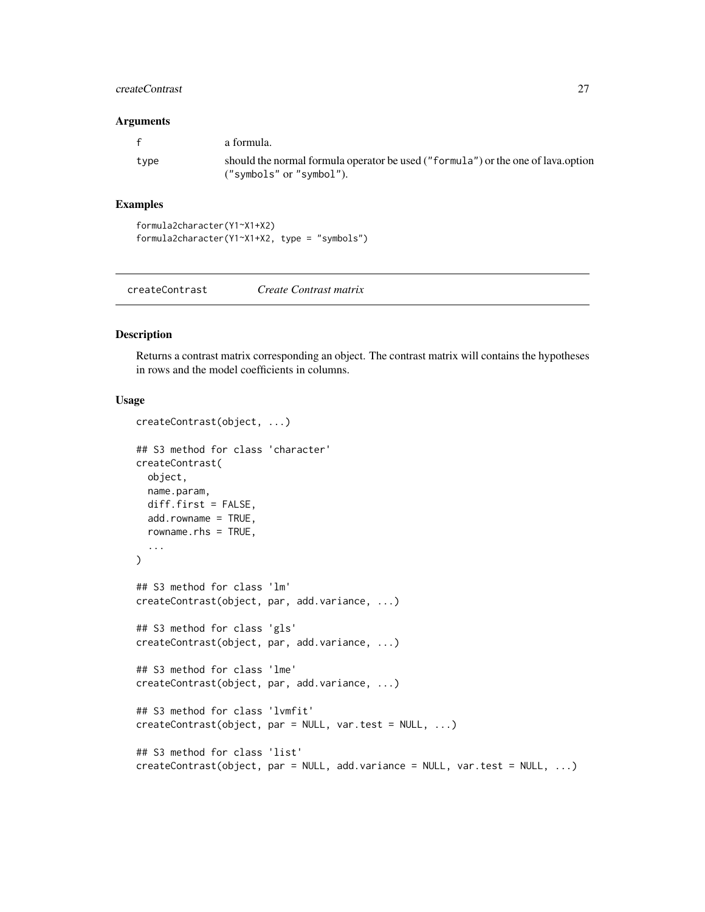### Arguments

| | |
|---|---|
| f | a formula. |
| type | should the normal formula operator be used ("formula") or the one of lava.option ("symbols" or "symbol"). |

### Examples

```
formula2character(Y1~X1+X2)
formula2character(Y1~X1+X2, type = "symbols")
```

---

## createContrast *Create Contrast matrix*

### Description

Returns a contrast matrix corresponding an object. The contrast matrix will contains the hypotheses in rows and the model coefficients in columns.

### Usage

```
createContrast(object, ...)

## S3 method for class 'character'
createContrast(
  object,
  name.param,
  diff.first = FALSE,
  add.rowname = TRUE,
  rowname.rhs = TRUE,
  ...
)

## S3 method for class 'lm'
createContrast(object, par, add.variance, ...)

## S3 method for class 'gls'
createContrast(object, par, add.variance, ...)

## S3 method for class 'lme'
createContrast(object, par, add.variance, ...)

## S3 method for class 'lvmfit'
createContrast(object, par = NULL, var.test = NULL, ...)

## S3 method for class 'list'
createContrast(object, par = NULL, add.variance = NULL, var.test = NULL, ...)
```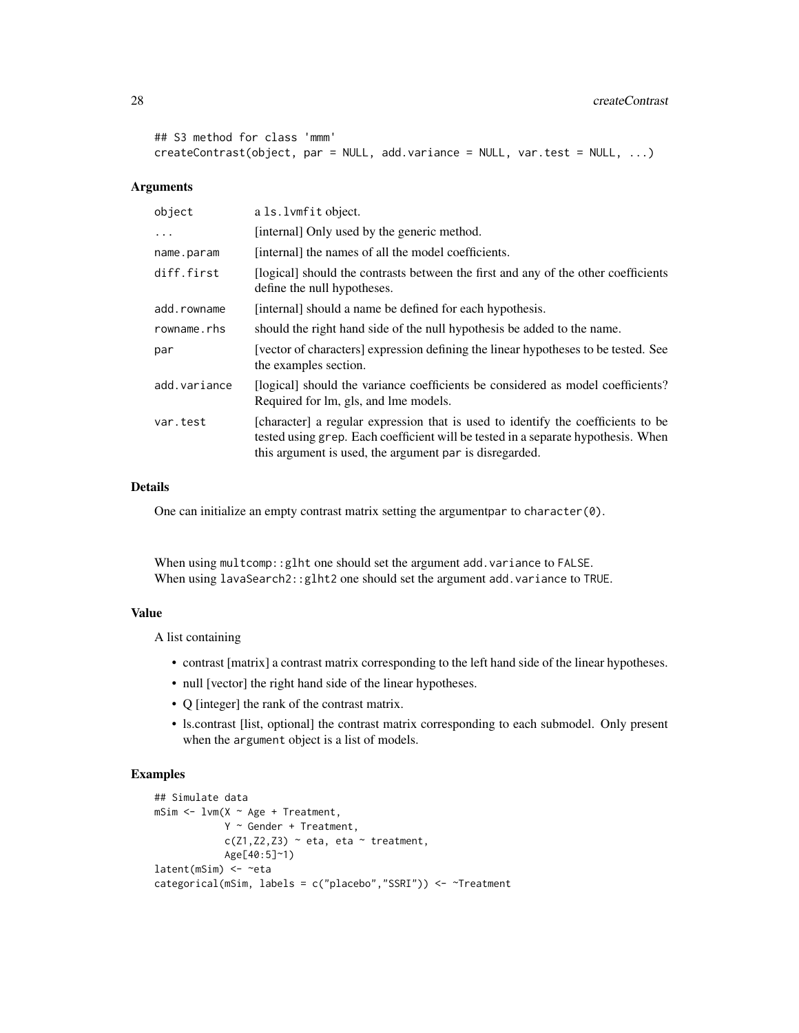```
## S3 method for class 'mmm'
createContrast(object, par = NULL, add.variance = NULL, var.test = NULL, ...)
```

### Arguments

| | |
|---|---|
| object | a ls.lvmfit object. |
| ... | [internal] Only used by the generic method. |
| name.param | [internal] the names of all the model coefficients. |
| diff.first | [logical] should the contrasts between the first and any of the other coefficients define the null hypotheses. |
| add.rowname | [internal] should a name be defined for each hypothesis. |
| rowname.rhs | should the right hand side of the null hypothesis be added to the name. |
| par | [vector of characters] expression defining the linear hypotheses to be tested. See the examples section. |
| add.variance | [logical] should the variance coefficients be considered as model coefficients? Required for lm, gls, and lme models. |
| var.test | [character] a regular expression that is used to identify the coefficients to be tested using grep. Each coefficient will be tested in a separate hypothesis. When this argument is used, the argument par is disregarded. |

### Details

One can initialize an empty contrast matrix setting the argumentpar to character(0).

When using multcomp::glht one should set the argument add.variance to FALSE.
When using lavaSearch2::glht2 one should set the argument add.variance to TRUE.

### Value

A list containing

- contrast [matrix] a contrast matrix corresponding to the left hand side of the linear hypotheses.
- null [vector] the right hand side of the linear hypotheses.
- Q [integer] the rank of the contrast matrix.
- ls.contrast [list, optional] the contrast matrix corresponding to each submodel. Only present when the argument object is a list of models.

### Examples

```
## Simulate data
mSim <- lvm(X ~ Age + Treatment,
            Y ~ Gender + Treatment,
            c(Z1,Z2,Z3) ~ eta, eta ~ treatment,
            Age[40:5]~1)
latent(mSim) <- ~eta
categorical(mSim, labels = c("placebo","SSRI")) <- ~Treatment
```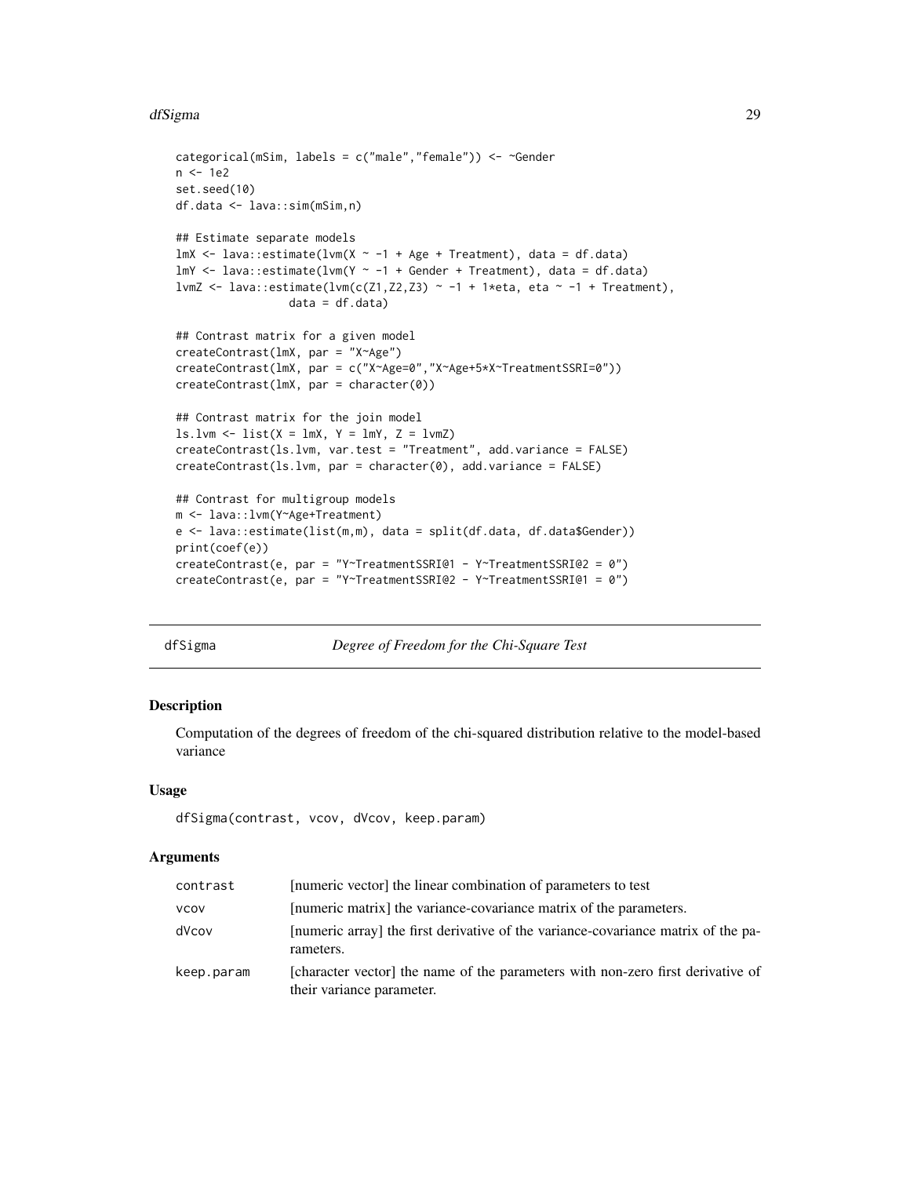```
categorical(mSim, labels = c("male","female")) <- ~Gender
n <- 1e2
set.seed(10)
df.data <- lava::sim(mSim,n)

## Estimate separate models
lmX <- lava::estimate(lvm(X ~ -1 + Age + Treatment), data = df.data)
lmY <- lava::estimate(lvm(Y ~ -1 + Gender + Treatment), data = df.data)
lvmZ <- lava::estimate(lvm(c(Z1,Z2,Z3) ~ -1 + 1*eta, eta ~ -1 + Treatment),
                 data = df.data)

## Contrast matrix for a given model
createContrast(lmX, par = "X~Age")
createContrast(lmX, par = c("X~Age=0","X~Age+5*X~TreatmentSSRI=0"))
createContrast(lmX, par = character(0))

## Contrast matrix for the join model
ls.lvm <- list(X = lmX, Y = lmY, Z = lvmZ)
createContrast(ls.lvm, var.test = "Treatment", add.variance = FALSE)
createContrast(ls.lvm, par = character(0), add.variance = FALSE)

## Contrast for multigroup models
m <- lava::lvm(Y~Age+Treatment)
e <- lava::estimate(list(m,m), data = split(df.data, df.data$Gender))
print(coef(e))
createContrast(e, par = "Y~TreatmentSSRI@1 - Y~TreatmentSSRI@2 = 0")
createContrast(e, par = "Y~TreatmentSSRI@2 - Y~TreatmentSSRI@1 = 0")
```

---

## dfSigma — *Degree of Freedom for the Chi-Square Test*

### Description

Computation of the degrees of freedom of the chi-squared distribution relative to the model-based variance

### Usage

```
dfSigma(contrast, vcov, dVcov, keep.param)
```

### Arguments

| | |
|---|---|
| contrast | [numeric vector] the linear combination of parameters to test |
| vcov | [numeric matrix] the variance-covariance matrix of the parameters. |
| dVcov | [numeric array] the first derivative of the variance-covariance matrix of the parameters. |
| keep.param | [character vector] the name of the parameters with non-zero first derivative of their variance parameter. |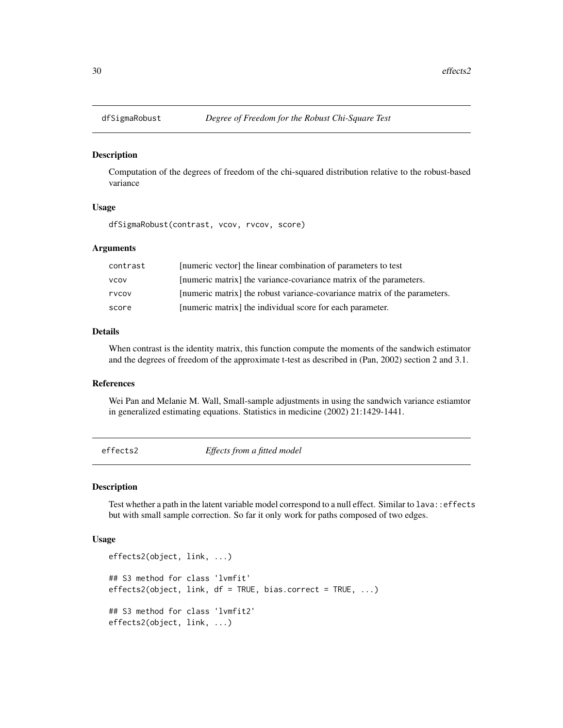## dfSigmaRobust *Degree of Freedom for the Robust Chi-Square Test*

### Description

Computation of the degrees of freedom of the chi-squared distribution relative to the robust-based variance

### Usage

```
dfSigmaRobust(contrast, vcov, rvcov, score)
```

### Arguments

| | |
|---|---|
| contrast | [numeric vector] the linear combination of parameters to test |
| vcov | [numeric matrix] the variance-covariance matrix of the parameters. |
| rvcov | [numeric matrix] the robust variance-covariance matrix of the parameters. |
| score | [numeric matrix] the individual score for each parameter. |

### Details

When contrast is the identity matrix, this function compute the moments of the sandwich estimator and the degrees of freedom of the approximate t-test as described in (Pan, 2002) section 2 and 3.1.

### References

Wei Pan and Melanie M. Wall, Small-sample adjustments in using the sandwich variance estiamtor in generalized estimating equations. Statistics in medicine (2002) 21:1429-1441.

## effects2 *Effects from a fitted model*

### Description

Test whether a path in the latent variable model correspond to a null effect. Similar to lava::effects but with small sample correction. So far it only work for paths composed of two edges.

### Usage

```
effects2(object, link, ...)

## S3 method for class 'lvmfit'
effects2(object, link, df = TRUE, bias.correct = TRUE, ...)

## S3 method for class 'lvmfit2'
effects2(object, link, ...)
```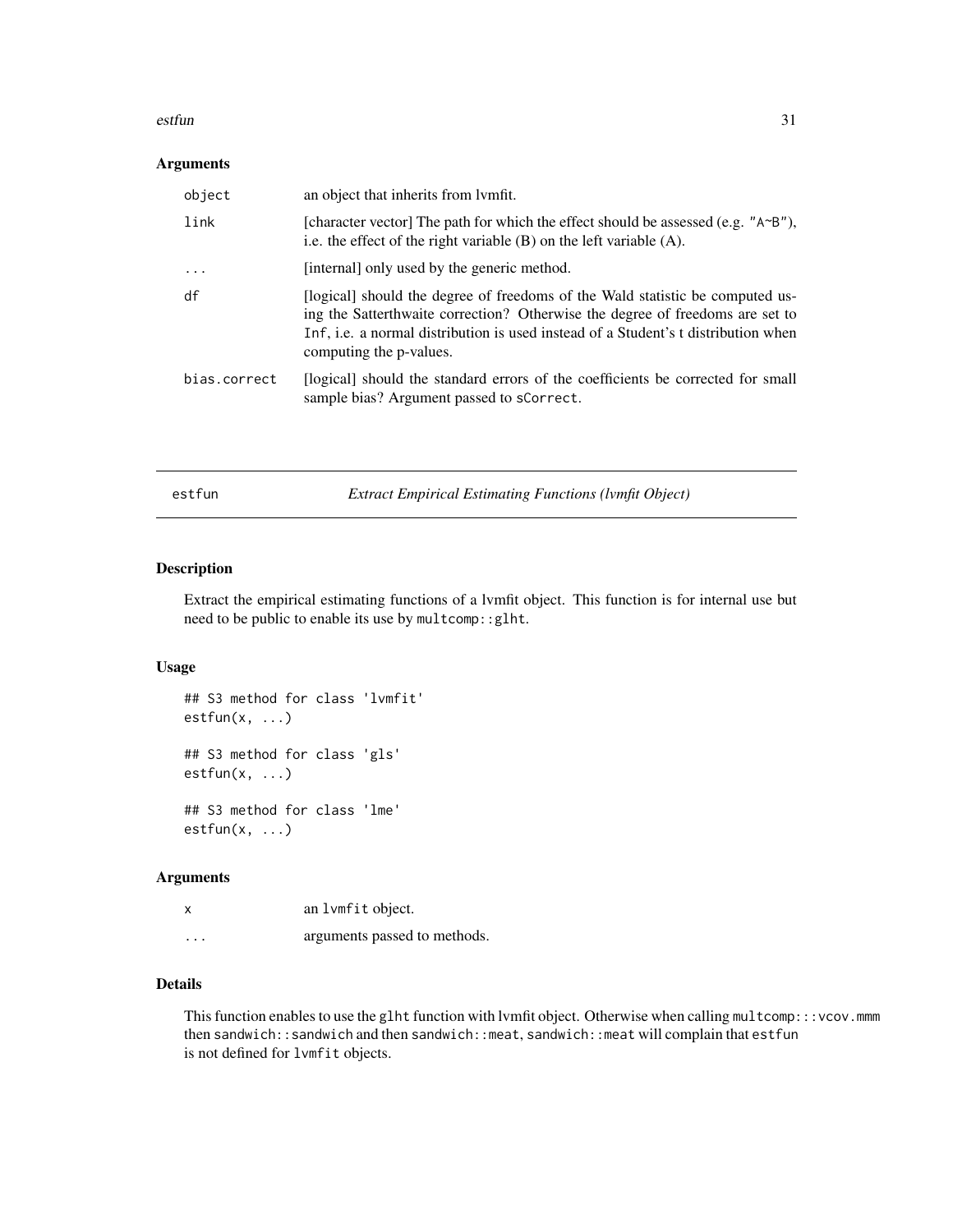### Arguments

| | |
|---|---|
| `object` | an object that inherits from lvmfit. |
| `link` | [character vector] The path for which the effect should be assessed (e.g. `"A~B"`), i.e. the effect of the right variable (B) on the left variable (A). |
| `...` | [internal] only used by the generic method. |
| `df` | [logical] should the degree of freedoms of the Wald statistic be computed using the Satterthwaite correction? Otherwise the degree of freedoms are set to `Inf`, i.e. a normal distribution is used instead of a Student's t distribution when computing the p-values. |
| `bias.correct` | [logical] should the standard errors of the coefficients be corrected for small sample bias? Argument passed to `sCorrect`. |

---

## estfun — *Extract Empirical Estimating Functions (lvmfit Object)*

### Description

Extract the empirical estimating functions of a lvmfit object. This function is for internal use but need to be public to enable its use by `multcomp::glht`.

### Usage

```
## S3 method for class 'lvmfit'
estfun(x, ...)

## S3 method for class 'gls'
estfun(x, ...)

## S3 method for class 'lme'
estfun(x, ...)
```

### Arguments

| | |
|---|---|
| `x` | an `lvmfit` object. |
| `...` | arguments passed to methods. |

### Details

This function enables to use the `glht` function with lvmfit object. Otherwise when calling `multcomp:::vcov.mmm` then `sandwich::sandwich` and then `sandwich::meat`, `sandwich::meat` will complain that `estfun` is not defined for `lvmfit` objects.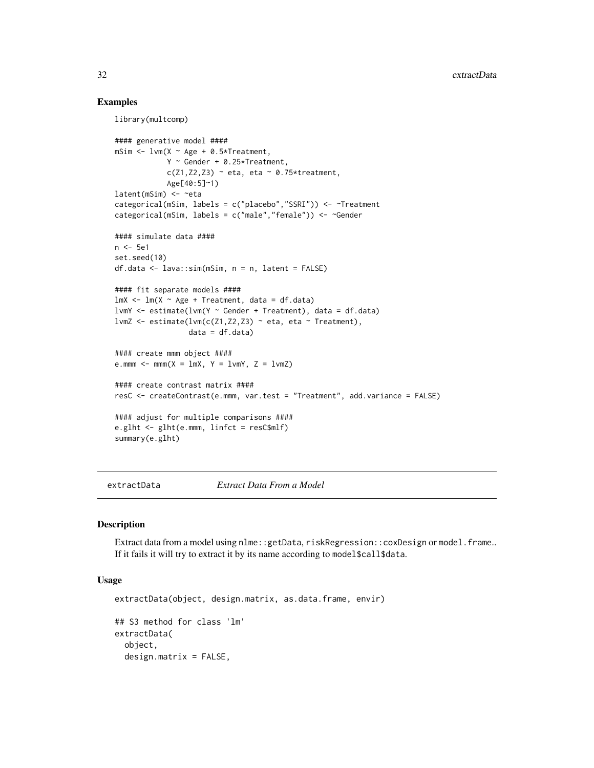## Examples

```
library(multcomp)

#### generative model ####
mSim <- lvm(X ~ Age + 0.5*Treatment,
            Y ~ Gender + 0.25*Treatment,
            c(Z1,Z2,Z3) ~ eta, eta ~ 0.75*treatment,
            Age[40:5]~1)
latent(mSim) <- ~eta
categorical(mSim, labels = c("placebo","SSRI")) <- ~Treatment
categorical(mSim, labels = c("male","female")) <- ~Gender

#### simulate data ####
n <- 5e1
set.seed(10)
df.data <- lava::sim(mSim, n = n, latent = FALSE)

#### fit separate models ####
lmX <- lm(X ~ Age + Treatment, data = df.data)
lvmY <- estimate(lvm(Y ~ Gender + Treatment), data = df.data)
lvmZ <- estimate(lvm(c(Z1,Z2,Z3) ~ eta, eta ~ Treatment),
                 data = df.data)

#### create mmm object ####
e.mmm <- mmm(X = lmX, Y = lvmY, Z = lvmZ)

#### create contrast matrix ####
resC <- createContrast(e.mmm, var.test = "Treatment", add.variance = FALSE)

#### adjust for multiple comparisons ####
e.glht <- glht(e.mmm, linfct = resC$mlf)
summary(e.glht)
```

---

## extractData    *Extract Data From a Model*

### Description

Extract data from a model using `nlme::getData`, `riskRegression::coxDesign` or `model.frame`.. If it fails it will try to extract it by its name according to `model$call$data`.

### Usage

```
extractData(object, design.matrix, as.data.frame, envir)

## S3 method for class 'lm'
extractData(
  object,
  design.matrix = FALSE,
```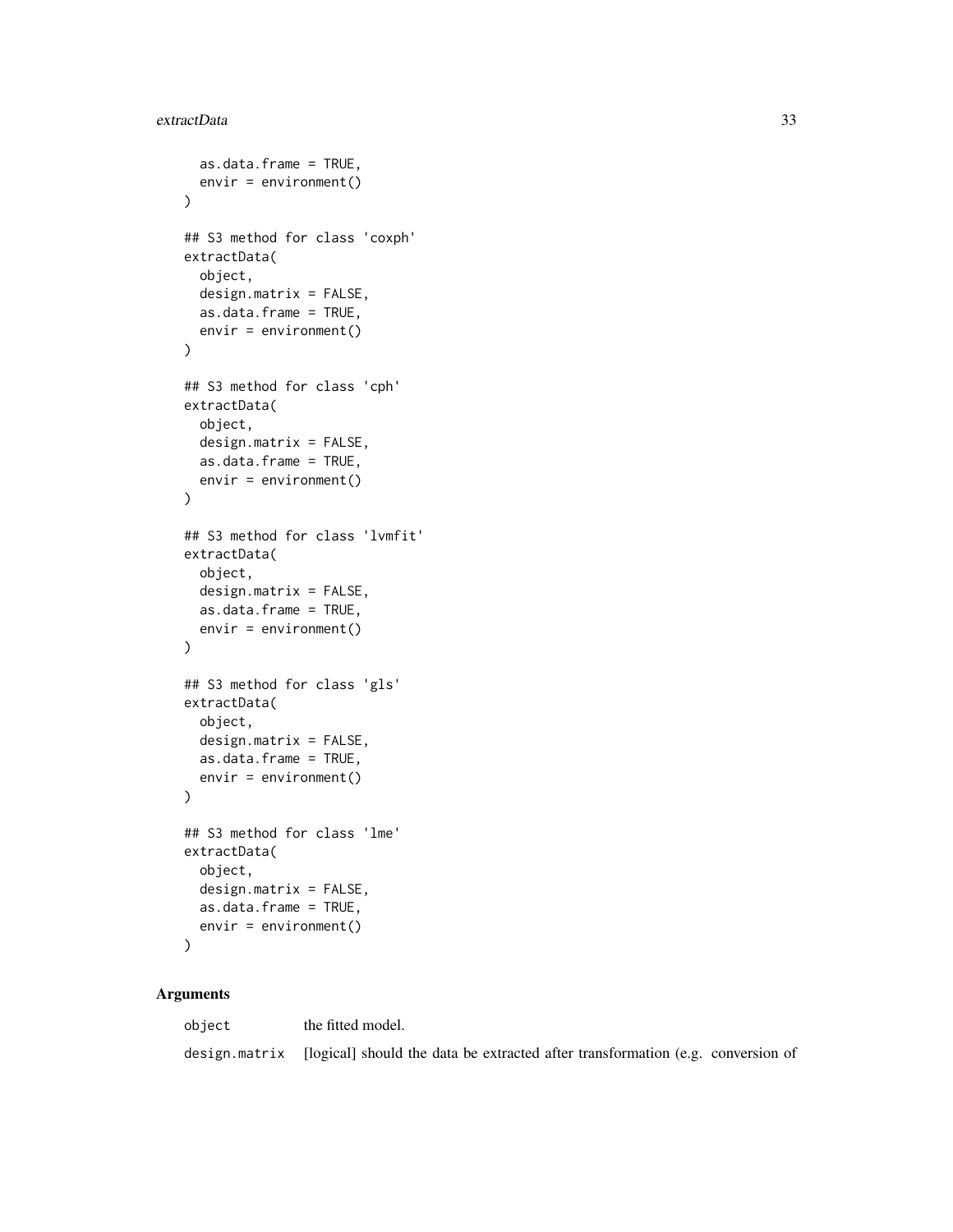```
  as.data.frame = TRUE,
  envir = environment()
)

## S3 method for class 'coxph'
extractData(
  object,
  design.matrix = FALSE,
  as.data.frame = TRUE,
  envir = environment()
)

## S3 method for class 'cph'
extractData(
  object,
  design.matrix = FALSE,
  as.data.frame = TRUE,
  envir = environment()
)

## S3 method for class 'lvmfit'
extractData(
  object,
  design.matrix = FALSE,
  as.data.frame = TRUE,
  envir = environment()
)

## S3 method for class 'gls'
extractData(
  object,
  design.matrix = FALSE,
  as.data.frame = TRUE,
  envir = environment()
)

## S3 method for class 'lme'
extractData(
  object,
  design.matrix = FALSE,
  as.data.frame = TRUE,
  envir = environment()
)
```

## Arguments

| | |
|---|---|
| `object` | the fitted model. |
| `design.matrix` | [logical] should the data be extracted after transformation (e.g. conversion of |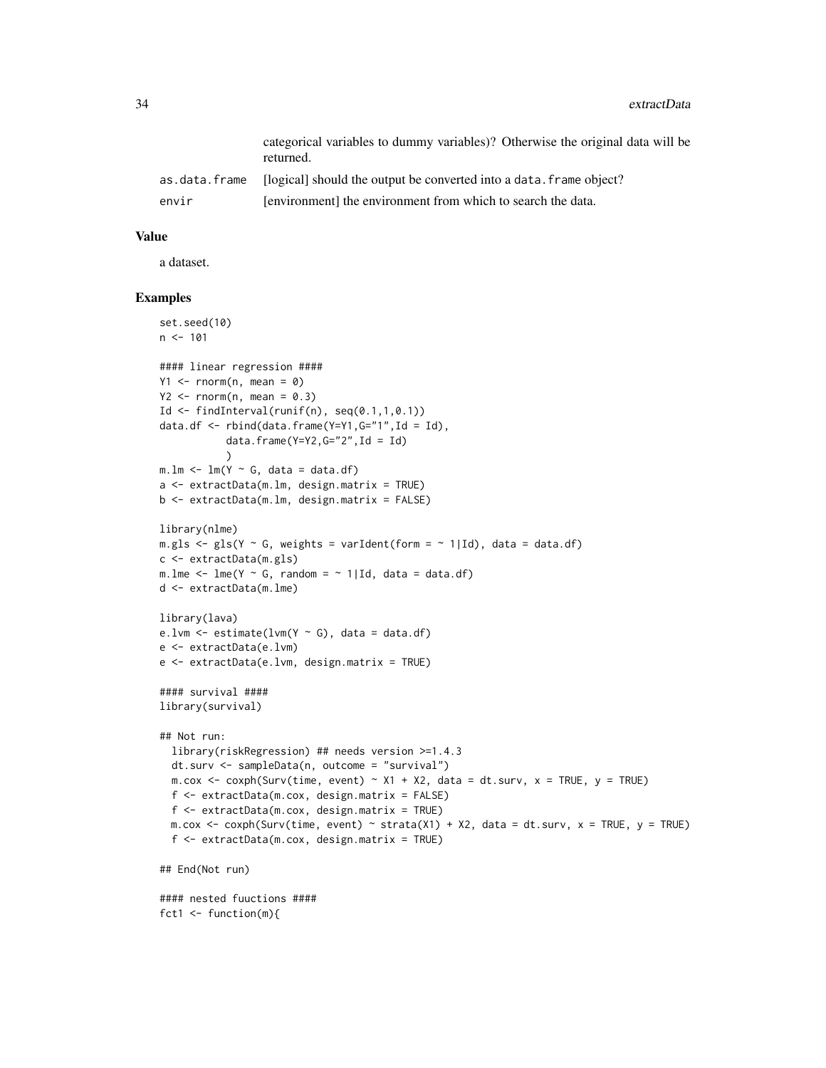categorical variables to dummy variables)? Otherwise the original data will be returned.

| | |
|---|---|
| as.data.frame | [logical] should the output be converted into a data.frame object? |
| envir | [environment] the environment from which to search the data. |

## Value

a dataset.

## Examples

```
set.seed(10)
n <- 101

#### linear regression ####
Y1 <- rnorm(n, mean = 0)
Y2 <- rnorm(n, mean = 0.3)
Id <- findInterval(runif(n), seq(0.1,1,0.1))
data.df <- rbind(data.frame(Y=Y1,G="1",Id = Id),
           data.frame(Y=Y2,G="2",Id = Id)
           )
m.lm <- lm(Y ~ G, data = data.df)
a <- extractData(m.lm, design.matrix = TRUE)
b <- extractData(m.lm, design.matrix = FALSE)

library(nlme)
m.gls <- gls(Y ~ G, weights = varIdent(form = ~ 1|Id), data = data.df)
c <- extractData(m.gls)
m.lme <- lme(Y ~ G, random = ~ 1|Id, data = data.df)
d <- extractData(m.lme)

library(lava)
e.lvm <- estimate(lvm(Y ~ G), data = data.df)
e <- extractData(e.lvm)
e <- extractData(e.lvm, design.matrix = TRUE)

#### survival ####
library(survival)

## Not run:
  library(riskRegression) ## needs version >=1.4.3
  dt.surv <- sampleData(n, outcome = "survival")
  m.cox <- coxph(Surv(time, event) ~ X1 + X2, data = dt.surv, x = TRUE, y = TRUE)
  f <- extractData(m.cox, design.matrix = FALSE)
  f <- extractData(m.cox, design.matrix = TRUE)
  m.cox <- coxph(Surv(time, event) ~ strata(X1) + X2, data = dt.surv, x = TRUE, y = TRUE)
  f <- extractData(m.cox, design.matrix = TRUE)

## End(Not run)

#### nested fuuctions ####
fct1 <- function(m){
```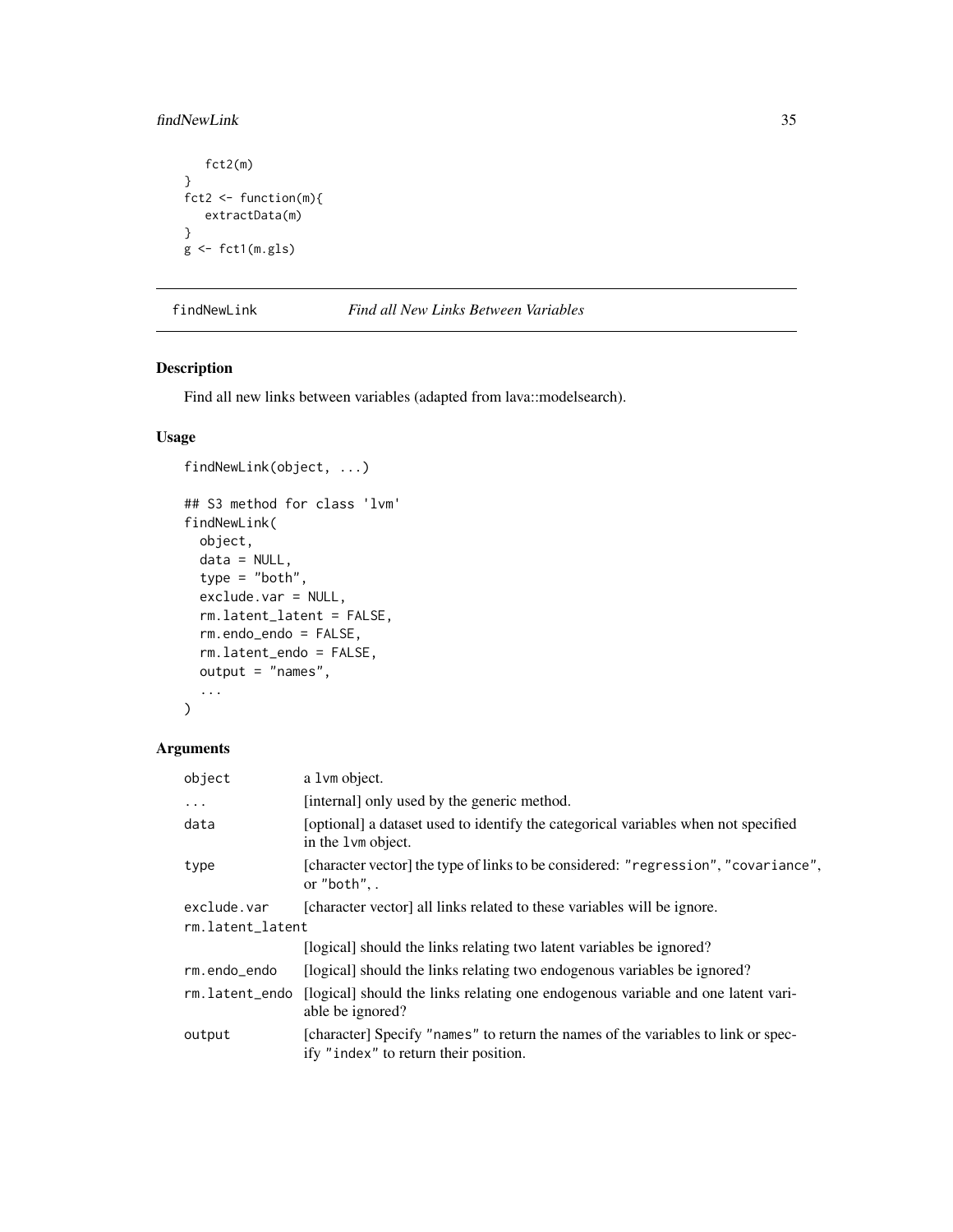```
    fct2(m)
}
fct2 <- function(m){
   extractData(m)
}
g <- fct1(m.gls)
```

## findNewLink — *Find all New Links Between Variables*

### Description

Find all new links between variables (adapted from lava::modelsearch).

### Usage

```
findNewLink(object, ...)

## S3 method for class 'lvm'
findNewLink(
  object,
  data = NULL,
  type = "both",
  exclude.var = NULL,
  rm.latent_latent = FALSE,
  rm.endo_endo = FALSE,
  rm.latent_endo = FALSE,
  output = "names",
  ...
)
```

### Arguments

| Argument | Description |
|---|---|
| `object` | a `lvm` object. |
| `...` | [internal] only used by the generic method. |
| `data` | [optional] a dataset used to identify the categorical variables when not specified in the `lvm` object. |
| `type` | [character vector] the type of links to be considered: `"regression"`, `"covariance"`, or `"both"`, . |
| `exclude.var` | [character vector] all links related to these variables will be ignore. |
| `rm.latent_latent` | [logical] should the links relating two latent variables be ignored? |
| `rm.endo_endo` | [logical] should the links relating two endogenous variables be ignored? |
| `rm.latent_endo` | [logical] should the links relating one endogenous variable and one latent variable be ignored? |
| `output` | [character] Specify `"names"` to return the names of the variables to link or specify `"index"` to return their position. |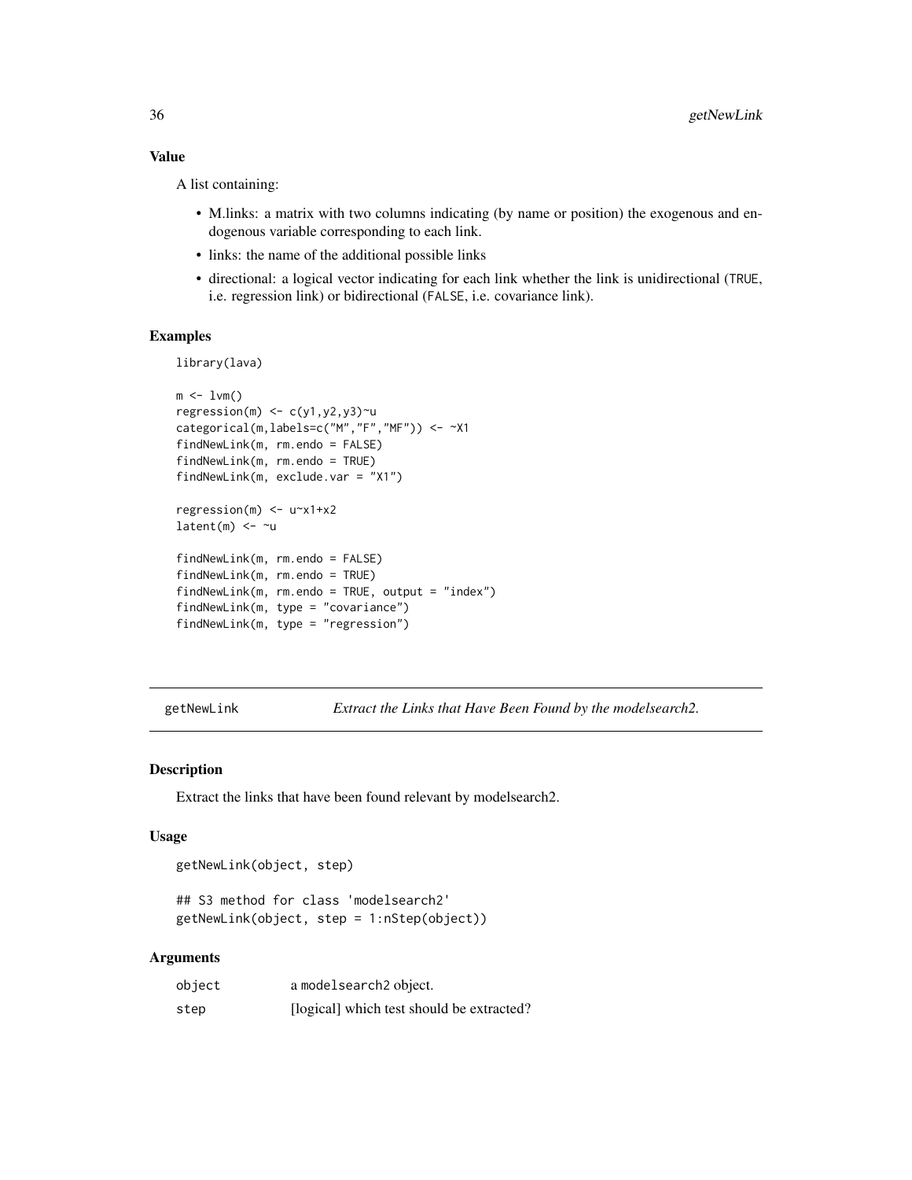### Value

A list containing:

- M.links: a matrix with two columns indicating (by name or position) the exogenous and endogenous variable corresponding to each link.
- links: the name of the additional possible links
- directional: a logical vector indicating for each link whether the link is unidirectional (TRUE, i.e. regression link) or bidirectional (FALSE, i.e. covariance link).

### Examples

```
library(lava)

m <- lvm()
regression(m) <- c(y1,y2,y3)~u
categorical(m,labels=c("M","F","MF")) <- ~X1
findNewLink(m, rm.endo = FALSE)
findNewLink(m, rm.endo = TRUE)
findNewLink(m, exclude.var = "X1")

regression(m) <- u~x1+x2
latent(m) <- ~u

findNewLink(m, rm.endo = FALSE)
findNewLink(m, rm.endo = TRUE)
findNewLink(m, rm.endo = TRUE, output = "index")
findNewLink(m, type = "covariance")
findNewLink(m, type = "regression")
```

---

## getNewLink *Extract the Links that Have Been Found by the modelsearch2.*

### Description

Extract the links that have been found relevant by modelsearch2.

### Usage

```
getNewLink(object, step)

## S3 method for class 'modelsearch2'
getNewLink(object, step = 1:nStep(object))
```

### Arguments

| | |
|---|---|
| object | a modelsearch2 object. |
| step | [logical] which test should be extracted? |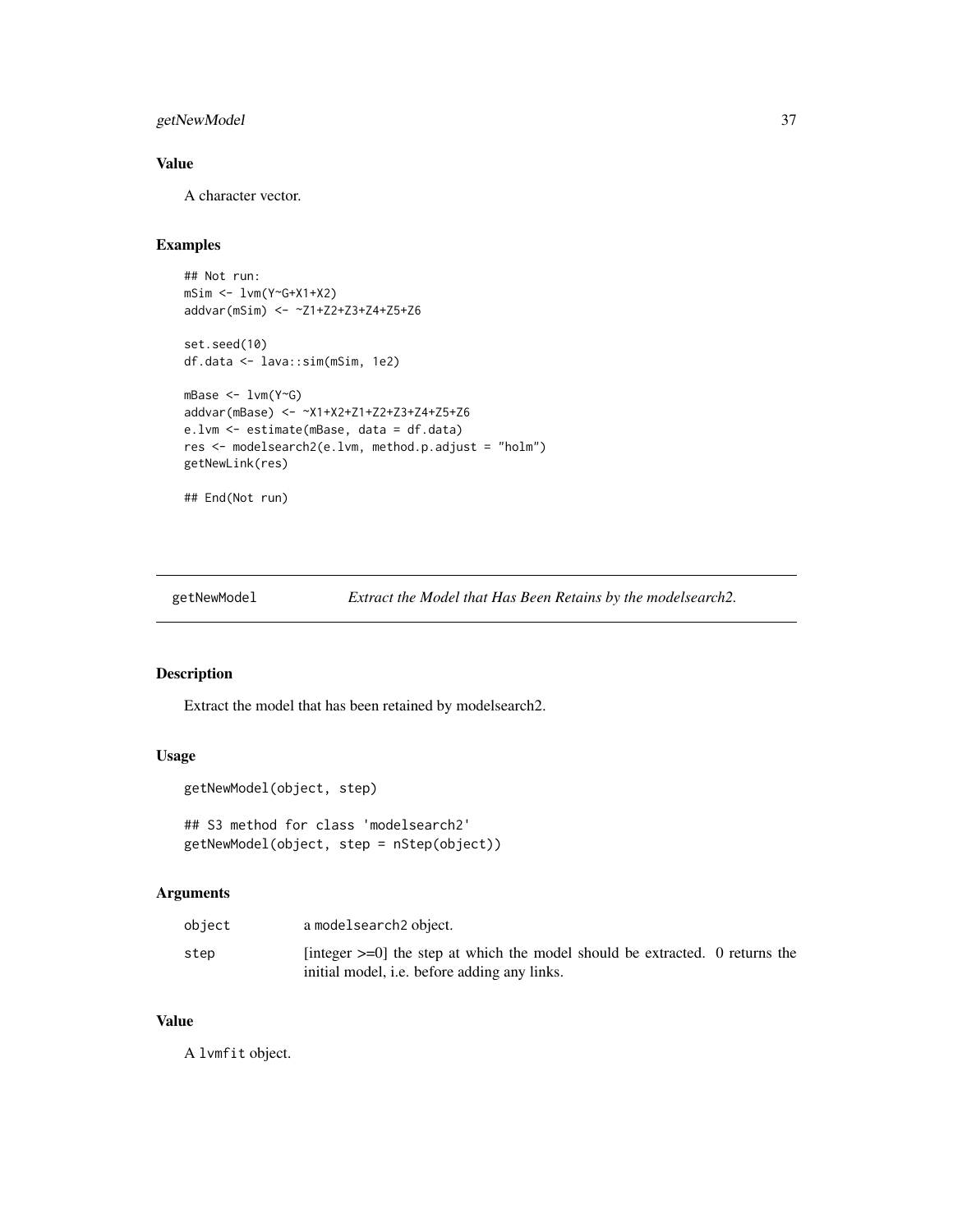### Value

A character vector.

### Examples

```
## Not run:
mSim <- lvm(Y~G+X1+X2)
addvar(mSim) <- ~Z1+Z2+Z3+Z4+Z5+Z6

set.seed(10)
df.data <- lava::sim(mSim, 1e2)

mBase <- lvm(Y~G)
addvar(mBase) <- ~X1+X2+Z1+Z2+Z3+Z4+Z5+Z6
e.lvm <- estimate(mBase, data = df.data)
res <- modelsearch2(e.lvm, method.p.adjust = "holm")
getNewLink(res)

## End(Not run)
```

---

## getNewModel — *Extract the Model that Has Been Retains by the modelsearch2.*

---

### Description

Extract the model that has been retained by modelsearch2.

### Usage

```
getNewModel(object, step)

## S3 method for class 'modelsearch2'
getNewModel(object, step = nStep(object))
```

### Arguments

| | |
|---|---|
| object | a modelsearch2 object. |
| step | [integer >=0] the step at which the model should be extracted. 0 returns the initial model, i.e. before adding any links. |

### Value

A lvmfit object.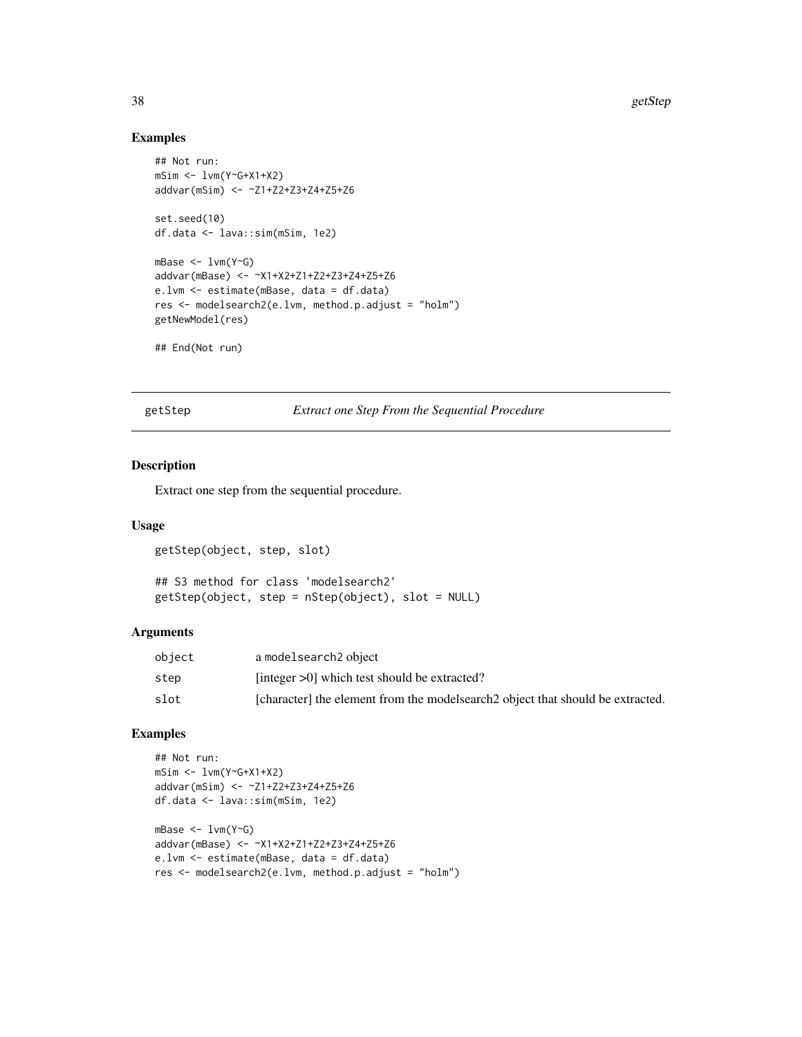## Examples

```
## Not run:
mSim <- lvm(Y~G+X1+X2)
addvar(mSim) <- ~Z1+Z2+Z3+Z4+Z5+Z6

set.seed(10)
df.data <- lava::sim(mSim, 1e2)

mBase <- lvm(Y~G)
addvar(mBase) <- ~X1+X2+Z1+Z2+Z3+Z4+Z5+Z6
e.lvm <- estimate(mBase, data = df.data)
res <- modelsearch2(e.lvm, method.p.adjust = "holm")
getNewModel(res)

## End(Not run)
```

---

# getStep *Extract one Step From the Sequential Procedure*

## Description

Extract one step from the sequential procedure.

## Usage

```
getStep(object, step, slot)

## S3 method for class 'modelsearch2'
getStep(object, step = nStep(object), slot = NULL)
```

## Arguments

| | |
|---|---|
| object | a modelsearch2 object |
| step | [integer >0] which test should be extracted? |
| slot | [character] the element from the modelsearch2 object that should be extracted. |

## Examples

```
## Not run:
mSim <- lvm(Y~G+X1+X2)
addvar(mSim) <- ~Z1+Z2+Z3+Z4+Z5+Z6
df.data <- lava::sim(mSim, 1e2)

mBase <- lvm(Y~G)
addvar(mBase) <- ~X1+X2+Z1+Z2+Z3+Z4+Z5+Z6
e.lvm <- estimate(mBase, data = df.data)
res <- modelsearch2(e.lvm, method.p.adjust = "holm")
```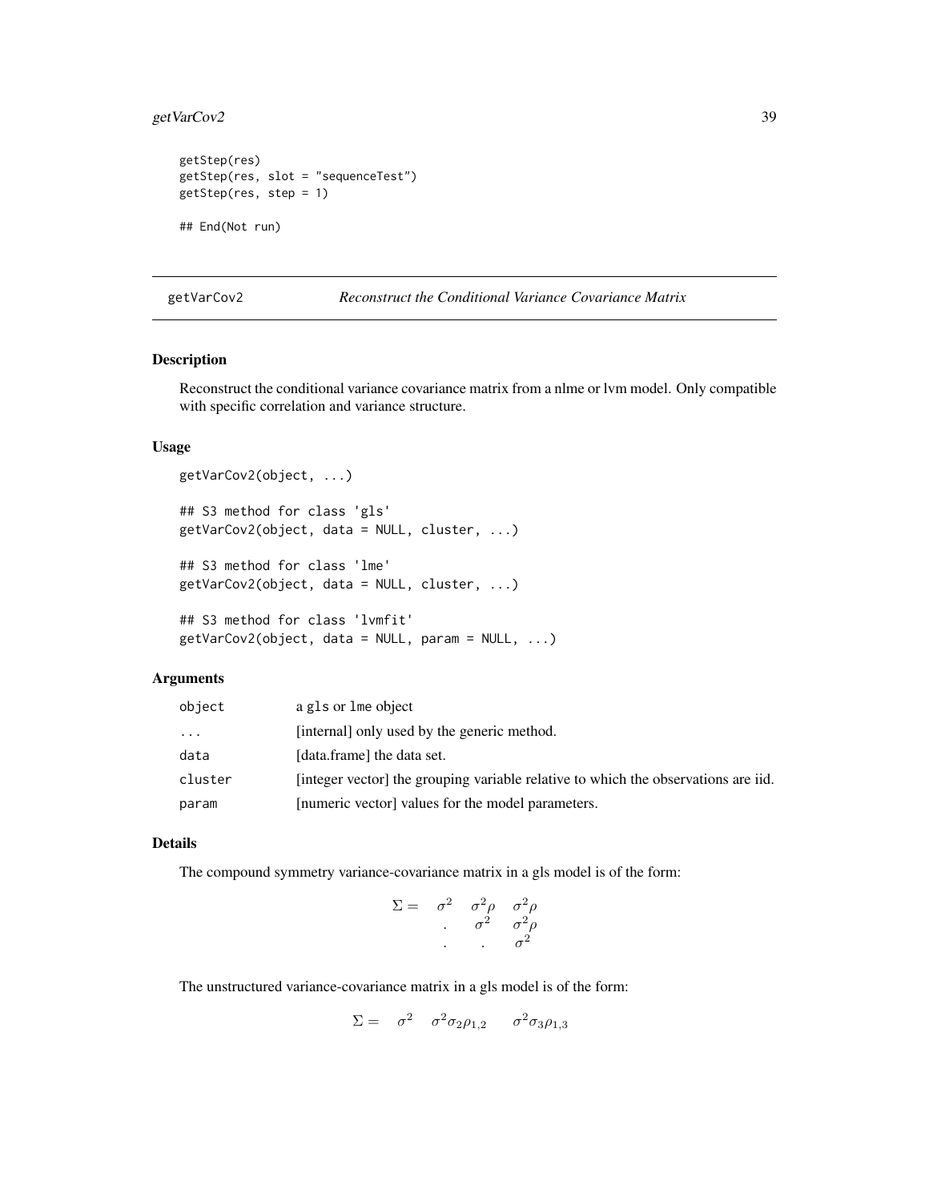```
getStep(res)
getStep(res, slot = "sequenceTest")
getStep(res, step = 1)

## End(Not run)
```

## getVarCov2 — *Reconstruct the Conditional Variance Covariance Matrix*

### Description

Reconstruct the conditional variance covariance matrix from a nlme or lvm model. Only compatible with specific correlation and variance structure.

### Usage

```
getVarCov2(object, ...)

## S3 method for class 'gls'
getVarCov2(object, data = NULL, cluster, ...)

## S3 method for class 'lme'
getVarCov2(object, data = NULL, cluster, ...)

## S3 method for class 'lvmfit'
getVarCov2(object, data = NULL, param = NULL, ...)
```

### Arguments

| | |
|---|---|
| `object` | a `gls` or `lme` object |
| `...` | [internal] only used by the generic method. |
| `data` | [data.frame] the data set. |
| `cluster` | [integer vector] the grouping variable relative to which the observations are iid. |
| `param` | [numeric vector] values for the model parameters. |

### Details

The compound symmetry variance-covariance matrix in a gls model is of the form:

$$\Sigma = \begin{array}{ccc} \sigma^2 & \sigma^2\rho & \sigma^2\rho \\ . & \sigma^2 & \sigma^2\rho \\ . & . & \sigma^2 \end{array}$$

The unstructured variance-covariance matrix in a gls model is of the form:

$$\Sigma = \begin{array}{ccc} \sigma^2 & \sigma^2\sigma_2\rho_{1,2} & \sigma^2\sigma_3\rho_{1,3} \end{array}$$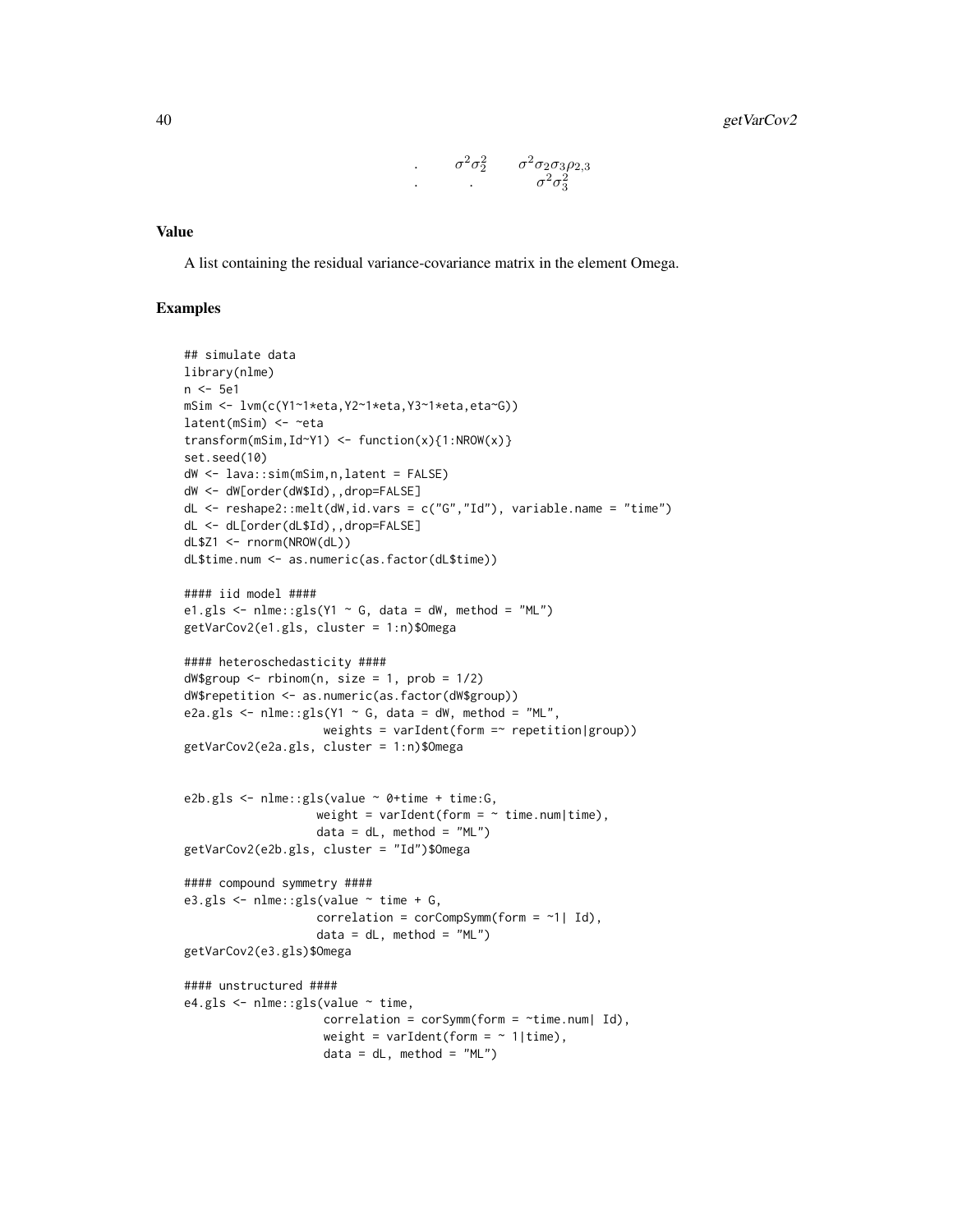$$
\begin{array}{ccc}
. & \sigma^2\sigma_2^2 & \sigma^2\sigma_2\sigma_3\rho_{2,3} \\
. & . & \sigma^2\sigma_3^2
\end{array}
$$

## Value

A list containing the residual variance-covariance matrix in the element Omega.

## Examples

```
## simulate data
library(nlme)
n <- 5e1
mSim <- lvm(c(Y1~1*eta,Y2~1*eta,Y3~1*eta,eta~G))
latent(mSim) <- ~eta
transform(mSim,Id~Y1) <- function(x){1:NROW(x)}
set.seed(10)
dW <- lava::sim(mSim,n,latent = FALSE)
dW <- dW[order(dW$Id),,drop=FALSE]
dL <- reshape2::melt(dW,id.vars = c("G","Id"), variable.name = "time")
dL <- dL[order(dL$Id),,drop=FALSE]
dL$Z1 <- rnorm(NROW(dL))
dL$time.num <- as.numeric(as.factor(dL$time))

#### iid model ####
e1.gls <- nlme::gls(Y1 ~ G, data = dW, method = "ML")
getVarCov2(e1.gls, cluster = 1:n)$Omega

#### heteroschedasticity ####
dW$group <- rbinom(n, size = 1, prob = 1/2)
dW$repetition <- as.numeric(as.factor(dW$group))
e2a.gls <- nlme::gls(Y1 ~ G, data = dW, method = "ML",
                     weights = varIdent(form =~ repetition|group))
getVarCov2(e2a.gls, cluster = 1:n)$Omega


e2b.gls <- nlme::gls(value ~ 0+time + time:G,
                    weight = varIdent(form = ~ time.num|time),
                    data = dL, method = "ML")
getVarCov2(e2b.gls, cluster = "Id")$Omega

#### compound symmetry ####
e3.gls <- nlme::gls(value ~ time + G,
                    correlation = corCompSymm(form = ~1| Id),
                    data = dL, method = "ML")
getVarCov2(e3.gls)$Omega

#### unstructured ####
e4.gls <- nlme::gls(value ~ time,
                     correlation = corSymm(form = ~time.num| Id),
                     weight = varIdent(form = ~ 1|time),
                     data = dL, method = "ML")
```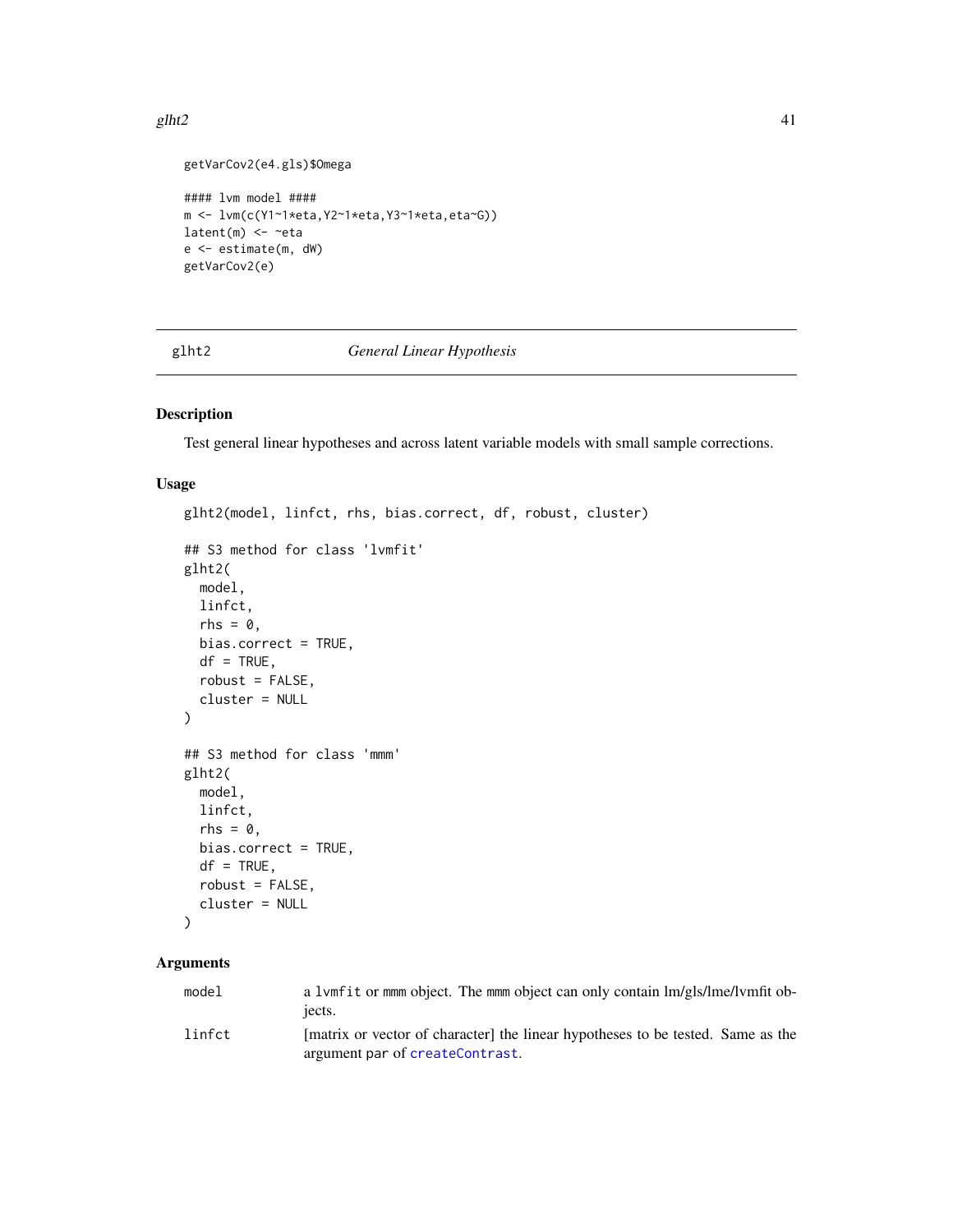```
getVarCov2(e4.gls)$Omega

#### lvm model ####
m <- lvm(c(Y1~1*eta,Y2~1*eta,Y3~1*eta,eta~G))
latent(m) <- ~eta
e <- estimate(m, dW)
getVarCov2(e)
```

## glht2 *General Linear Hypothesis*

### Description

Test general linear hypotheses and across latent variable models with small sample corrections.

### Usage

```
glht2(model, linfct, rhs, bias.correct, df, robust, cluster)

## S3 method for class 'lvmfit'
glht2(
  model,
  linfct,
  rhs = 0,
  bias.correct = TRUE,
  df = TRUE,
  robust = FALSE,
  cluster = NULL
)

## S3 method for class 'mmm'
glht2(
  model,
  linfct,
  rhs = 0,
  bias.correct = TRUE,
  df = TRUE,
  robust = FALSE,
  cluster = NULL
)
```

### Arguments

| | |
|---|---|
| model | a lvmfit or mmm object. The mmm object can only contain lm/gls/lme/lvmfit objects. |
| linfct | [matrix or vector of character] the linear hypotheses to be tested. Same as the argument par of createContrast. |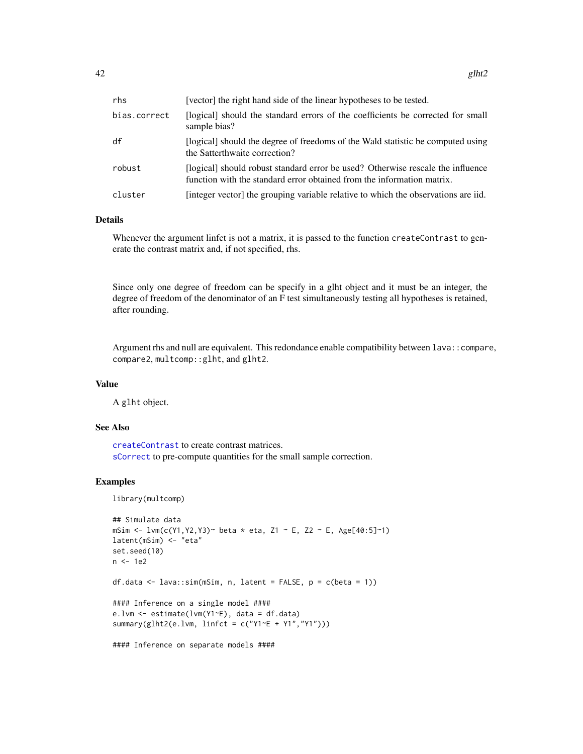| | |
|---|---|
| rhs | [vector] the right hand side of the linear hypotheses to be tested. |
| bias.correct | [logical] should the standard errors of the coefficients be corrected for small sample bias? |
| df | [logical] should the degree of freedoms of the Wald statistic be computed using the Satterthwaite correction? |
| robust | [logical] should robust standard error be used? Otherwise rescale the influence function with the standard error obtained from the information matrix. |
| cluster | [integer vector] the grouping variable relative to which the observations are iid. |

## Details

Whenever the argument linfct is not a matrix, it is passed to the function `createContrast` to generate the contrast matrix and, if not specified, rhs.

Since only one degree of freedom can be specify in a glht object and it must be an integer, the degree of freedom of the denominator of an F test simultaneously testing all hypotheses is retained, after rounding.

Argument rhs and null are equivalent. This redondance enable compatibility between `lava::compare`, `compare2`, `multcomp::glht`, and `glht2`.

## Value

A `glht` object.

## See Also

`createContrast` to create contrast matrices.
`sCorrect` to pre-compute quantities for the small sample correction.

## Examples

```
library(multcomp)

## Simulate data
mSim <- lvm(c(Y1,Y2,Y3)~ beta * eta, Z1 ~ E, Z2 ~ E, Age[40:5]~1)
latent(mSim) <- "eta"
set.seed(10)
n <- 1e2

df.data <- lava::sim(mSim, n, latent = FALSE, p = c(beta = 1))

#### Inference on a single model ####
e.lvm <- estimate(lvm(Y1~E), data = df.data)
summary(glht2(e.lvm, linfct = c("Y1~E + Y1","Y1")))

#### Inference on separate models ####
```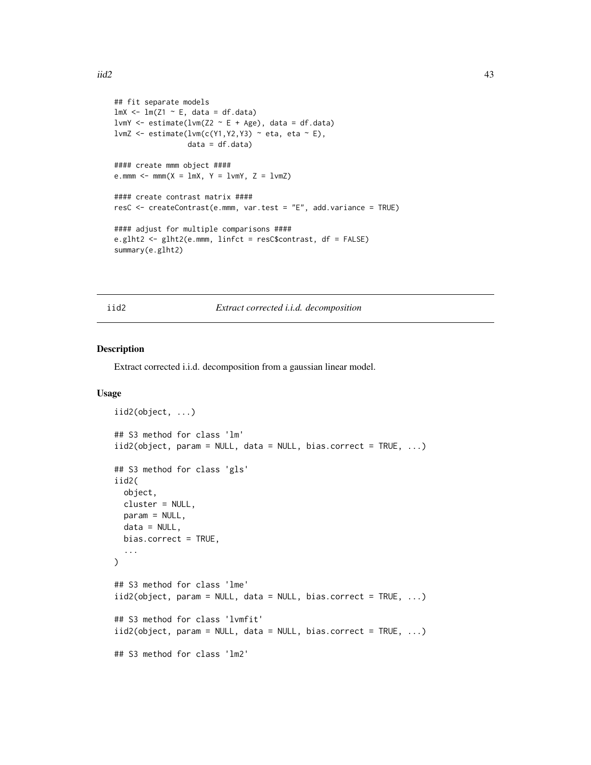```
## fit separate models
lmX <- lm(Z1 ~ E, data = df.data)
lvmY <- estimate(lvm(Z2 ~ E + Age), data = df.data)
lvmZ <- estimate(lvm(c(Y1,Y2,Y3) ~ eta, eta ~ E),
                 data = df.data)

#### create mmm object ####
e.mmm <- mmm(X = lmX, Y = lvmY, Z = lvmZ)

#### create contrast matrix ####
resC <- createContrast(e.mmm, var.test = "E", add.variance = TRUE)

#### adjust for multiple comparisons ####
e.glht2 <- glht2(e.mmm, linfct = resC$contrast, df = FALSE)
summary(e.glht2)
```

---

## iid2 — *Extract corrected i.i.d. decomposition*

### Description

Extract corrected i.i.d. decomposition from a gaussian linear model.

### Usage

```
iid2(object, ...)

## S3 method for class 'lm'
iid2(object, param = NULL, data = NULL, bias.correct = TRUE, ...)

## S3 method for class 'gls'
iid2(
  object,
  cluster = NULL,
  param = NULL,
  data = NULL,
  bias.correct = TRUE,
  ...
)

## S3 method for class 'lme'
iid2(object, param = NULL, data = NULL, bias.correct = TRUE, ...)

## S3 method for class 'lvmfit'
iid2(object, param = NULL, data = NULL, bias.correct = TRUE, ...)

## S3 method for class 'lm2'
```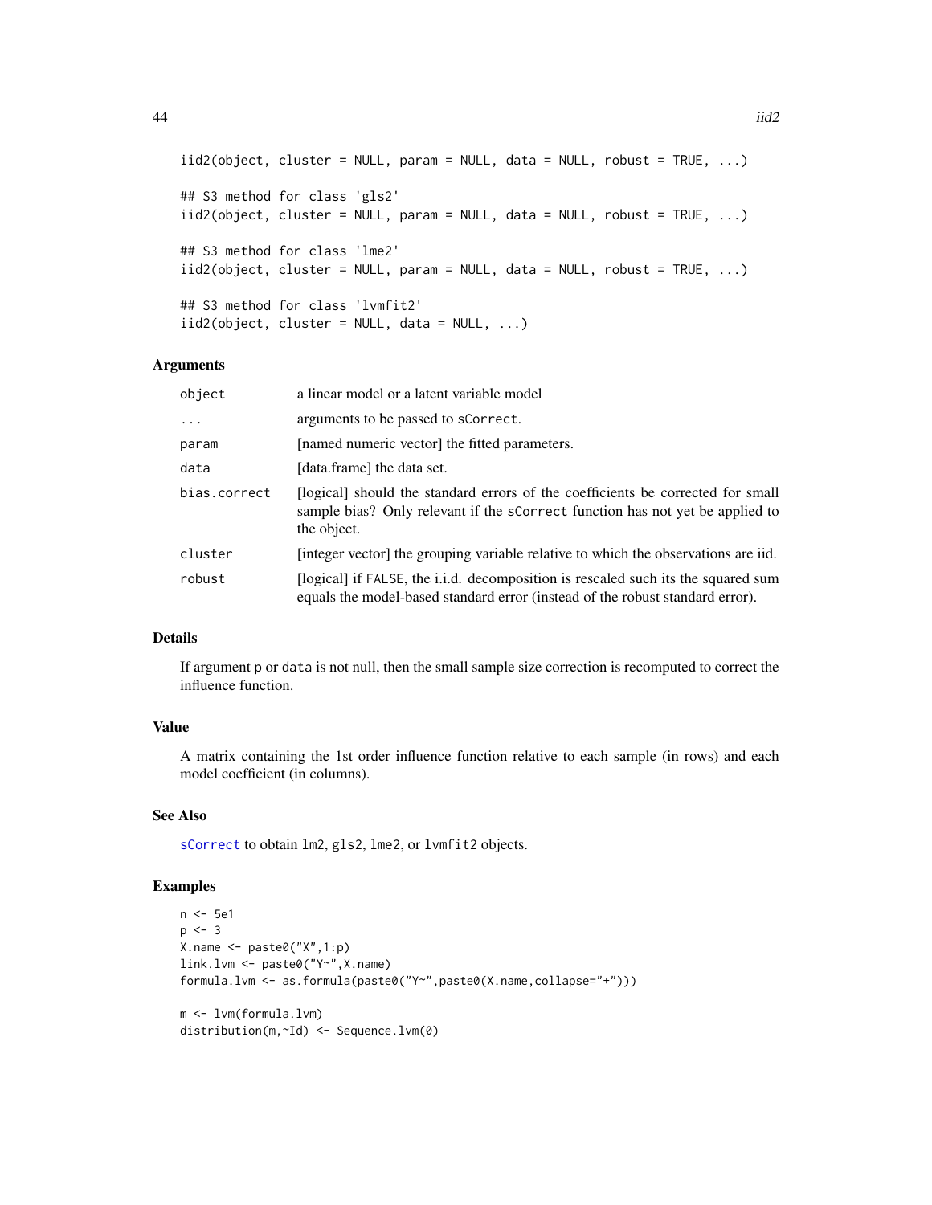```
iid2(object, cluster = NULL, param = NULL, data = NULL, robust = TRUE, ...)

## S3 method for class 'gls2'
iid2(object, cluster = NULL, param = NULL, data = NULL, robust = TRUE, ...)

## S3 method for class 'lme2'
iid2(object, cluster = NULL, param = NULL, data = NULL, robust = TRUE, ...)

## S3 method for class 'lvmfit2'
iid2(object, cluster = NULL, data = NULL, ...)
```

### Arguments

| | |
|---|---|
| `object` | a linear model or a latent variable model |
| `...` | arguments to be passed to `sCorrect`. |
| `param` | [named numeric vector] the fitted parameters. |
| `data` | [data.frame] the data set. |
| `bias.correct` | [logical] should the standard errors of the coefficients be corrected for small sample bias? Only relevant if the `sCorrect` function has not yet be applied to the object. |
| `cluster` | [integer vector] the grouping variable relative to which the observations are iid. |
| `robust` | [logical] if `FALSE`, the i.i.d. decomposition is rescaled such its the squared sum equals the model-based standard error (instead of the robust standard error). |

### Details

If argument `p` or `data` is not null, then the small sample size correction is recomputed to correct the influence function.

### Value

A matrix containing the 1st order influence function relative to each sample (in rows) and each model coefficient (in columns).

### See Also

`sCorrect` to obtain `lm2`, `gls2`, `lme2`, or `lvmfit2` objects.

### Examples

```
n <- 5e1
p <- 3
X.name <- paste0("X",1:p)
link.lvm <- paste0("Y~",X.name)
formula.lvm <- as.formula(paste0("Y~",paste0(X.name,collapse="+")))

m <- lvm(formula.lvm)
distribution(m,~Id) <- Sequence.lvm(0)
```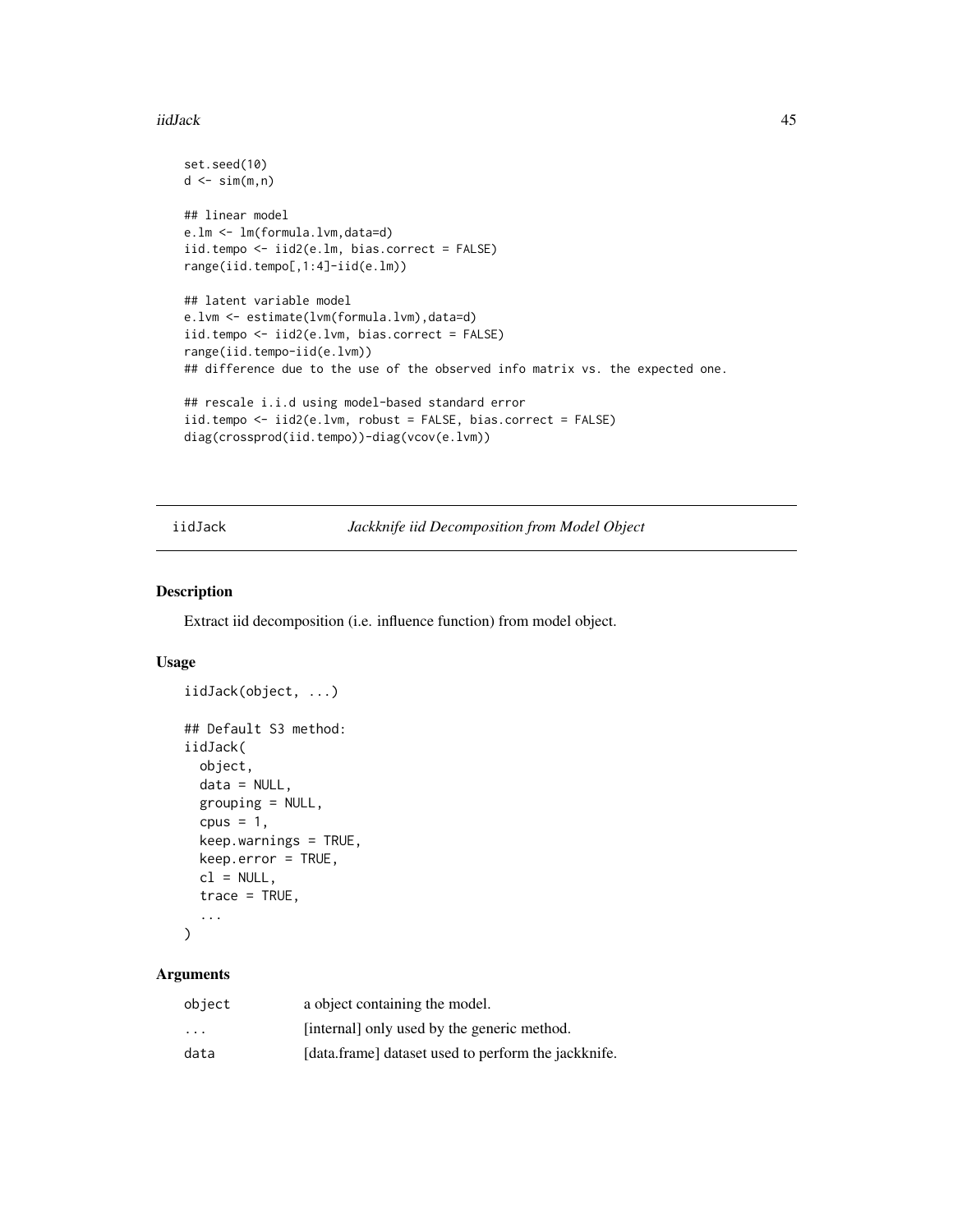```
set.seed(10)
d <- sim(m,n)

## linear model
e.lm <- lm(formula.lvm,data=d)
iid.tempo <- iid2(e.lm, bias.correct = FALSE)
range(iid.tempo[,1:4]-iid(e.lm))

## latent variable model
e.lvm <- estimate(lvm(formula.lvm),data=d)
iid.tempo <- iid2(e.lvm, bias.correct = FALSE)
range(iid.tempo-iid(e.lvm))
## difference due to the use of the observed info matrix vs. the expected one.

## rescale i.i.d using model-based standard error
iid.tempo <- iid2(e.lvm, robust = FALSE, bias.correct = FALSE)
diag(crossprod(iid.tempo))-diag(vcov(e.lvm))
```

---

## iidJack — *Jackknife iid Decomposition from Model Object*

### Description

Extract iid decomposition (i.e. influence function) from model object.

### Usage

```
iidJack(object, ...)

## Default S3 method:
iidJack(
  object,
  data = NULL,
  grouping = NULL,
  cpus = 1,
  keep.warnings = TRUE,
  keep.error = TRUE,
  cl = NULL,
  trace = TRUE,
  ...
)
```

### Arguments

| | |
|---|---|
| `object` | a object containing the model. |
| `...` | [internal] only used by the generic method. |
| `data` | [data.frame] dataset used to perform the jackknife. |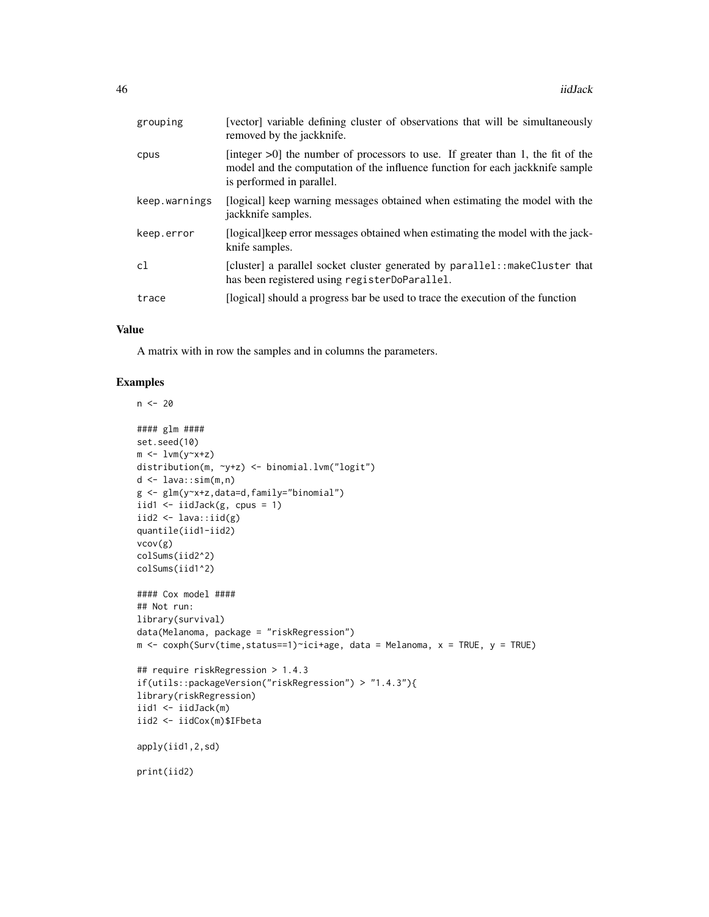| | |
|---|---|
| grouping | [vector] variable defining cluster of observations that will be simultaneously removed by the jackknife. |
| cpus | [integer >0] the number of processors to use. If greater than 1, the fit of the model and the computation of the influence function for each jackknife sample is performed in parallel. |
| keep.warnings | [logical] keep warning messages obtained when estimating the model with the jackknife samples. |
| keep.error | [logical]keep error messages obtained when estimating the model with the jackknife samples. |
| cl | [cluster] a parallel socket cluster generated by `parallel::makeCluster` that has been registered using `registerDoParallel`. |
| trace | [logical] should a progress bar be used to trace the execution of the function |

## Value

A matrix with in row the samples and in columns the parameters.

## Examples

```
n <- 20

#### glm ####
set.seed(10)
m <- lvm(y~x+z)
distribution(m, ~y+z) <- binomial.lvm("logit")
d <- lava::sim(m,n)
g <- glm(y~x+z,data=d,family="binomial")
iid1 <- iidJack(g, cpus = 1)
iid2 <- lava::iid(g)
quantile(iid1-iid2)
vcov(g)
colSums(iid2^2)
colSums(iid1^2)

#### Cox model ####
## Not run:
library(survival)
data(Melanoma, package = "riskRegression")
m <- coxph(Surv(time,status==1)~ici+age, data = Melanoma, x = TRUE, y = TRUE)

## require riskRegression > 1.4.3
if(utils::packageVersion("riskRegression") > "1.4.3"){
library(riskRegression)
iid1 <- iidJack(m)
iid2 <- iidCox(m)$IFbeta

apply(iid1,2,sd)

print(iid2)
```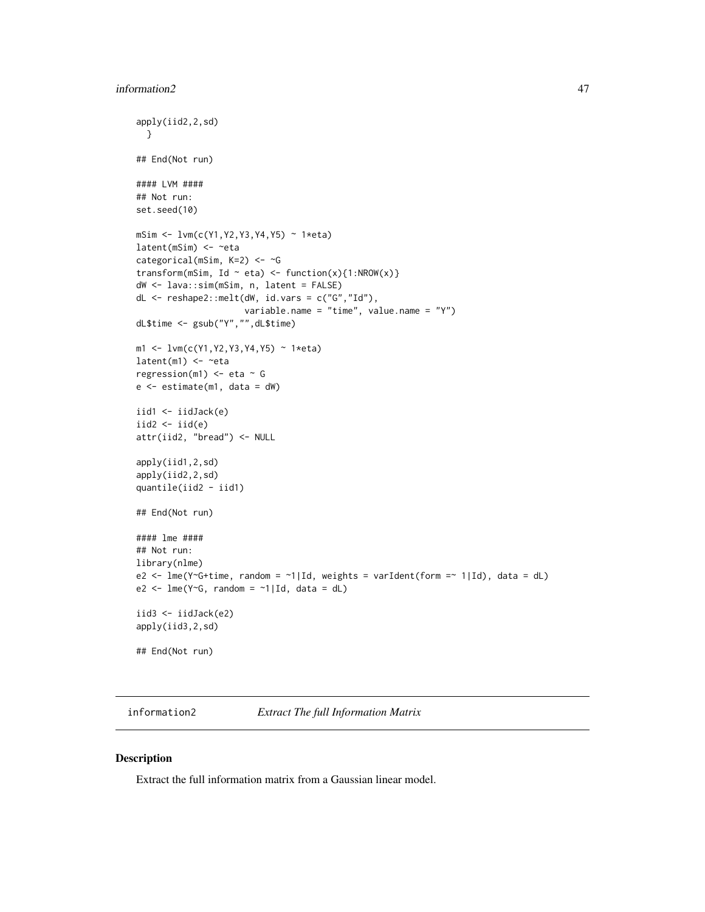```
apply(iid2,2,sd)
  }

## End(Not run)

#### LVM ####
## Not run:
set.seed(10)

mSim <- lvm(c(Y1,Y2,Y3,Y4,Y5) ~ 1*eta)
latent(mSim) <- ~eta
categorical(mSim, K=2) <- ~G
transform(mSim, Id ~ eta) <- function(x){1:NROW(x)}
dW <- lava::sim(mSim, n, latent = FALSE)
dL <- reshape2::melt(dW, id.vars = c("G","Id"),
                     variable.name = "time", value.name = "Y")
dL$time <- gsub("Y","",dL$time)

m1 <- lvm(c(Y1,Y2,Y3,Y4,Y5) ~ 1*eta)
latent(m1) <- ~eta
regression(m1) <- eta ~ G
e <- estimate(m1, data = dW)

iid1 <- iidJack(e)
iid2 <- iid(e)
attr(iid2, "bread") <- NULL

apply(iid1,2,sd)
apply(iid2,2,sd)
quantile(iid2 - iid1)

## End(Not run)

#### lme ####
## Not run:
library(nlme)
e2 <- lme(Y~G+time, random = ~1|Id, weights = varIdent(form =~ 1|Id), data = dL)
e2 <- lme(Y~G, random = ~1|Id, data = dL)

iid3 <- iidJack(e2)
apply(iid3,2,sd)

## End(Not run)
```

---

`information2` *Extract The full Information Matrix*

---

## Description

Extract the full information matrix from a Gaussian linear model.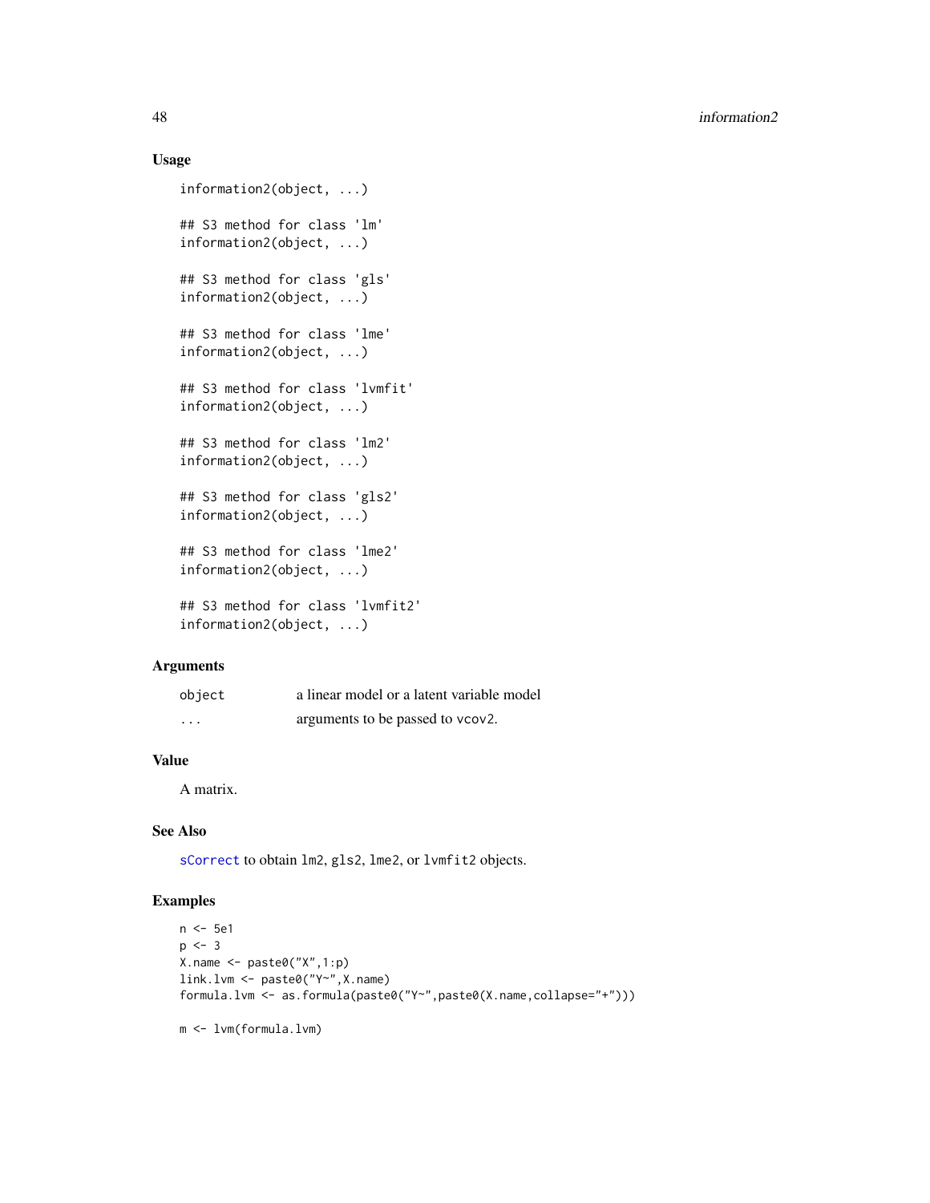## Usage

```
information2(object, ...)

## S3 method for class 'lm'
information2(object, ...)

## S3 method for class 'gls'
information2(object, ...)

## S3 method for class 'lme'
information2(object, ...)

## S3 method for class 'lvmfit'
information2(object, ...)

## S3 method for class 'lm2'
information2(object, ...)

## S3 method for class 'gls2'
information2(object, ...)

## S3 method for class 'lme2'
information2(object, ...)

## S3 method for class 'lvmfit2'
information2(object, ...)
```

## Arguments

| | |
|---|---|
| object | a linear model or a latent variable model |
| ... | arguments to be passed to vcov2. |

## Value

A matrix.

## See Also

sCorrect to obtain lm2, gls2, lme2, or lvmfit2 objects.

## Examples

```
n <- 5e1
p <- 3
X.name <- paste0("X",1:p)
link.lvm <- paste0("Y~",X.name)
formula.lvm <- as.formula(paste0("Y~",paste0(X.name,collapse="+")))

m <- lvm(formula.lvm)
```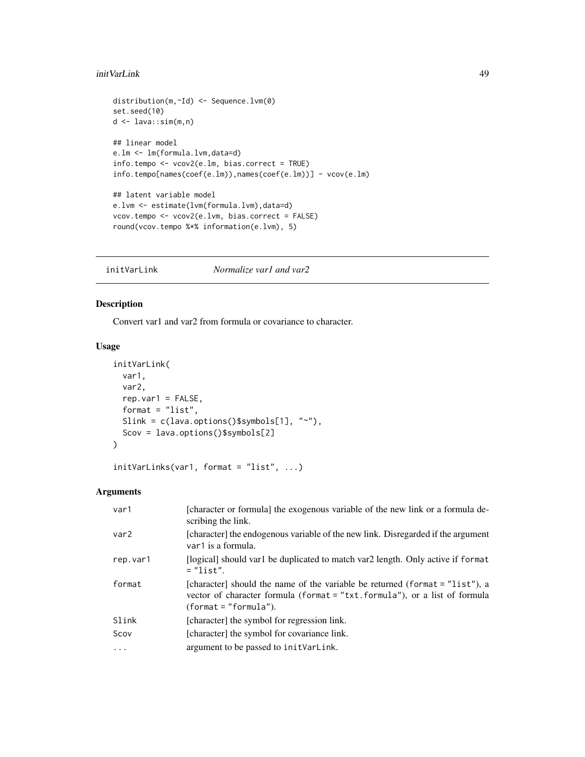```
distribution(m,~Id) <- Sequence.lvm(0)
set.seed(10)
d <- lava::sim(m,n)

## linear model
e.lm <- lm(formula.lvm,data=d)
info.tempo <- vcov2(e.lm, bias.correct = TRUE)
info.tempo[names(coef(e.lm)),names(coef(e.lm))] - vcov(e.lm)

## latent variable model
e.lvm <- estimate(lvm(formula.lvm),data=d)
vcov.tempo <- vcov2(e.lvm, bias.correct = FALSE)
round(vcov.tempo %*% information(e.lvm), 5)
```

## initVarLink — *Normalize var1 and var2*

### Description

Convert var1 and var2 from formula or covariance to character.

### Usage

```
initVarLink(
  var1,
  var2,
  rep.var1 = FALSE,
  format = "list",
  Slink = c(lava.options()$symbols[1], "~"),
  Scov = lava.options()$symbols[2]
)

initVarLinks(var1, format = "list", ...)
```

### Arguments

| | |
|---|---|
| `var1` | [character or formula] the exogenous variable of the new link or a formula describing the link. |
| `var2` | [character] the endogenous variable of the new link. Disregarded if the argument `var1` is a formula. |
| `rep.var1` | [logical] should var1 be duplicated to match var2 length. Only active if `format = "list"`. |
| `format` | [character] should the name of the variable be returned (`format = "list"`), a vector of character formula (`format = "txt.formula"`), or a list of formula (`format = "formula"`). |
| `Slink` | [character] the symbol for regression link. |
| `Scov` | [character] the symbol for covariance link. |
| `...` | argument to be passed to `initVarLink`. |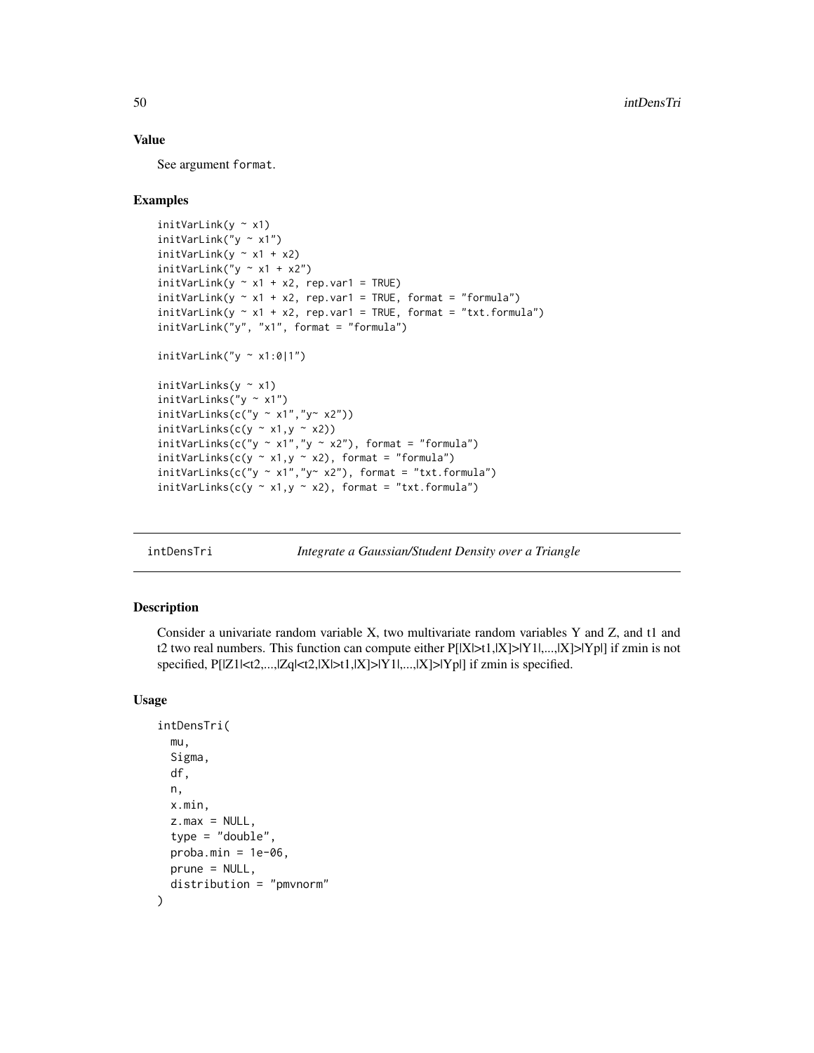### Value

See argument `format`.

### Examples

```
initVarLink(y ~ x1)
initVarLink("y ~ x1")
initVarLink(y ~ x1 + x2)
initVarLink("y ~ x1 + x2")
initVarLink(y ~ x1 + x2, rep.var1 = TRUE)
initVarLink(y ~ x1 + x2, rep.var1 = TRUE, format = "formula")
initVarLink(y ~ x1 + x2, rep.var1 = TRUE, format = "txt.formula")
initVarLink("y", "x1", format = "formula")

initVarLink("y ~ x1:0|1")

initVarLinks(y ~ x1)
initVarLinks("y ~ x1")
initVarLinks(c("y ~ x1","y~ x2"))
initVarLinks(c(y ~ x1,y ~ x2))
initVarLinks(c("y ~ x1","y ~ x2"), format = "formula")
initVarLinks(c(y ~ x1,y ~ x2), format = "formula")
initVarLinks(c("y ~ x1","y~ x2"), format = "txt.formula")
initVarLinks(c(y ~ x1,y ~ x2), format = "txt.formula")
```

---

## intDensTri — *Integrate a Gaussian/Student Density over a Triangle*

---

### Description

Consider a univariate random variable X, two multivariate random variables Y and Z, and t1 and t2 two real numbers. This function can compute either P[|X|>t1,|X]>|Y1|,...,|X]>|Yp|] if zmin is not specified, P[|Z1|<t2,...,|Zq|<t2,|X|>t1,|X]>|Y1|,...,|X]>|Yp|] if zmin is specified.

### Usage

```
intDensTri(
  mu,
  Sigma,
  df,
  n,
  x.min,
  z.max = NULL,
  type = "double",
  proba.min = 1e-06,
  prune = NULL,
  distribution = "pmvnorm"
)
```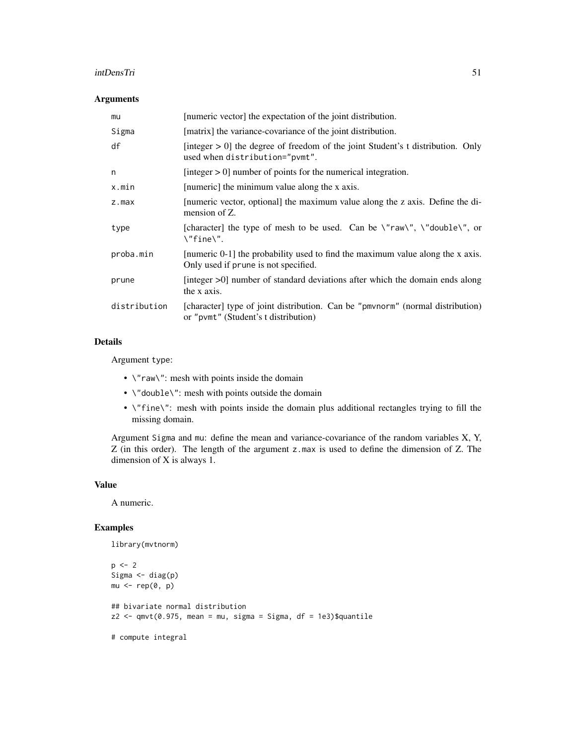## Arguments

| | |
|---|---|
| mu | [numeric vector] the expectation of the joint distribution. |
| Sigma | [matrix] the variance-covariance of the joint distribution. |
| df | [integer > 0] the degree of freedom of the joint Student's t distribution. Only used when distribution="pvmt". |
| n | [integer > 0] number of points for the numerical integration. |
| x.min | [numeric] the minimum value along the x axis. |
| z.max | [numeric vector, optional] the maximum value along the z axis. Define the dimension of Z. |
| type | [character] the type of mesh to be used. Can be \"raw\", \"double\", or \"fine\". |
| proba.min | [numeric 0-1] the probability used to find the maximum value along the x axis. Only used if prune is not specified. |
| prune | [integer >0] number of standard deviations after which the domain ends along the x axis. |
| distribution | [character] type of joint distribution. Can be "pmvnorm" (normal distribution) or "pvmt" (Student's t distribution) |

## Details

Argument type:

- \"raw\": mesh with points inside the domain
- \"double\": mesh with points outside the domain
- \"fine\": mesh with points inside the domain plus additional rectangles trying to fill the missing domain.

Argument Sigma and mu: define the mean and variance-covariance of the random variables X, Y, Z (in this order). The length of the argument z.max is used to define the dimension of Z. The dimension of X is always 1.

## Value

A numeric.

## Examples

```
library(mvtnorm)

p <- 2
Sigma <- diag(p)
mu <- rep(0, p)

## bivariate normal distribution
z2 <- qmvt(0.975, mean = mu, sigma = Sigma, df = 1e3)$quantile

# compute integral
```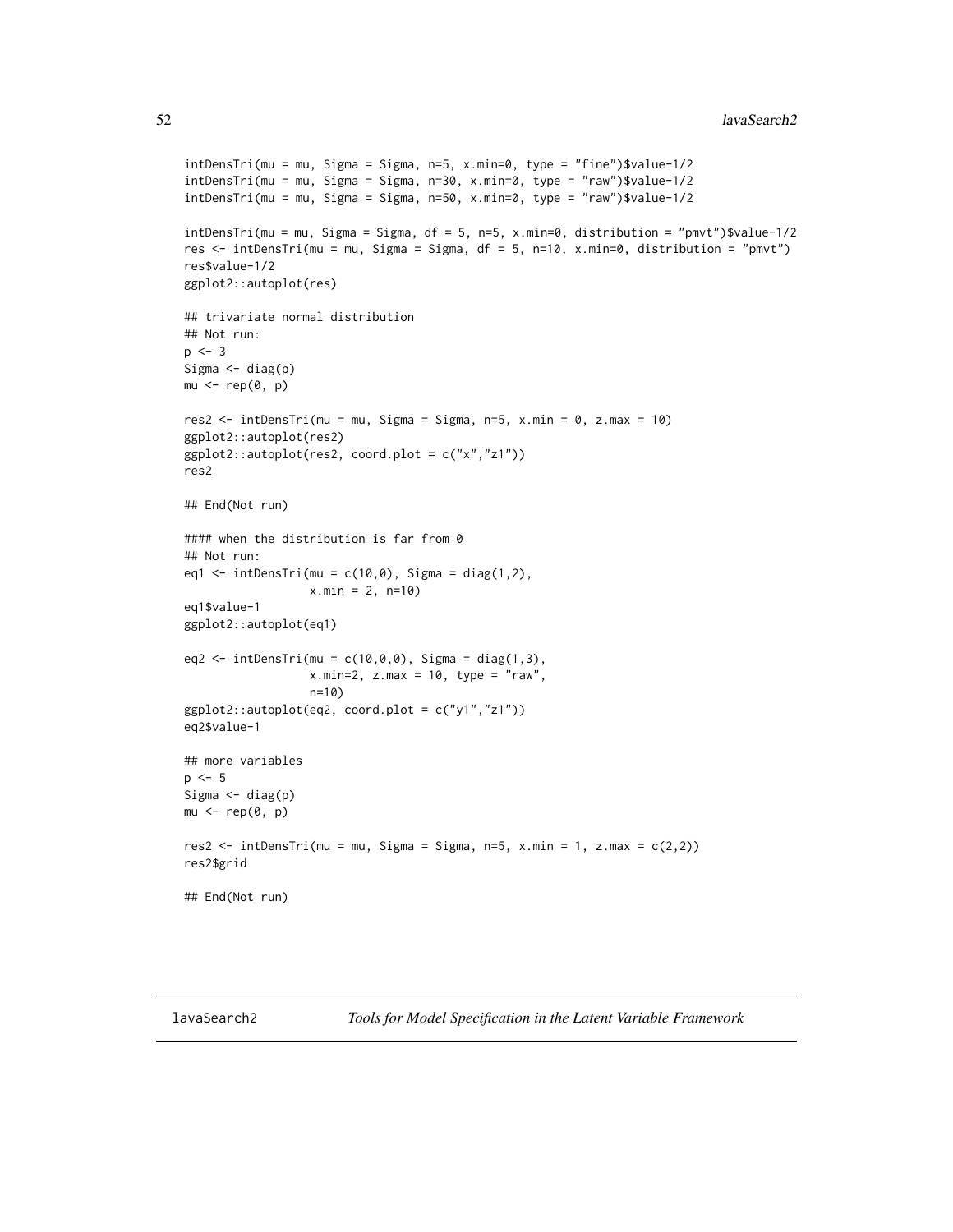```
intDensTri(mu = mu, Sigma = Sigma, n=5, x.min=0, type = "fine")$value-1/2
intDensTri(mu = mu, Sigma = Sigma, n=30, x.min=0, type = "raw")$value-1/2
intDensTri(mu = mu, Sigma = Sigma, n=50, x.min=0, type = "raw")$value-1/2

intDensTri(mu = mu, Sigma = Sigma, df = 5, n=5, x.min=0, distribution = "pmvt")$value-1/2
res <- intDensTri(mu = mu, Sigma = Sigma, df = 5, n=10, x.min=0, distribution = "pmvt")
res$value-1/2
ggplot2::autoplot(res)

## trivariate normal distribution
## Not run:
p <- 3
Sigma <- diag(p)
mu <- rep(0, p)

res2 <- intDensTri(mu = mu, Sigma = Sigma, n=5, x.min = 0, z.max = 10)
ggplot2::autoplot(res2)
ggplot2::autoplot(res2, coord.plot = c("x","z1"))
res2

## End(Not run)

#### when the distribution is far from 0
## Not run:
eq1 <- intDensTri(mu = c(10,0), Sigma = diag(1,2),
                  x.min = 2, n=10)
eq1$value-1
ggplot2::autoplot(eq1)

eq2 <- intDensTri(mu = c(10,0,0), Sigma = diag(1,3),
                  x.min=2, z.max = 10, type = "raw",
                  n=10)
ggplot2::autoplot(eq2, coord.plot = c("y1","z1"))
eq2$value-1

## more variables
p <- 5
Sigma <- diag(p)
mu <- rep(0, p)

res2 <- intDensTri(mu = mu, Sigma = Sigma, n=5, x.min = 1, z.max = c(2,2))
res2$grid

## End(Not run)
```

---

lavaSearch2 &nbsp;&nbsp;&nbsp;&nbsp; *Tools for Model Specification in the Latent Variable Framework*

---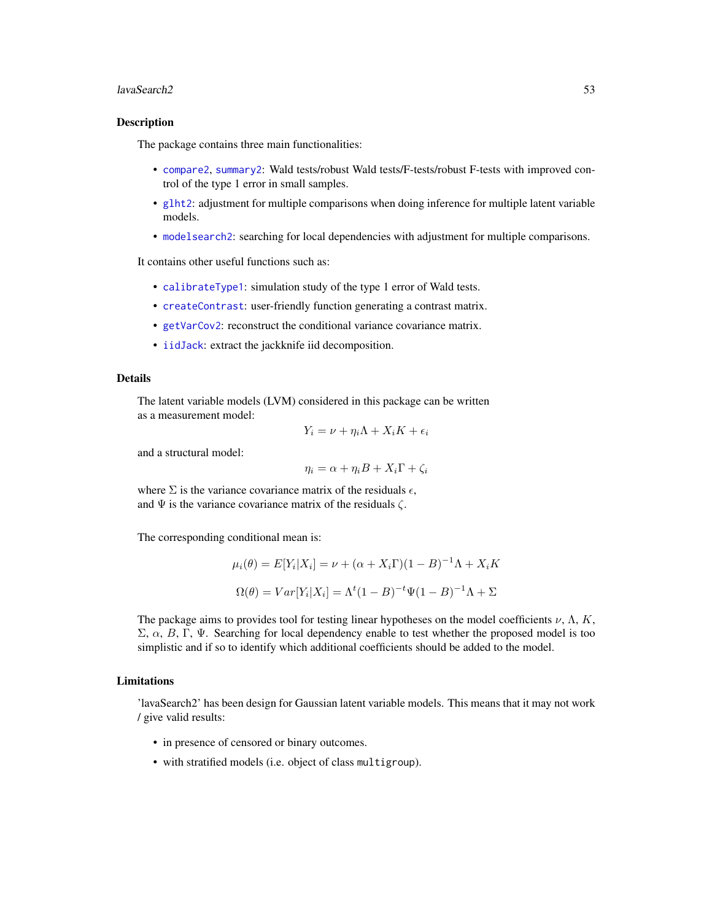## Description

The package contains three main functionalities:

- compare2, summary2: Wald tests/robust Wald tests/F-tests/robust F-tests with improved control of the type 1 error in small samples.
- glht2: adjustment for multiple comparisons when doing inference for multiple latent variable models.
- modelsearch2: searching for local dependencies with adjustment for multiple comparisons.

It contains other useful functions such as:

- calibrateType1: simulation study of the type 1 error of Wald tests.
- createContrast: user-friendly function generating a contrast matrix.
- getVarCov2: reconstruct the conditional variance covariance matrix.
- iidJack: extract the jackknife iid decomposition.

## Details

The latent variable models (LVM) considered in this package can be written as a measurement model:

$$Y_i = \nu + \eta_i \Lambda + X_i K + \epsilon_i$$

and a structural model:

$$\eta_i = \alpha + \eta_i B + X_i \Gamma + \zeta_i$$

where $\Sigma$ is the variance covariance matrix of the residuals $\epsilon$, and $\Psi$ is the variance covariance matrix of the residuals $\zeta$.

The corresponding conditional mean is:

$$\mu_i(\theta) = E[Y_i|X_i] = \nu + (\alpha + X_i\Gamma)(1-B)^{-1}\Lambda + X_i K$$

$$\Omega(\theta) = Var[Y_i|X_i] = \Lambda^t(1-B)^{-t}\Psi(1-B)^{-1}\Lambda + \Sigma$$

The package aims to provides tool for testing linear hypotheses on the model coefficients $\nu$, $\Lambda$, $K$, $\Sigma$, $\alpha$, $B$, $\Gamma$, $\Psi$. Searching for local dependency enable to test whether the proposed model is too simplistic and if so to identify which additional coefficients should be added to the model.

## Limitations

'lavaSearch2' has been design for Gaussian latent variable models. This means that it may not work / give valid results:

- in presence of censored or binary outcomes.
- with stratified models (i.e. object of class `multigroup`).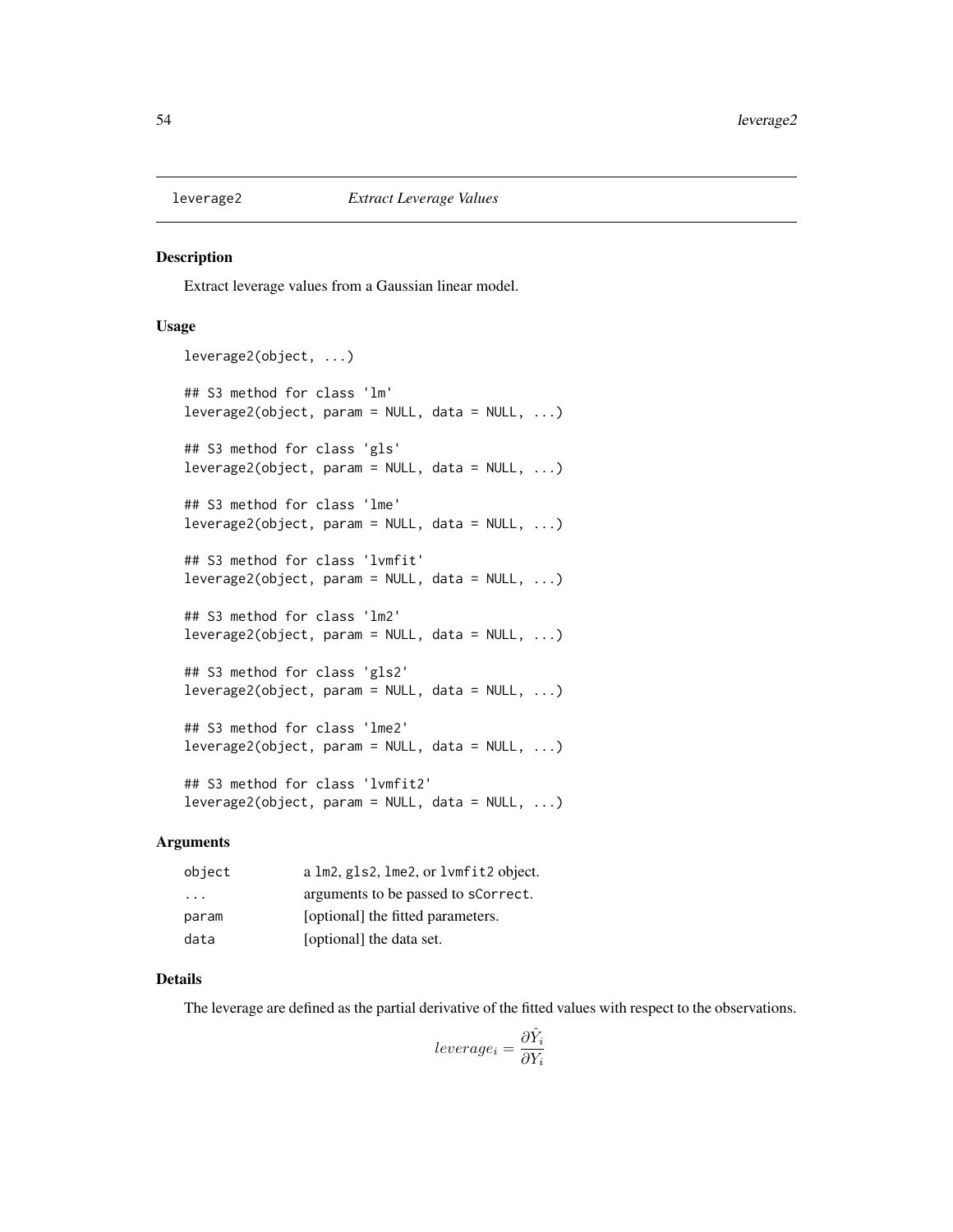# leverage2 *Extract Leverage Values*

## Description

Extract leverage values from a Gaussian linear model.

## Usage

```
leverage2(object, ...)

## S3 method for class 'lm'
leverage2(object, param = NULL, data = NULL, ...)

## S3 method for class 'gls'
leverage2(object, param = NULL, data = NULL, ...)

## S3 method for class 'lme'
leverage2(object, param = NULL, data = NULL, ...)

## S3 method for class 'lvmfit'
leverage2(object, param = NULL, data = NULL, ...)

## S3 method for class 'lm2'
leverage2(object, param = NULL, data = NULL, ...)

## S3 method for class 'gls2'
leverage2(object, param = NULL, data = NULL, ...)

## S3 method for class 'lme2'
leverage2(object, param = NULL, data = NULL, ...)

## S3 method for class 'lvmfit2'
leverage2(object, param = NULL, data = NULL, ...)
```

## Arguments

| | |
|---|---|
| object | a lm2, gls2, lme2, or lvmfit2 object. |
| ... | arguments to be passed to sCorrect. |
| param | [optional] the fitted parameters. |
| data | [optional] the data set. |

## Details

The leverage are defined as the partial derivative of the fitted values with respect to the observations.

$$leverage_i = \frac{\partial \hat{Y}_i}{\partial Y_i}$$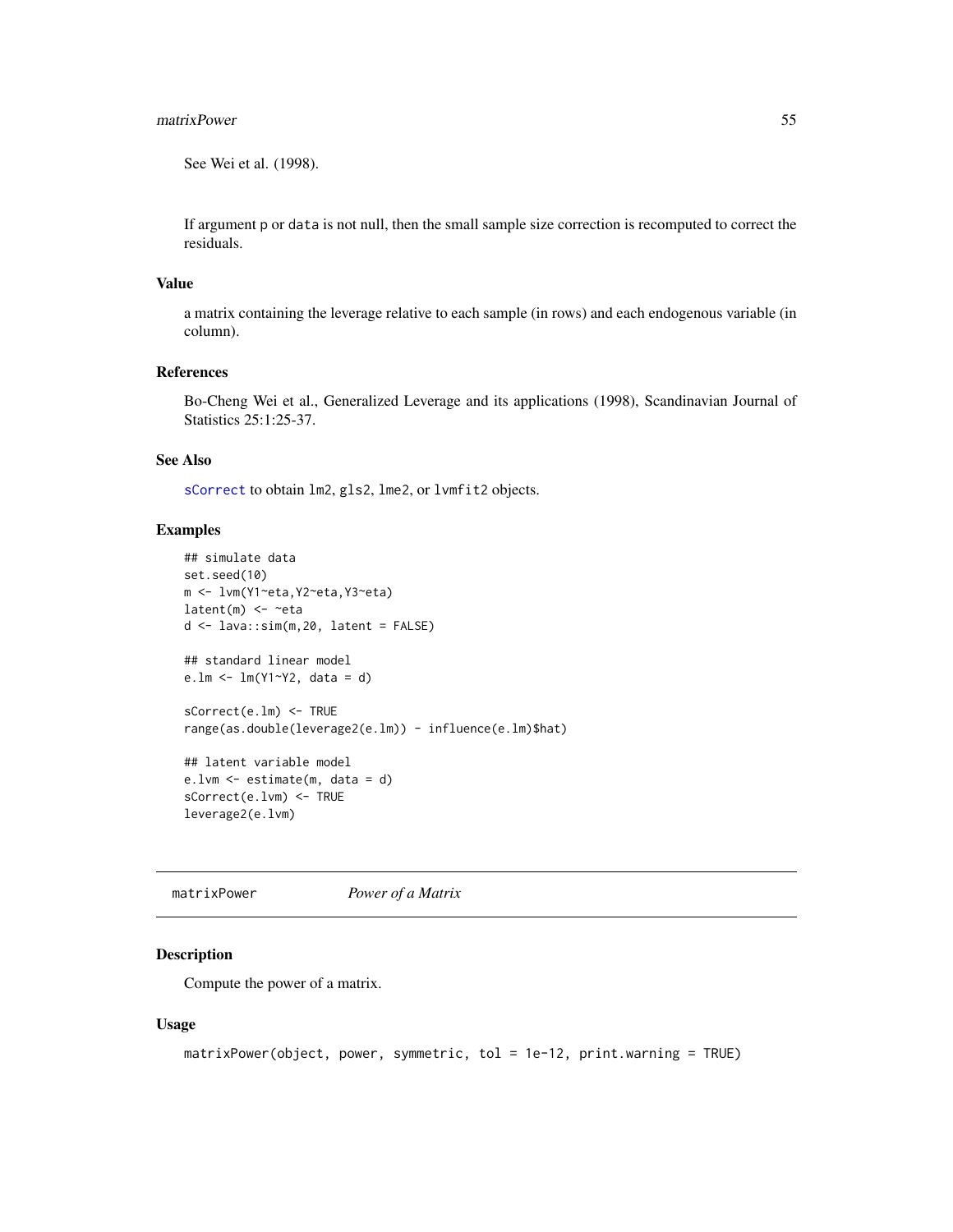See Wei et al. (1998).

If argument p or data is not null, then the small sample size correction is recomputed to correct the residuals.

### Value

a matrix containing the leverage relative to each sample (in rows) and each endogenous variable (in column).

### References

Bo-Cheng Wei et al., Generalized Leverage and its applications (1998), Scandinavian Journal of Statistics 25:1:25-37.

### See Also

sCorrect to obtain lm2, gls2, lme2, or lvmfit2 objects.

### Examples

```
## simulate data
set.seed(10)
m <- lvm(Y1~eta,Y2~eta,Y3~eta)
latent(m) <- ~eta
d <- lava::sim(m,20, latent = FALSE)

## standard linear model
e.lm <- lm(Y1~Y2, data = d)

sCorrect(e.lm) <- TRUE
range(as.double(leverage2(e.lm)) - influence(e.lm)$hat)

## latent variable model
e.lvm <- estimate(m, data = d)
sCorrect(e.lvm) <- TRUE
leverage2(e.lvm)
```

---

## matrixPower    *Power of a Matrix*

### Description

Compute the power of a matrix.

### Usage

```
matrixPower(object, power, symmetric, tol = 1e-12, print.warning = TRUE)
```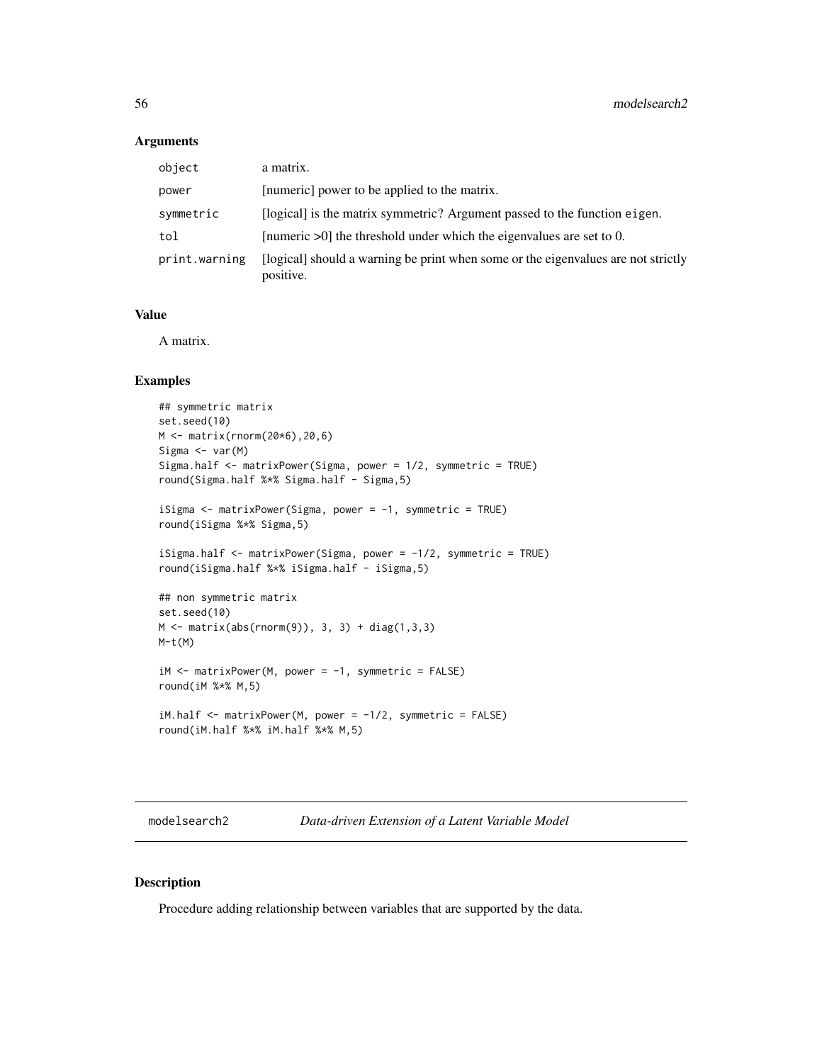### Arguments

| | |
|---|---|
| `object` | a matrix. |
| `power` | [numeric] power to be applied to the matrix. |
| `symmetric` | [logical] is the matrix symmetric? Argument passed to the function `eigen`. |
| `tol` | [numeric >0] the threshold under which the eigenvalues are set to 0. |
| `print.warning` | [logical] should a warning be print when some or the eigenvalues are not strictly positive. |

### Value

A matrix.

### Examples

```
## symmetric matrix
set.seed(10)
M <- matrix(rnorm(20*6),20,6)
Sigma <- var(M)
Sigma.half <- matrixPower(Sigma, power = 1/2, symmetric = TRUE)
round(Sigma.half %*% Sigma.half - Sigma,5)

iSigma <- matrixPower(Sigma, power = -1, symmetric = TRUE)
round(iSigma %*% Sigma,5)

iSigma.half <- matrixPower(Sigma, power = -1/2, symmetric = TRUE)
round(iSigma.half %*% iSigma.half - iSigma,5)

## non symmetric matrix
set.seed(10)
M <- matrix(abs(rnorm(9)), 3, 3) + diag(1,3,3)
M-t(M)

iM <- matrixPower(M, power = -1, symmetric = FALSE)
round(iM %*% M,5)

iM.half <- matrixPower(M, power = -1/2, symmetric = FALSE)
round(iM.half %*% iM.half %*% M,5)
```

---

## modelsearch2 — *Data-driven Extension of a Latent Variable Model*

### Description

Procedure adding relationship between variables that are supported by the data.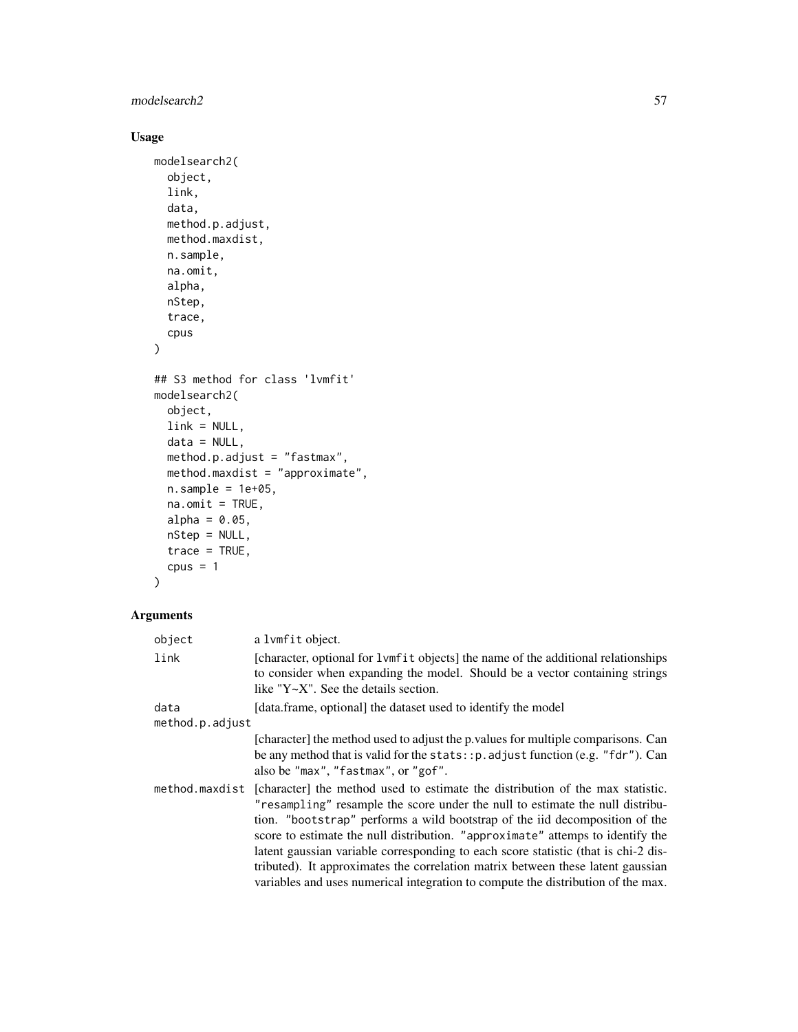## Usage

```
modelsearch2(
  object,
  link,
  data,
  method.p.adjust,
  method.maxdist,
  n.sample,
  na.omit,
  alpha,
  nStep,
  trace,
  cpus
)

## S3 method for class 'lvmfit'
modelsearch2(
  object,
  link = NULL,
  data = NULL,
  method.p.adjust = "fastmax",
  method.maxdist = "approximate",
  n.sample = 1e+05,
  na.omit = TRUE,
  alpha = 0.05,
  nStep = NULL,
  trace = TRUE,
  cpus = 1
)
```

## Arguments

| | |
|---|---|
| `object` | a `lvmfit` object. |
| `link` | [character, optional for `lvmfit` objects] the name of the additional relationships to consider when expanding the model. Should be a vector containing strings like "Y~X". See the details section. |
| `data` | [data.frame, optional] the dataset used to identify the model |
| `method.p.adjust` | [character] the method used to adjust the p.values for multiple comparisons. Can be any method that is valid for the `stats::p.adjust` function (e.g. `"fdr"`). Can also be `"max"`, `"fastmax"`, or `"gof"`. |
| `method.maxdist` | [character] the method used to estimate the distribution of the max statistic. `"resampling"` resample the score under the null to estimate the null distribution. `"bootstrap"` performs a wild bootstrap of the iid decomposition of the score to estimate the null distribution. `"approximate"` attemps to identify the latent gaussian variable corresponding to each score statistic (that is chi-2 distributed). It approximates the correlation matrix between these latent gaussian variables and uses numerical integration to compute the distribution of the max. |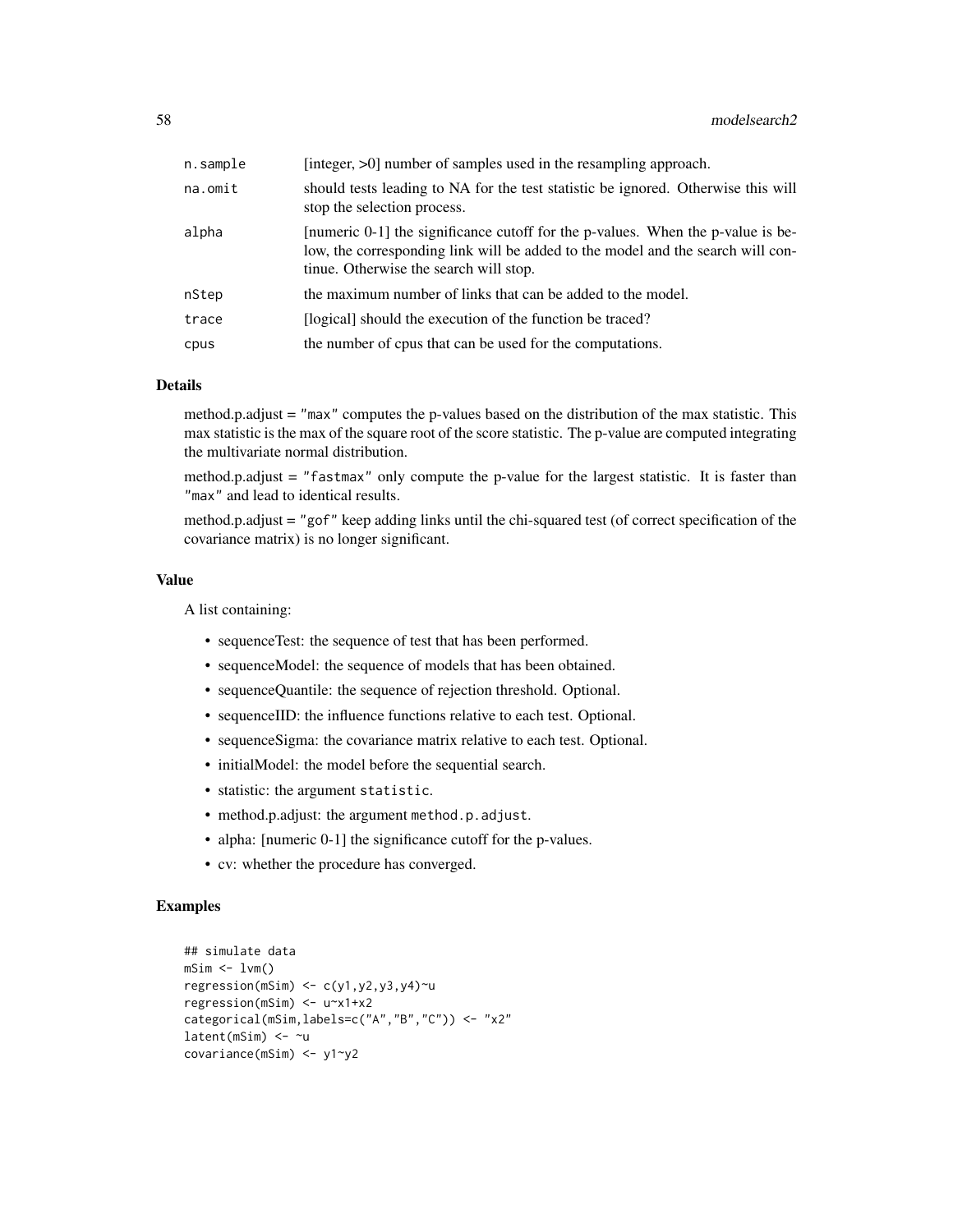| | |
|---|---|
| n.sample | [integer, >0] number of samples used in the resampling approach. |
| na.omit | should tests leading to NA for the test statistic be ignored. Otherwise this will stop the selection process. |
| alpha | [numeric 0-1] the significance cutoff for the p-values. When the p-value is below, the corresponding link will be added to the model and the search will continue. Otherwise the search will stop. |
| nStep | the maximum number of links that can be added to the model. |
| trace | [logical] should the execution of the function be traced? |
| cpus | the number of cpus that can be used for the computations. |

### Details

method.p.adjust = `"max"` computes the p-values based on the distribution of the max statistic. This max statistic is the max of the square root of the score statistic. The p-value are computed integrating the multivariate normal distribution.

method.p.adjust = `"fastmax"` only compute the p-value for the largest statistic. It is faster than `"max"` and lead to identical results.

method.p.adjust = `"gof"` keep adding links until the chi-squared test (of correct specification of the covariance matrix) is no longer significant.

### Value

A list containing:

- sequenceTest: the sequence of test that has been performed.
- sequenceModel: the sequence of models that has been obtained.
- sequenceQuantile: the sequence of rejection threshold. Optional.
- sequenceIID: the influence functions relative to each test. Optional.
- sequenceSigma: the covariance matrix relative to each test. Optional.
- initialModel: the model before the sequential search.
- statistic: the argument `statistic`.
- method.p.adjust: the argument `method.p.adjust`.
- alpha: [numeric 0-1] the significance cutoff for the p-values.
- cv: whether the procedure has converged.

### Examples

```
## simulate data
mSim <- lvm()
regression(mSim) <- c(y1,y2,y3,y4)~u
regression(mSim) <- u~x1+x2
categorical(mSim,labels=c("A","B","C")) <- "x2"
latent(mSim) <- ~u
covariance(mSim) <- y1~y2
```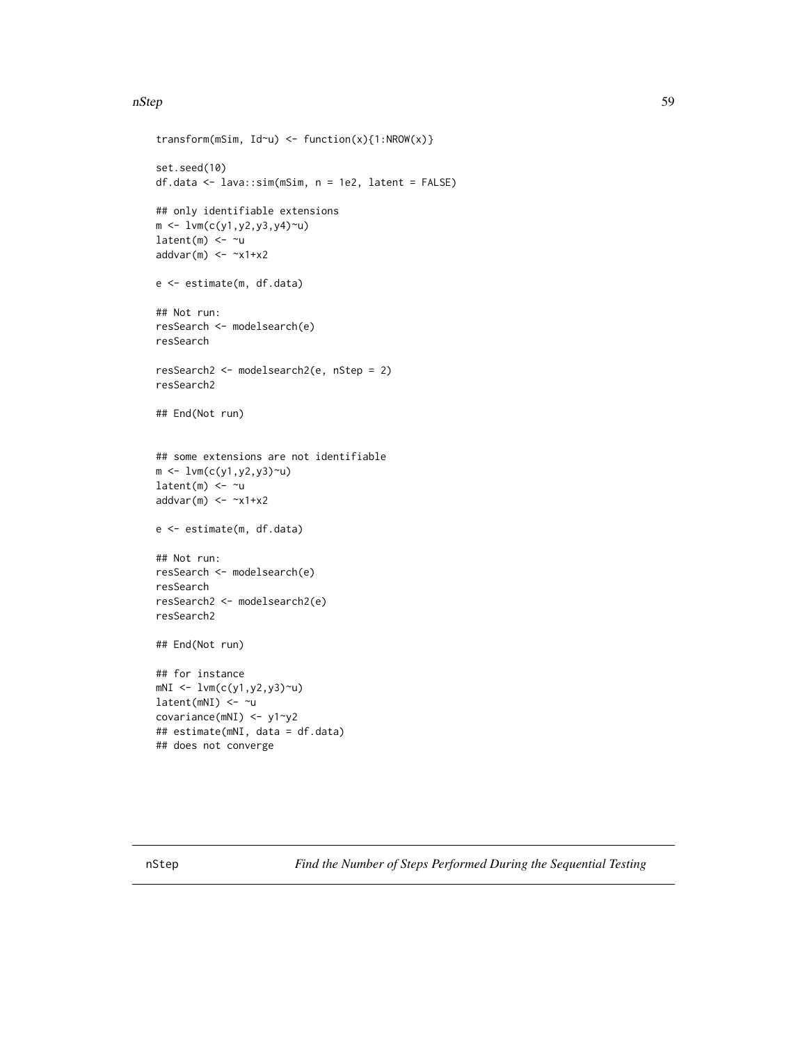```
transform(mSim, Id~u) <- function(x){1:NROW(x)}

set.seed(10)
df.data <- lava::sim(mSim, n = 1e2, latent = FALSE)

## only identifiable extensions
m <- lvm(c(y1,y2,y3,y4)~u)
latent(m) <- ~u
addvar(m) <- ~x1+x2

e <- estimate(m, df.data)

## Not run:
resSearch <- modelsearch(e)
resSearch

resSearch2 <- modelsearch2(e, nStep = 2)
resSearch2

## End(Not run)


## some extensions are not identifiable
m <- lvm(c(y1,y2,y3)~u)
latent(m) <- ~u
addvar(m) <- ~x1+x2

e <- estimate(m, df.data)

## Not run:
resSearch <- modelsearch(e)
resSearch
resSearch2 <- modelsearch2(e)
resSearch2

## End(Not run)

## for instance
mNI <- lvm(c(y1,y2,y3)~u)
latent(mNI) <- ~u
covariance(mNI) <- y1~y2
## estimate(mNI, data = df.data)
## does not converge
```

## nStep *Find the Number of Steps Performed During the Sequential Testing*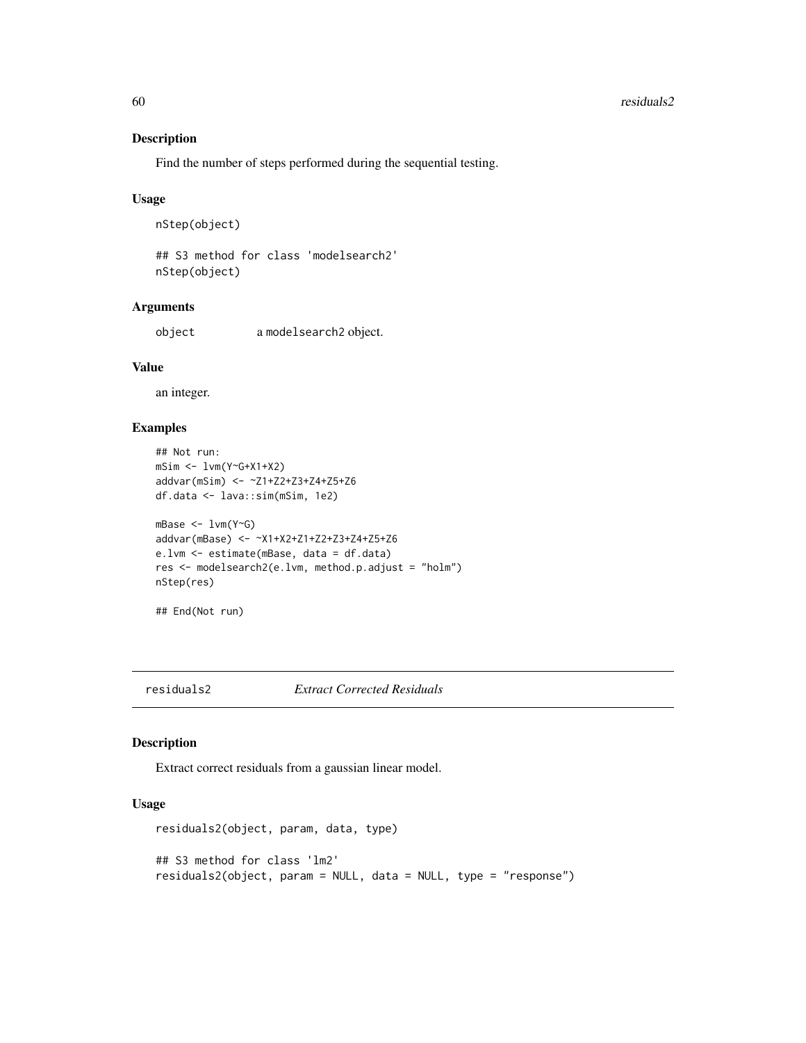## Description

Find the number of steps performed during the sequential testing.

## Usage

```
nStep(object)

## S3 method for class 'modelsearch2'
nStep(object)
```

## Arguments

`object` a `modelsearch2` object.

## Value

an integer.

## Examples

```
## Not run:
mSim <- lvm(Y~G+X1+X2)
addvar(mSim) <- ~Z1+Z2+Z3+Z4+Z5+Z6
df.data <- lava::sim(mSim, 1e2)

mBase <- lvm(Y~G)
addvar(mBase) <- ~X1+X2+Z1+Z2+Z3+Z4+Z5+Z6
e.lvm <- estimate(mBase, data = df.data)
res <- modelsearch2(e.lvm, method.p.adjust = "holm")
nStep(res)

## End(Not run)
```

---

# residuals2 *Extract Corrected Residuals*

## Description

Extract correct residuals from a gaussian linear model.

## Usage

```
residuals2(object, param, data, type)

## S3 method for class 'lm2'
residuals2(object, param = NULL, data = NULL, type = "response")
```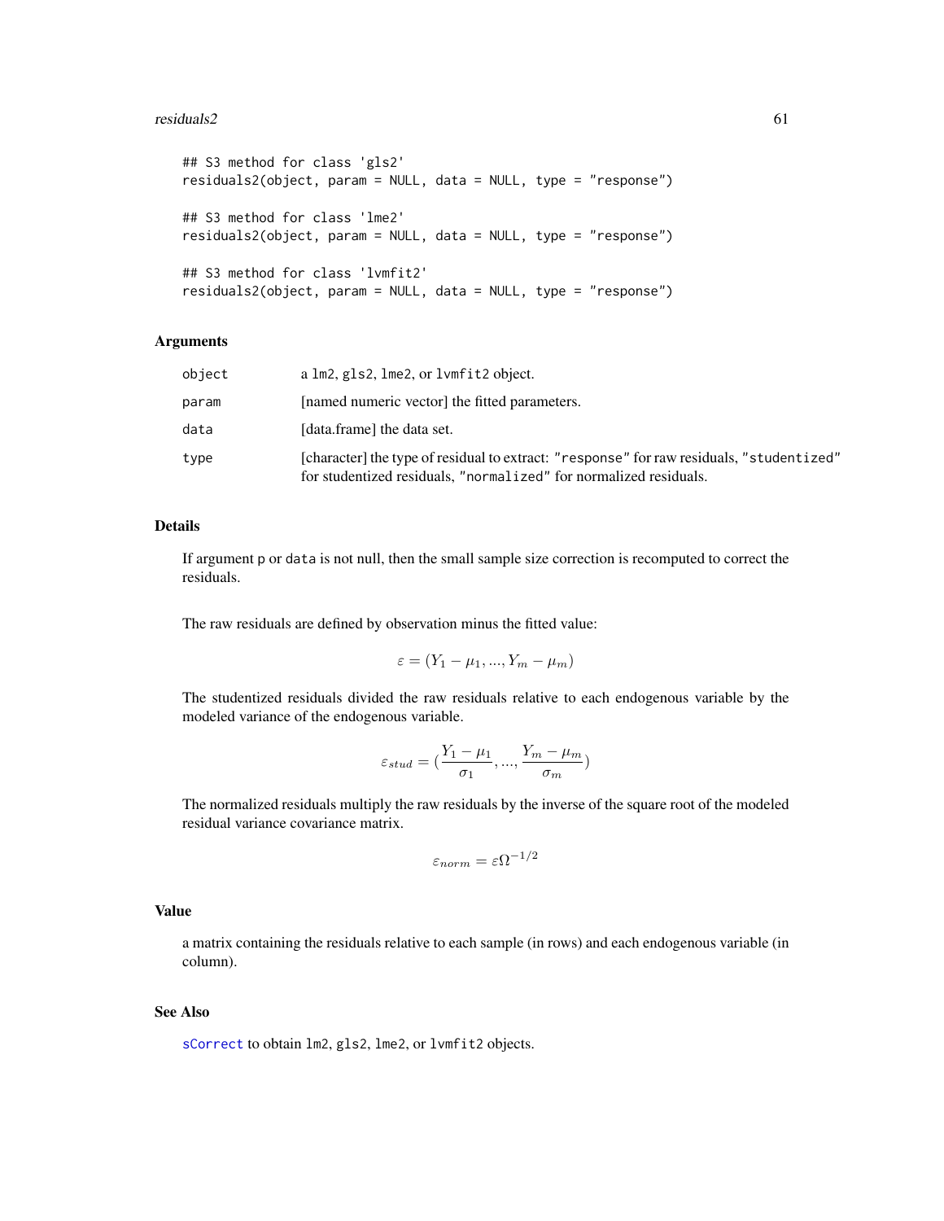```
## S3 method for class 'gls2'
residuals2(object, param = NULL, data = NULL, type = "response")

## S3 method for class 'lme2'
residuals2(object, param = NULL, data = NULL, type = "response")

## S3 method for class 'lvmfit2'
residuals2(object, param = NULL, data = NULL, type = "response")
```

## Arguments

| | |
|---|---|
| `object` | a `lm2`, `gls2`, `lme2`, or `lvmfit2` object. |
| `param` | [named numeric vector] the fitted parameters. |
| `data` | [data.frame] the data set. |
| `type` | [character] the type of residual to extract: `"response"` for raw residuals, `"studentized"` for studentized residuals, `"normalized"` for normalized residuals. |

## Details

If argument `p` or `data` is not null, then the small sample size correction is recomputed to correct the residuals.

The raw residuals are defined by observation minus the fitted value:

$$\varepsilon = (Y_1 - \mu_1, ..., Y_m - \mu_m)$$

The studentized residuals divided the raw residuals relative to each endogenous variable by the modeled variance of the endogenous variable.

$$\varepsilon_{stud} = (\frac{Y_1 - \mu_1}{\sigma_1}, ..., \frac{Y_m - \mu_m}{\sigma_m})$$

The normalized residuals multiply the raw residuals by the inverse of the square root of the modeled residual variance covariance matrix.

$$\varepsilon_{norm} = \varepsilon \Omega^{-1/2}$$

## Value

a matrix containing the residuals relative to each sample (in rows) and each endogenous variable (in column).

## See Also

`sCorrect` to obtain `lm2`, `gls2`, `lme2`, or `lvmfit2` objects.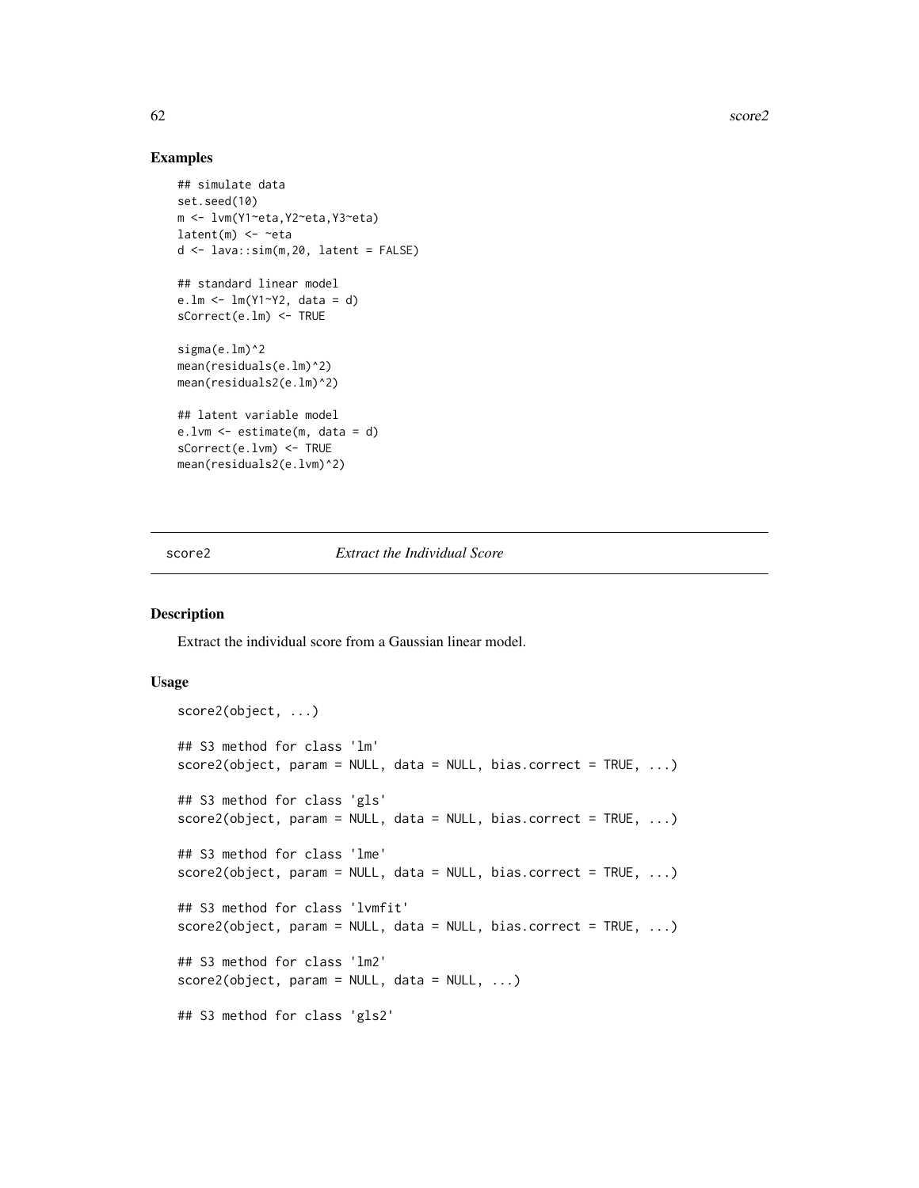## Examples

```
## simulate data
set.seed(10)
m <- lvm(Y1~eta,Y2~eta,Y3~eta)
latent(m) <- ~eta
d <- lava::sim(m,20, latent = FALSE)

## standard linear model
e.lm <- lm(Y1~Y2, data = d)
sCorrect(e.lm) <- TRUE

sigma(e.lm)^2
mean(residuals(e.lm)^2)
mean(residuals2(e.lm)^2)

## latent variable model
e.lvm <- estimate(m, data = d)
sCorrect(e.lvm) <- TRUE
mean(residuals2(e.lvm)^2)
```

# score2 *Extract the Individual Score*

## Description

Extract the individual score from a Gaussian linear model.

## Usage

```
score2(object, ...)

## S3 method for class 'lm'
score2(object, param = NULL, data = NULL, bias.correct = TRUE, ...)

## S3 method for class 'gls'
score2(object, param = NULL, data = NULL, bias.correct = TRUE, ...)

## S3 method for class 'lme'
score2(object, param = NULL, data = NULL, bias.correct = TRUE, ...)

## S3 method for class 'lvmfit'
score2(object, param = NULL, data = NULL, bias.correct = TRUE, ...)

## S3 method for class 'lm2'
score2(object, param = NULL, data = NULL, ...)

## S3 method for class 'gls2'
```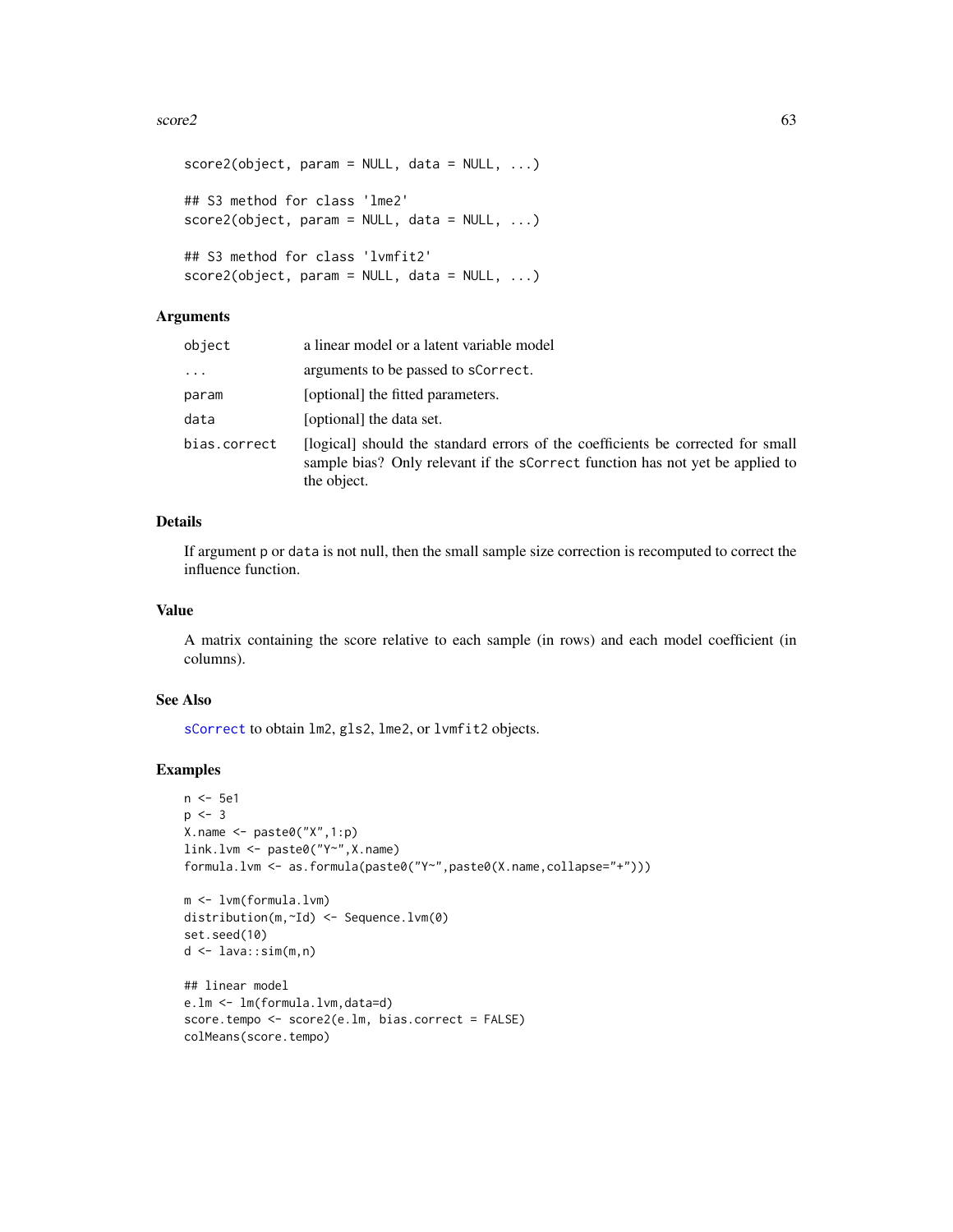```
score2(object, param = NULL, data = NULL, ...)

## S3 method for class 'lme2'
score2(object, param = NULL, data = NULL, ...)

## S3 method for class 'lvmfit2'
score2(object, param = NULL, data = NULL, ...)
```

### Arguments

| | |
|---|---|
| object | a linear model or a latent variable model |
| ... | arguments to be passed to sCorrect. |
| param | [optional] the fitted parameters. |
| data | [optional] the data set. |
| bias.correct | [logical] should the standard errors of the coefficients be corrected for small sample bias? Only relevant if the sCorrect function has not yet be applied to the object. |

### Details

If argument p or data is not null, then the small sample size correction is recomputed to correct the influence function.

### Value

A matrix containing the score relative to each sample (in rows) and each model coefficient (in columns).

### See Also

sCorrect to obtain lm2, gls2, lme2, or lvmfit2 objects.

### Examples

```
n <- 5e1
p <- 3
X.name <- paste0("X",1:p)
link.lvm <- paste0("Y~",X.name)
formula.lvm <- as.formula(paste0("Y~",paste0(X.name,collapse="+")))

m <- lvm(formula.lvm)
distribution(m,~Id) <- Sequence.lvm(0)
set.seed(10)
d <- lava::sim(m,n)

## linear model
e.lm <- lm(formula.lvm,data=d)
score.tempo <- score2(e.lm, bias.correct = FALSE)
colMeans(score.tempo)
```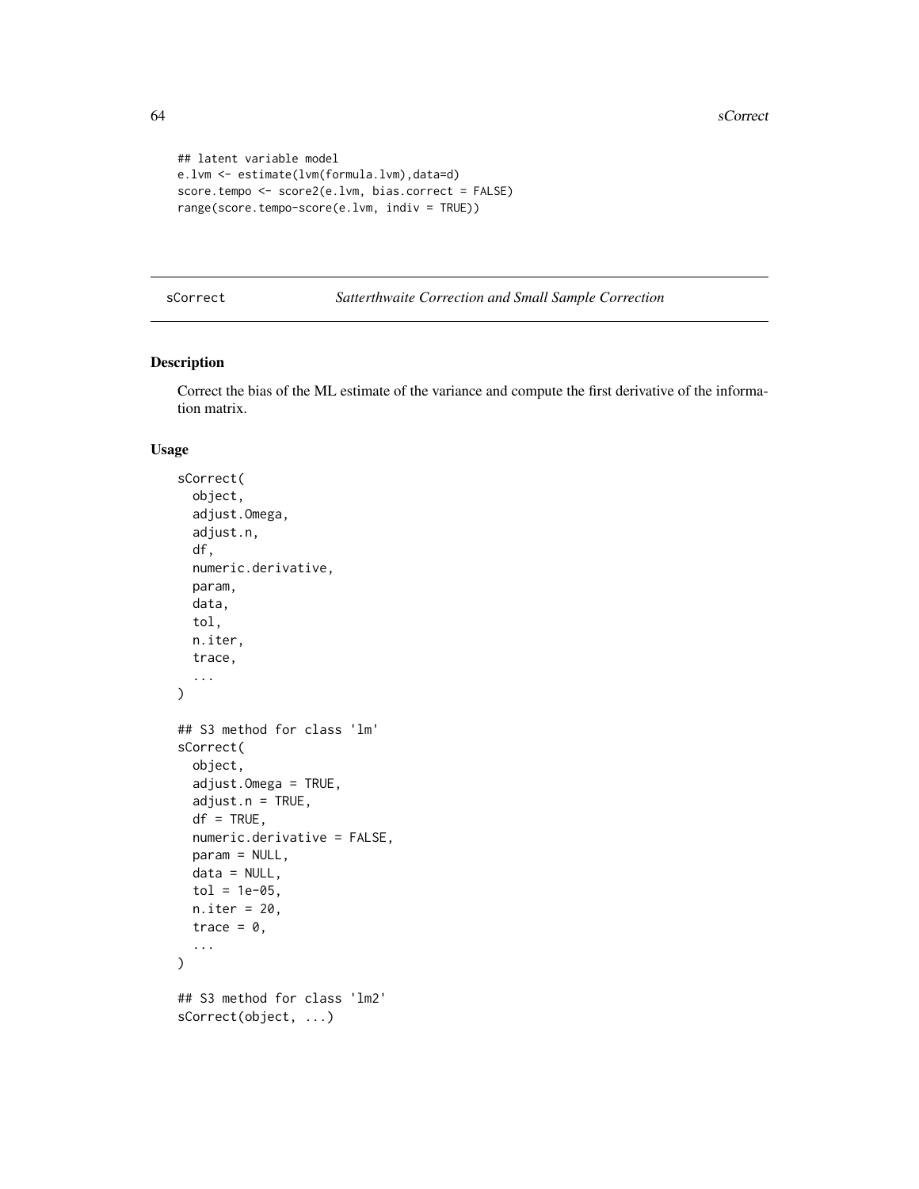```
## latent variable model
e.lvm <- estimate(lvm(formula.lvm),data=d)
score.tempo <- score2(e.lvm, bias.correct = FALSE)
range(score.tempo-score(e.lvm, indiv = TRUE))
```

## sCorrect — *Satterthwaite Correction and Small Sample Correction*

### Description

Correct the bias of the ML estimate of the variance and compute the first derivative of the information matrix.

### Usage

```
sCorrect(
  object,
  adjust.Omega,
  adjust.n,
  df,
  numeric.derivative,
  param,
  data,
  tol,
  n.iter,
  trace,
  ...
)

## S3 method for class 'lm'
sCorrect(
  object,
  adjust.Omega = TRUE,
  adjust.n = TRUE,
  df = TRUE,
  numeric.derivative = FALSE,
  param = NULL,
  data = NULL,
  tol = 1e-05,
  n.iter = 20,
  trace = 0,
  ...
)

## S3 method for class 'lm2'
sCorrect(object, ...)
```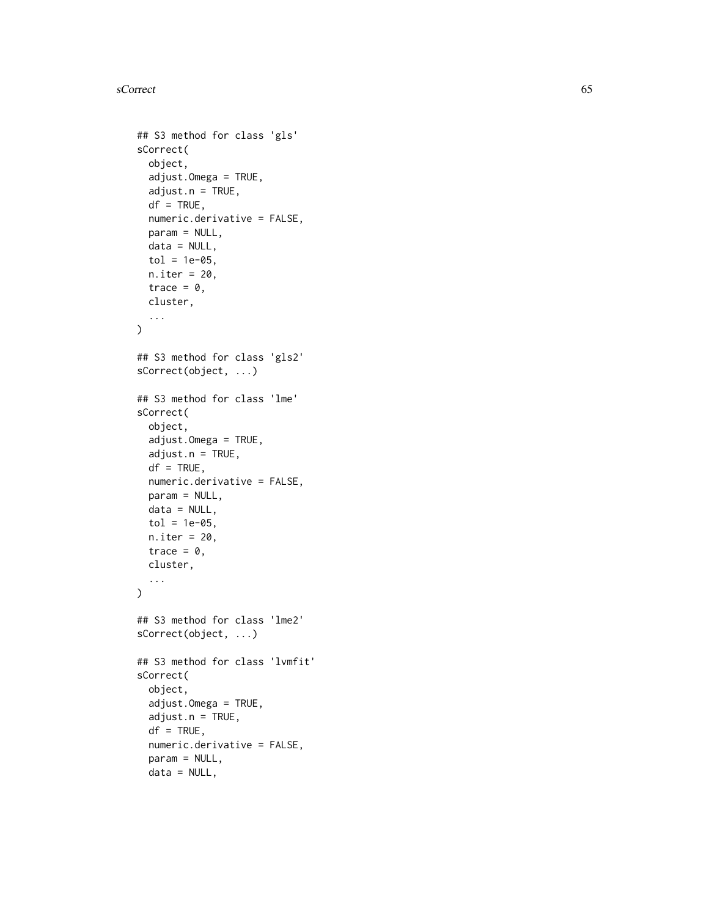```
## S3 method for class 'gls'
sCorrect(
  object,
  adjust.Omega = TRUE,
  adjust.n = TRUE,
  df = TRUE,
  numeric.derivative = FALSE,
  param = NULL,
  data = NULL,
  tol = 1e-05,
  n.iter = 20,
  trace = 0,
  cluster,
  ...
)

## S3 method for class 'gls2'
sCorrect(object, ...)

## S3 method for class 'lme'
sCorrect(
  object,
  adjust.Omega = TRUE,
  adjust.n = TRUE,
  df = TRUE,
  numeric.derivative = FALSE,
  param = NULL,
  data = NULL,
  tol = 1e-05,
  n.iter = 20,
  trace = 0,
  cluster,
  ...
)

## S3 method for class 'lme2'
sCorrect(object, ...)

## S3 method for class 'lvmfit'
sCorrect(
  object,
  adjust.Omega = TRUE,
  adjust.n = TRUE,
  df = TRUE,
  numeric.derivative = FALSE,
  param = NULL,
  data = NULL,
```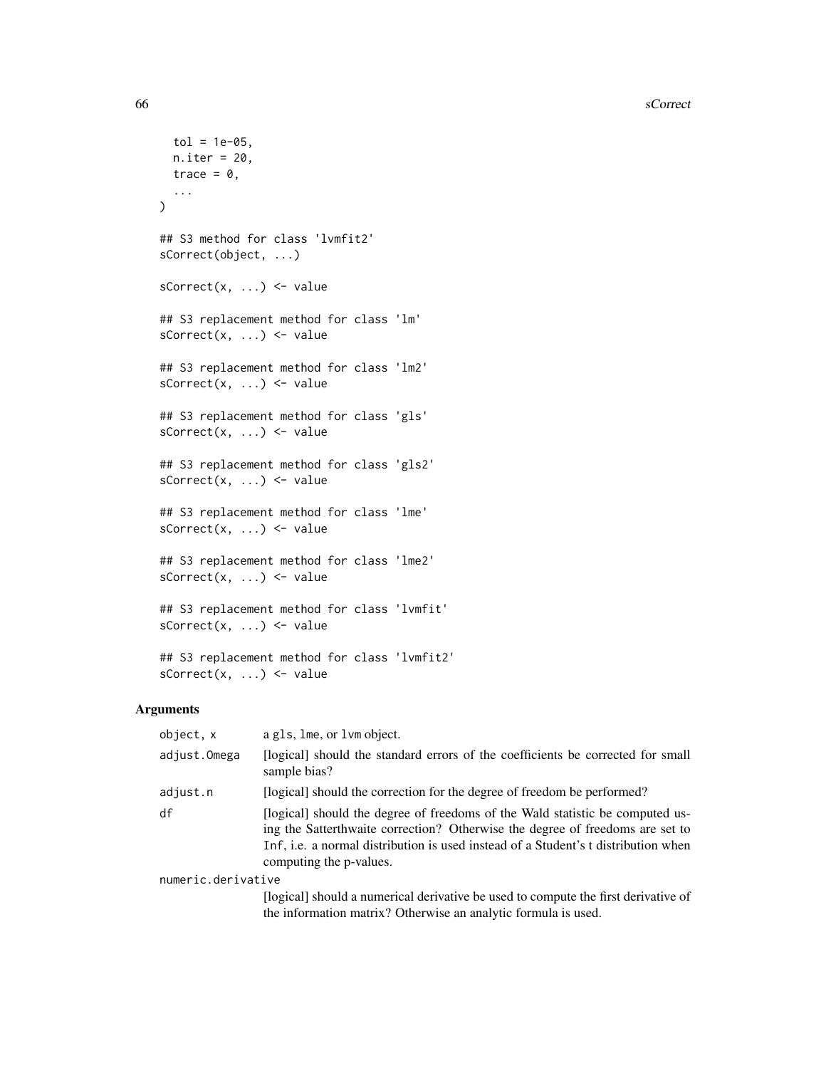```
  tol = 1e-05,
  n.iter = 20,
  trace = 0,
  ...
)

## S3 method for class 'lvmfit2'
sCorrect(object, ...)

sCorrect(x, ...) <- value

## S3 replacement method for class 'lm'
sCorrect(x, ...) <- value

## S3 replacement method for class 'lm2'
sCorrect(x, ...) <- value

## S3 replacement method for class 'gls'
sCorrect(x, ...) <- value

## S3 replacement method for class 'gls2'
sCorrect(x, ...) <- value

## S3 replacement method for class 'lme'
sCorrect(x, ...) <- value

## S3 replacement method for class 'lme2'
sCorrect(x, ...) <- value

## S3 replacement method for class 'lvmfit'
sCorrect(x, ...) <- value

## S3 replacement method for class 'lvmfit2'
sCorrect(x, ...) <- value
```

## Arguments

| | |
|---|---|
| `object, x` | a `gls`, `lme`, or `lvm` object. |
| `adjust.Omega` | [logical] should the standard errors of the coefficients be corrected for small sample bias? |
| `adjust.n` | [logical] should the correction for the degree of freedom be performed? |
| `df` | [logical] should the degree of freedoms of the Wald statistic be computed using the Satterthwaite correction? Otherwise the degree of freedoms are set to `Inf`, i.e. a normal distribution is used instead of a Student's t distribution when computing the p-values. |
| `numeric.derivative` | [logical] should a numerical derivative be used to compute the first derivative of the information matrix? Otherwise an analytic formula is used. |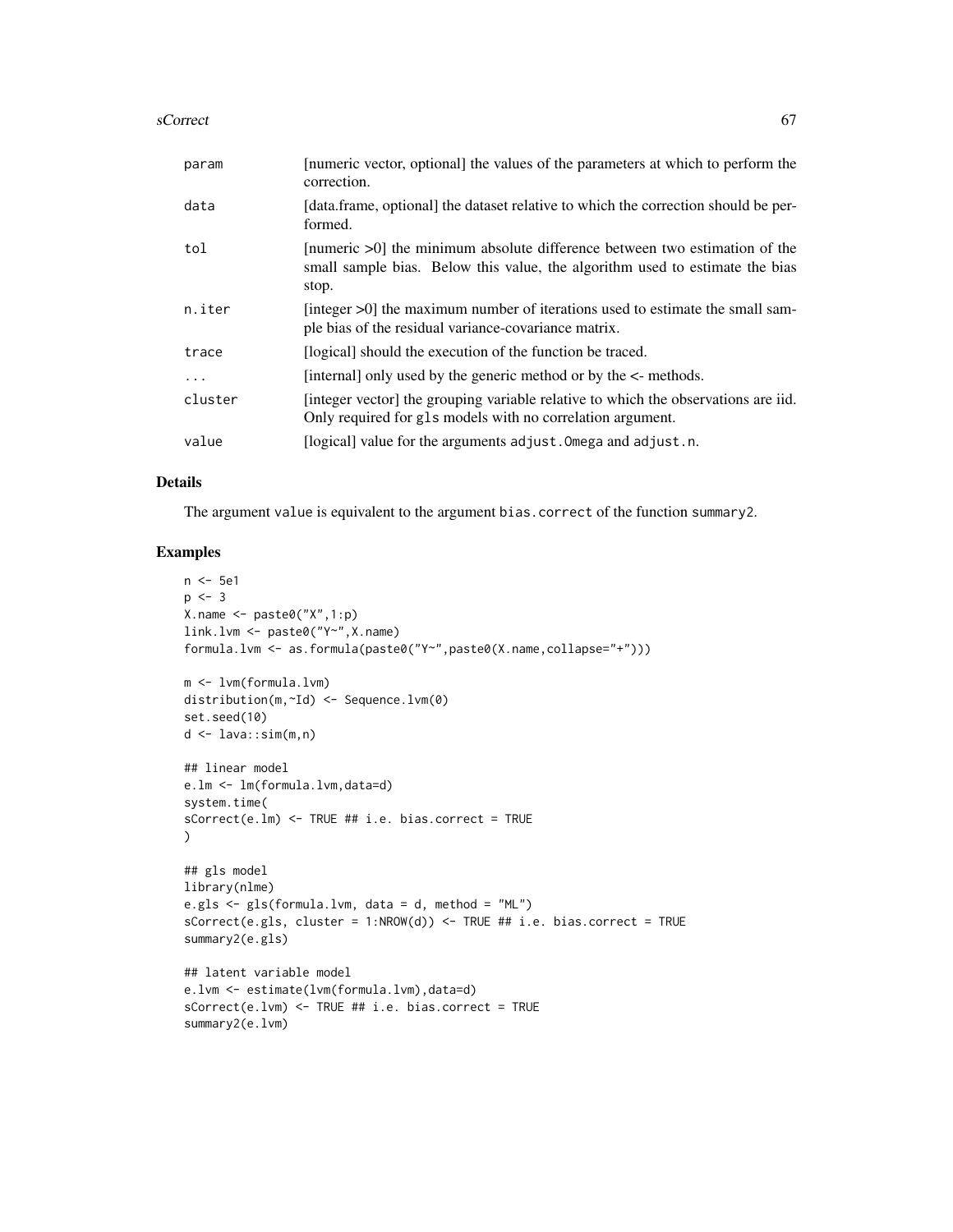| | |
|---|---|
| param | [numeric vector, optional] the values of the parameters at which to perform the correction. |
| data | [data.frame, optional] the dataset relative to which the correction should be performed. |
| tol | [numeric >0] the minimum absolute difference between two estimation of the small sample bias. Below this value, the algorithm used to estimate the bias stop. |
| n.iter | [integer >0] the maximum number of iterations used to estimate the small sample bias of the residual variance-covariance matrix. |
| trace | [logical] should the execution of the function be traced. |
| ... | [internal] only used by the generic method or by the <- methods. |
| cluster | [integer vector] the grouping variable relative to which the observations are iid. Only required for gls models with no correlation argument. |
| value | [logical] value for the arguments adjust.Omega and adjust.n. |

## Details

The argument value is equivalent to the argument bias.correct of the function summary2.

## Examples

```
n <- 5e1
p <- 3
X.name <- paste0("X",1:p)
link.lvm <- paste0("Y~",X.name)
formula.lvm <- as.formula(paste0("Y~",paste0(X.name,collapse="+")))

m <- lvm(formula.lvm)
distribution(m,~Id) <- Sequence.lvm(0)
set.seed(10)
d <- lava::sim(m,n)

## linear model
e.lm <- lm(formula.lvm,data=d)
system.time(
sCorrect(e.lm) <- TRUE ## i.e. bias.correct = TRUE
)

## gls model
library(nlme)
e.gls <- gls(formula.lvm, data = d, method = "ML")
sCorrect(e.gls, cluster = 1:NROW(d)) <- TRUE ## i.e. bias.correct = TRUE
summary2(e.gls)

## latent variable model
e.lvm <- estimate(lvm(formula.lvm),data=d)
sCorrect(e.lvm) <- TRUE ## i.e. bias.correct = TRUE
summary2(e.lvm)
```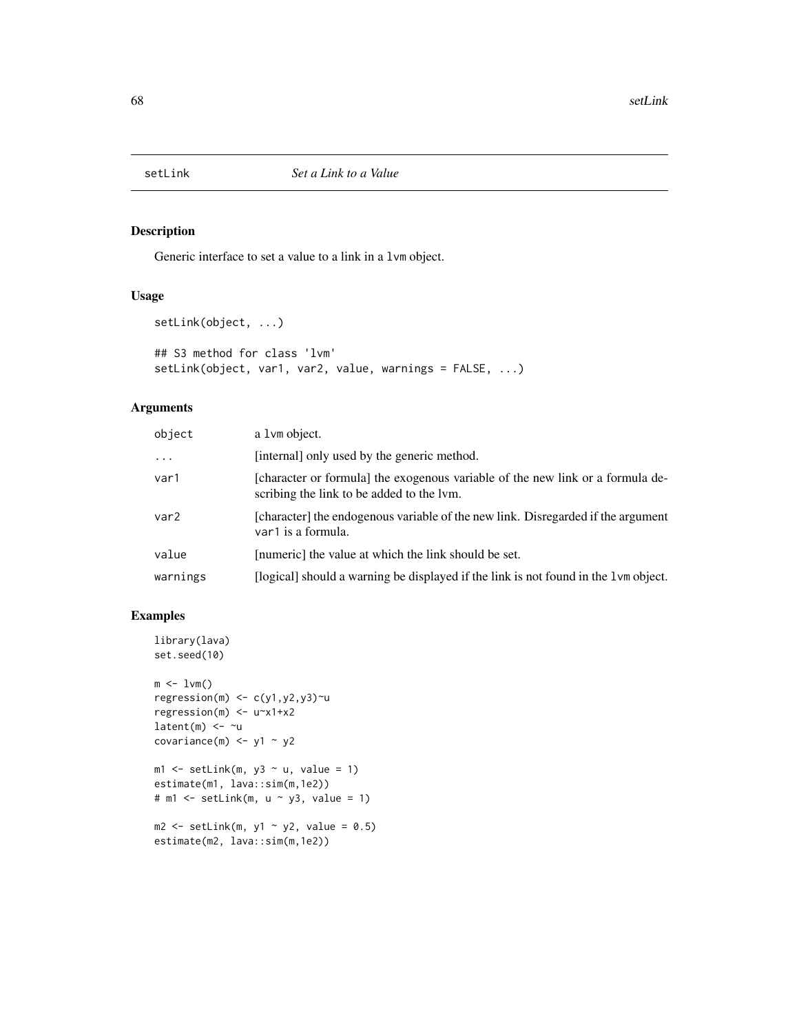# setLink *Set a Link to a Value*

## Description

Generic interface to set a value to a link in a `lvm` object.

## Usage

```
setLink(object, ...)

## S3 method for class 'lvm'
setLink(object, var1, var2, value, warnings = FALSE, ...)
```

## Arguments

| | |
|---|---|
| `object` | a `lvm` object. |
| `...` | [internal] only used by the generic method. |
| `var1` | [character or formula] the exogenous variable of the new link or a formula describing the link to be added to the lvm. |
| `var2` | [character] the endogenous variable of the new link. Disregarded if the argument `var1` is a formula. |
| `value` | [numeric] the value at which the link should be set. |
| `warnings` | [logical] should a warning be displayed if the link is not found in the `lvm` object. |

## Examples

```
library(lava)
set.seed(10)

m <- lvm()
regression(m) <- c(y1,y2,y3)~u
regression(m) <- u~x1+x2
latent(m) <- ~u
covariance(m) <- y1 ~ y2

m1 <- setLink(m, y3 ~ u, value = 1)
estimate(m1, lava::sim(m,1e2))
# m1 <- setLink(m, u ~ y3, value = 1)

m2 <- setLink(m, y1 ~ y2, value = 0.5)
estimate(m2, lava::sim(m,1e2))
```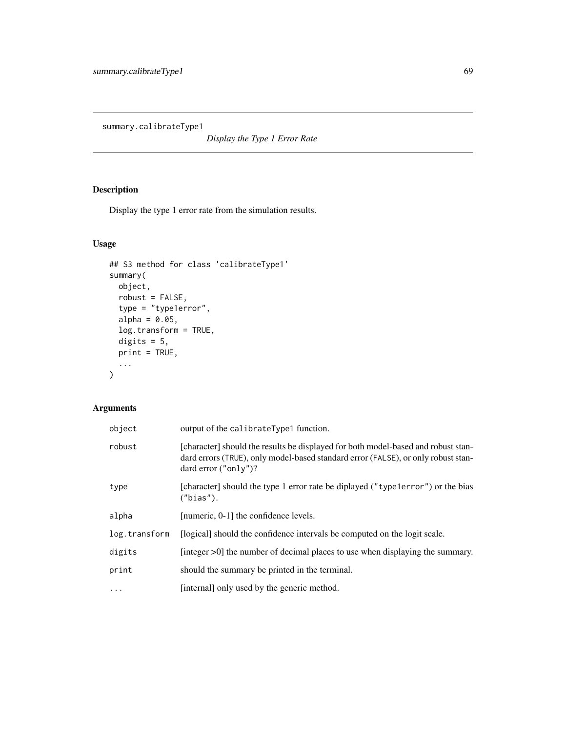## summary.calibrateType1

*Display the Type 1 Error Rate*

### Description

Display the type 1 error rate from the simulation results.

### Usage

```
## S3 method for class 'calibrateType1'
summary(
  object,
  robust = FALSE,
  type = "type1error",
  alpha = 0.05,
  log.transform = TRUE,
  digits = 5,
  print = TRUE,
  ...
)
```

### Arguments

| | |
|---|---|
| `object` | output of the `calibrateType1` function. |
| `robust` | [character] should the results be displayed for both model-based and robust standard errors (`TRUE`), only model-based standard error (`FALSE`), or only robust standard error (`"only"`)? |
| `type` | [character] should the type 1 error rate be diplayed (`"type1error"`) or the bias (`"bias"`). |
| `alpha` | [numeric, 0-1] the confidence levels. |
| `log.transform` | [logical] should the confidence intervals be computed on the logit scale. |
| `digits` | [integer >0] the number of decimal places to use when displaying the summary. |
| `print` | should the summary be printed in the terminal. |
| `...` | [internal] only used by the generic method. |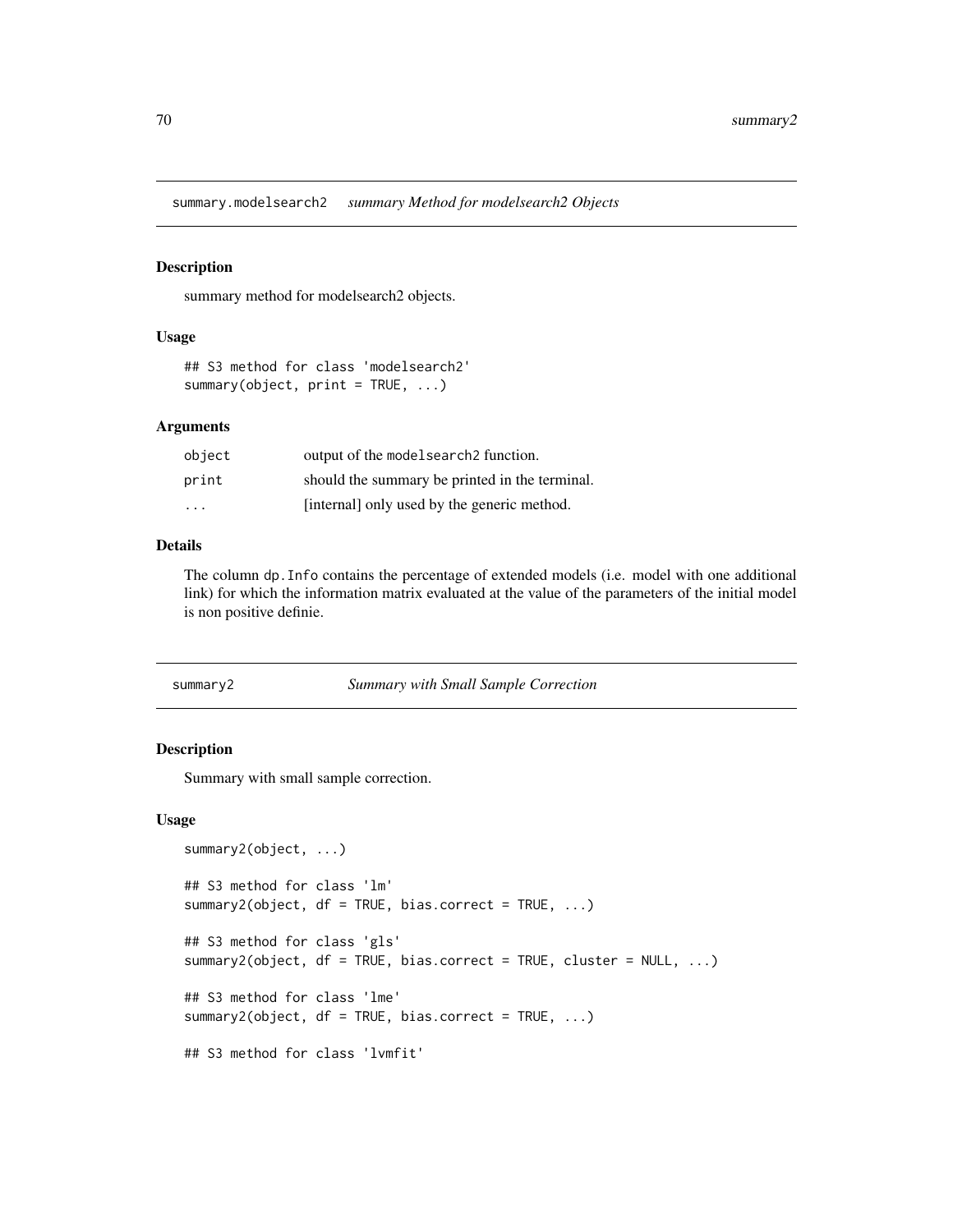## summary.modelsearch2 *summary Method for modelsearch2 Objects*

### Description

summary method for modelsearch2 objects.

### Usage

```
## S3 method for class 'modelsearch2'
summary(object, print = TRUE, ...)
```

### Arguments

| | |
|---|---|
| object | output of the modelsearch2 function. |
| print | should the summary be printed in the terminal. |
| ... | [internal] only used by the generic method. |

### Details

The column dp.Info contains the percentage of extended models (i.e. model with one additional link) for which the information matrix evaluated at the value of the parameters of the initial model is non positive definie.

## summary2 *Summary with Small Sample Correction*

### Description

Summary with small sample correction.

### Usage

```
summary2(object, ...)

## S3 method for class 'lm'
summary2(object, df = TRUE, bias.correct = TRUE, ...)

## S3 method for class 'gls'
summary2(object, df = TRUE, bias.correct = TRUE, cluster = NULL, ...)

## S3 method for class 'lme'
summary2(object, df = TRUE, bias.correct = TRUE, ...)

## S3 method for class 'lvmfit'
```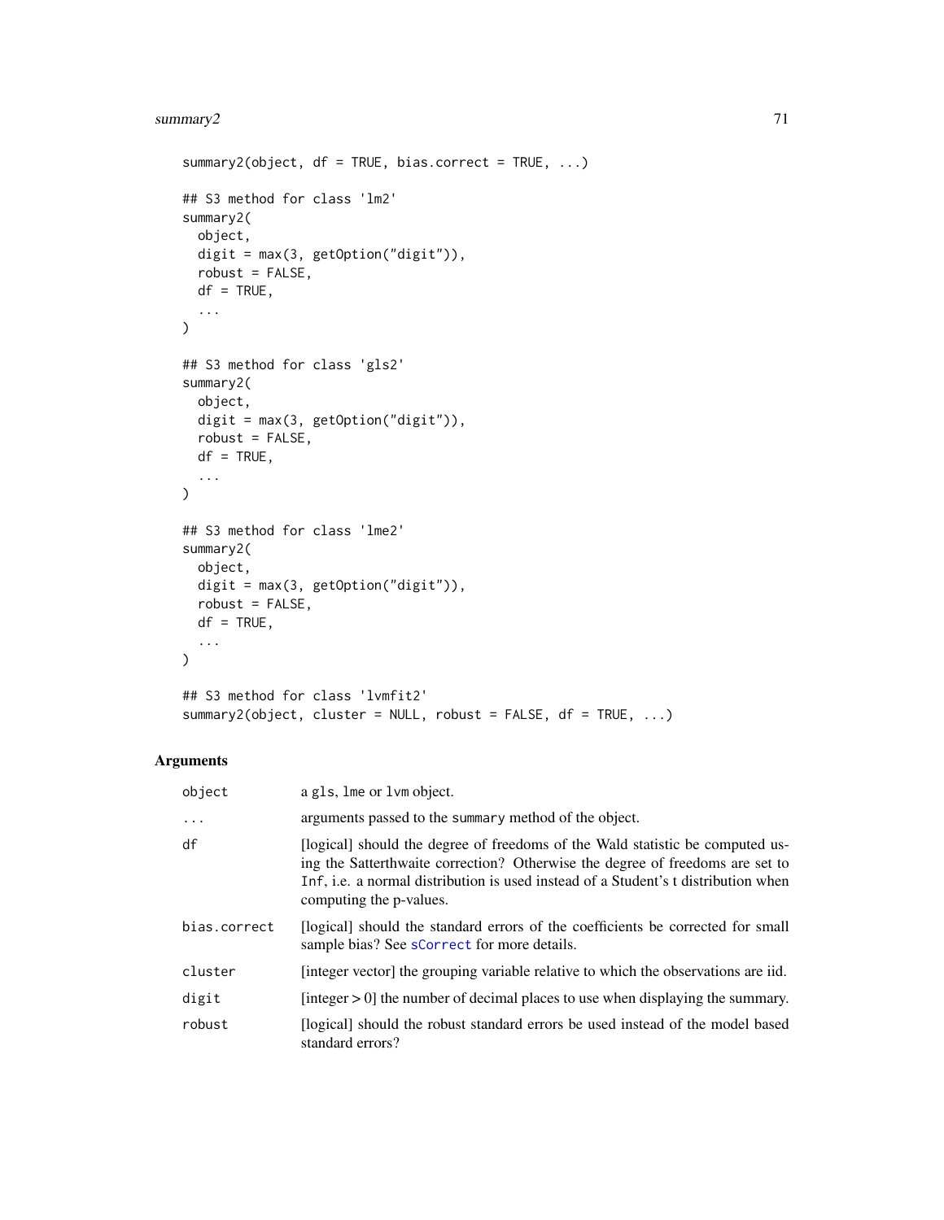```
summary2(object, df = TRUE, bias.correct = TRUE, ...)

## S3 method for class 'lm2'
summary2(
  object,
  digit = max(3, getOption("digit")),
  robust = FALSE,
  df = TRUE,
  ...
)

## S3 method for class 'gls2'
summary2(
  object,
  digit = max(3, getOption("digit")),
  robust = FALSE,
  df = TRUE,
  ...
)

## S3 method for class 'lme2'
summary2(
  object,
  digit = max(3, getOption("digit")),
  robust = FALSE,
  df = TRUE,
  ...
)

## S3 method for class 'lvmfit2'
summary2(object, cluster = NULL, robust = FALSE, df = TRUE, ...)
```

## Arguments

| | |
|---|---|
| `object` | a `gls`, `lme` or `lvm` object. |
| `...` | arguments passed to the `summary` method of the object. |
| `df` | [logical] should the degree of freedoms of the Wald statistic be computed using the Satterthwaite correction? Otherwise the degree of freedoms are set to `Inf`, i.e. a normal distribution is used instead of a Student's t distribution when computing the p-values. |
| `bias.correct` | [logical] should the standard errors of the coefficients be corrected for small sample bias? See `sCorrect` for more details. |
| `cluster` | [integer vector] the grouping variable relative to which the observations are iid. |
| `digit` | [integer > 0] the number of decimal places to use when displaying the summary. |
| `robust` | [logical] should the robust standard errors be used instead of the model based standard errors? |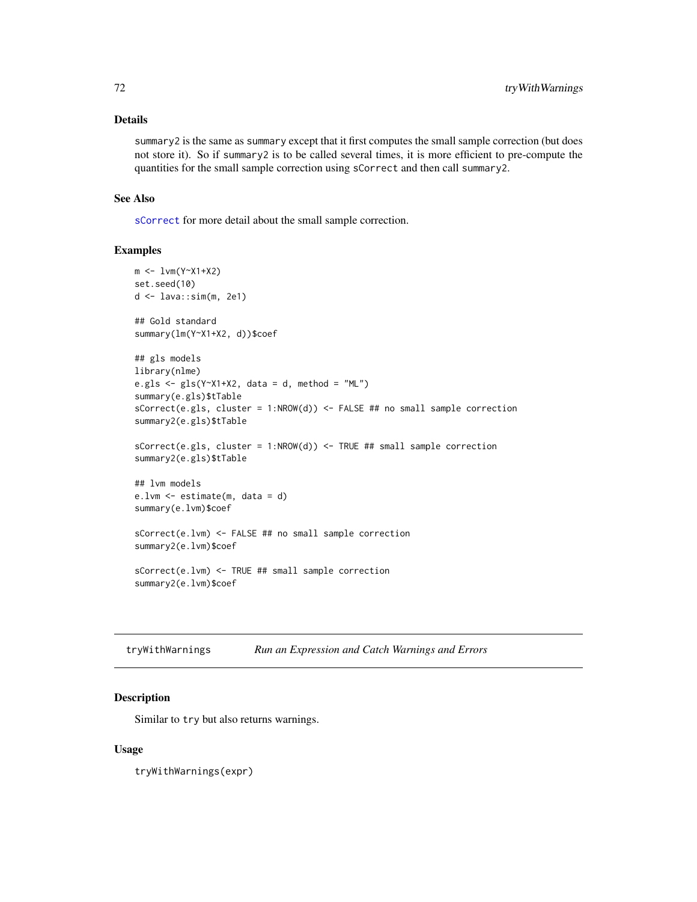## Details

summary2 is the same as summary except that it first computes the small sample correction (but does not store it). So if summary2 is to be called several times, it is more efficient to pre-compute the quantities for the small sample correction using sCorrect and then call summary2.

## See Also

sCorrect for more detail about the small sample correction.

## Examples

```
m <- lvm(Y~X1+X2)
set.seed(10)
d <- lava::sim(m, 2e1)

## Gold standard
summary(lm(Y~X1+X2, d))$coef

## gls models
library(nlme)
e.gls <- gls(Y~X1+X2, data = d, method = "ML")
summary(e.gls)$tTable
sCorrect(e.gls, cluster = 1:NROW(d)) <- FALSE ## no small sample correction
summary2(e.gls)$tTable

sCorrect(e.gls, cluster = 1:NROW(d)) <- TRUE ## small sample correction
summary2(e.gls)$tTable

## lvm models
e.lvm <- estimate(m, data = d)
summary(e.lvm)$coef

sCorrect(e.lvm) <- FALSE ## no small sample correction
summary2(e.lvm)$coef

sCorrect(e.lvm) <- TRUE ## small sample correction
summary2(e.lvm)$coef
```

---

# tryWithWarnings — *Run an Expression and Catch Warnings and Errors*

## Description

Similar to try but also returns warnings.

## Usage

```
tryWithWarnings(expr)
```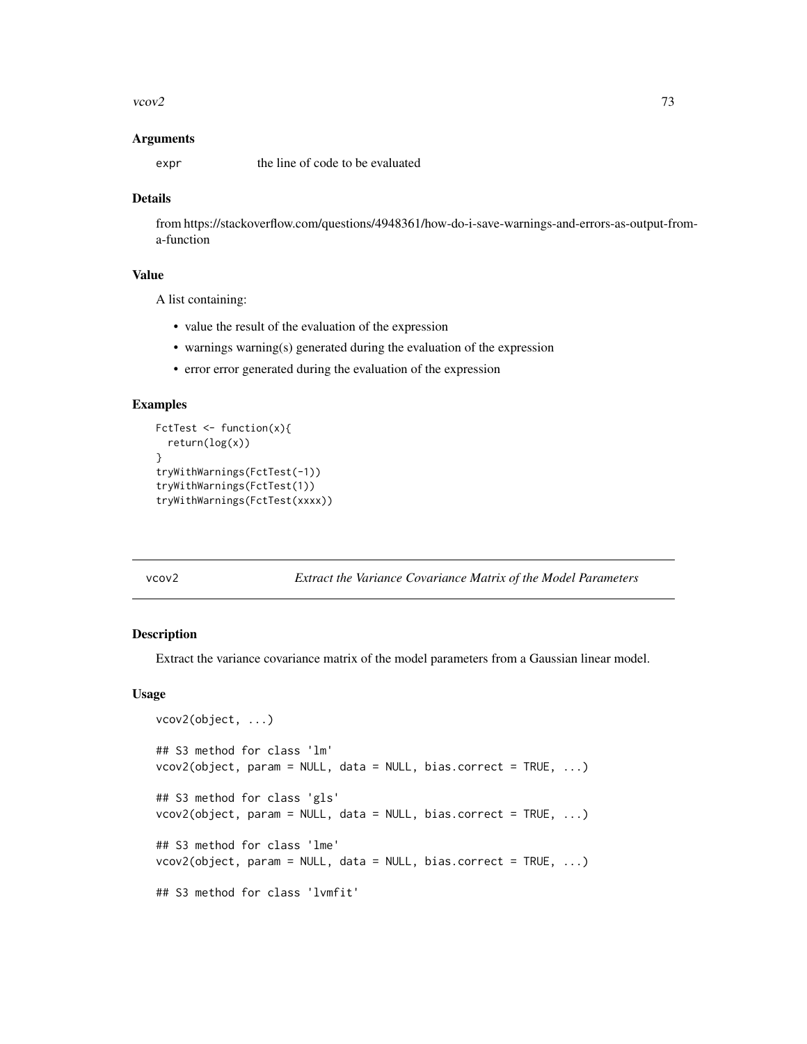### Arguments

expr the line of code to be evaluated

### Details

from https://stackoverflow.com/questions/4948361/how-do-i-save-warnings-and-errors-as-output-from-a-function

### Value

A list containing:

- value the result of the evaluation of the expression
- warnings warning(s) generated during the evaluation of the expression
- error error generated during the evaluation of the expression

### Examples

```
FctTest <- function(x){
  return(log(x))
}
tryWithWarnings(FctTest(-1))
tryWithWarnings(FctTest(1))
tryWithWarnings(FctTest(xxxx))
```

---

## vcov2 *Extract the Variance Covariance Matrix of the Model Parameters*

---

### Description

Extract the variance covariance matrix of the model parameters from a Gaussian linear model.

### Usage

```
vcov2(object, ...)

## S3 method for class 'lm'
vcov2(object, param = NULL, data = NULL, bias.correct = TRUE, ...)

## S3 method for class 'gls'
vcov2(object, param = NULL, data = NULL, bias.correct = TRUE, ...)

## S3 method for class 'lme'
vcov2(object, param = NULL, data = NULL, bias.correct = TRUE, ...)

## S3 method for class 'lvmfit'
```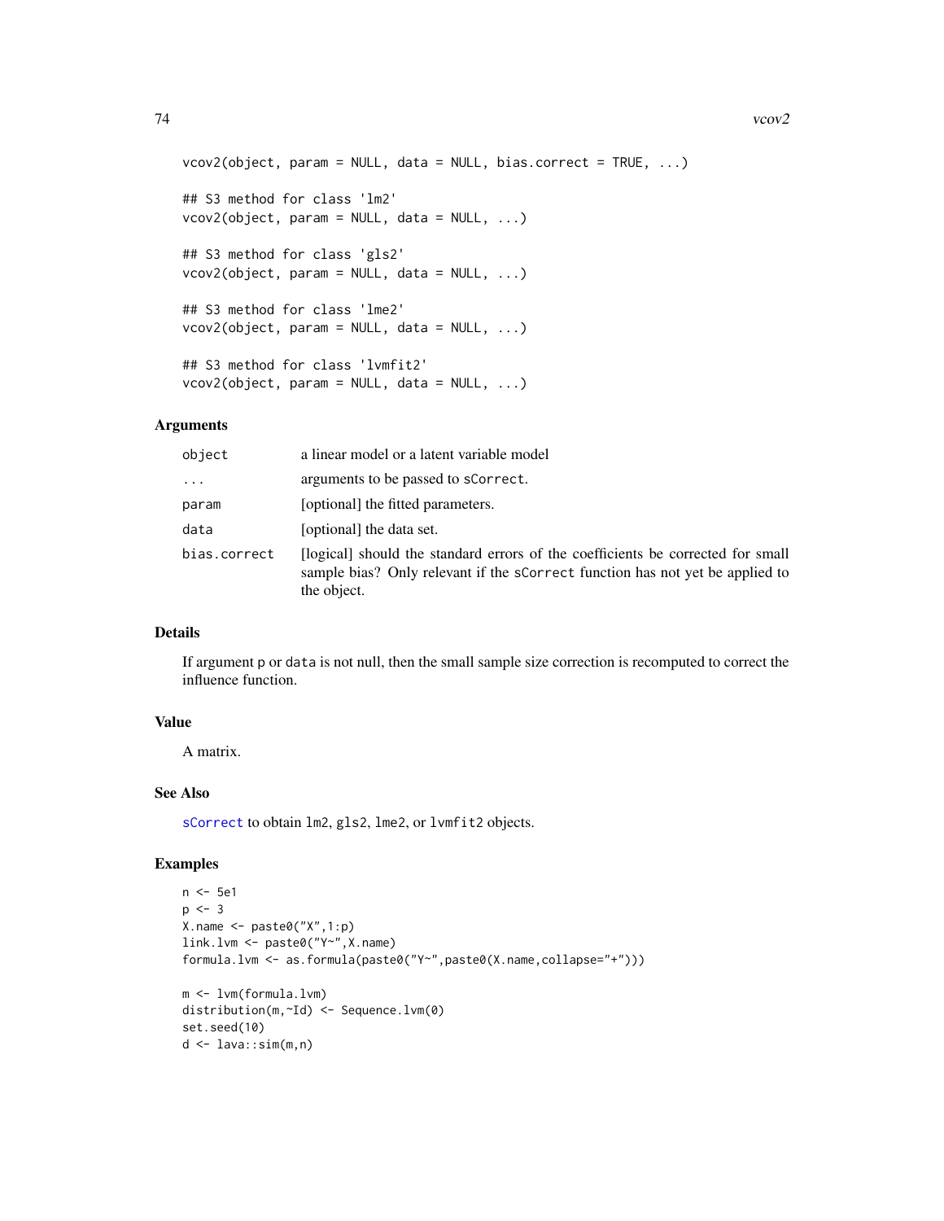```
vcov2(object, param = NULL, data = NULL, bias.correct = TRUE, ...)

## S3 method for class 'lm2'
vcov2(object, param = NULL, data = NULL, ...)

## S3 method for class 'gls2'
vcov2(object, param = NULL, data = NULL, ...)

## S3 method for class 'lme2'
vcov2(object, param = NULL, data = NULL, ...)

## S3 method for class 'lvmfit2'
vcov2(object, param = NULL, data = NULL, ...)
```

### Arguments

| | |
|---|---|
| object | a linear model or a latent variable model |
| ... | arguments to be passed to sCorrect. |
| param | [optional] the fitted parameters. |
| data | [optional] the data set. |
| bias.correct | [logical] should the standard errors of the coefficients be corrected for small sample bias? Only relevant if the sCorrect function has not yet be applied to the object. |

### Details

If argument p or data is not null, then the small sample size correction is recomputed to correct the influence function.

### Value

A matrix.

### See Also

sCorrect to obtain lm2, gls2, lme2, or lvmfit2 objects.

### Examples

```
n <- 5e1
p <- 3
X.name <- paste0("X",1:p)
link.lvm <- paste0("Y~",X.name)
formula.lvm <- as.formula(paste0("Y~",paste0(X.name,collapse="+")))

m <- lvm(formula.lvm)
distribution(m,~Id) <- Sequence.lvm(0)
set.seed(10)
d <- lava::sim(m,n)
```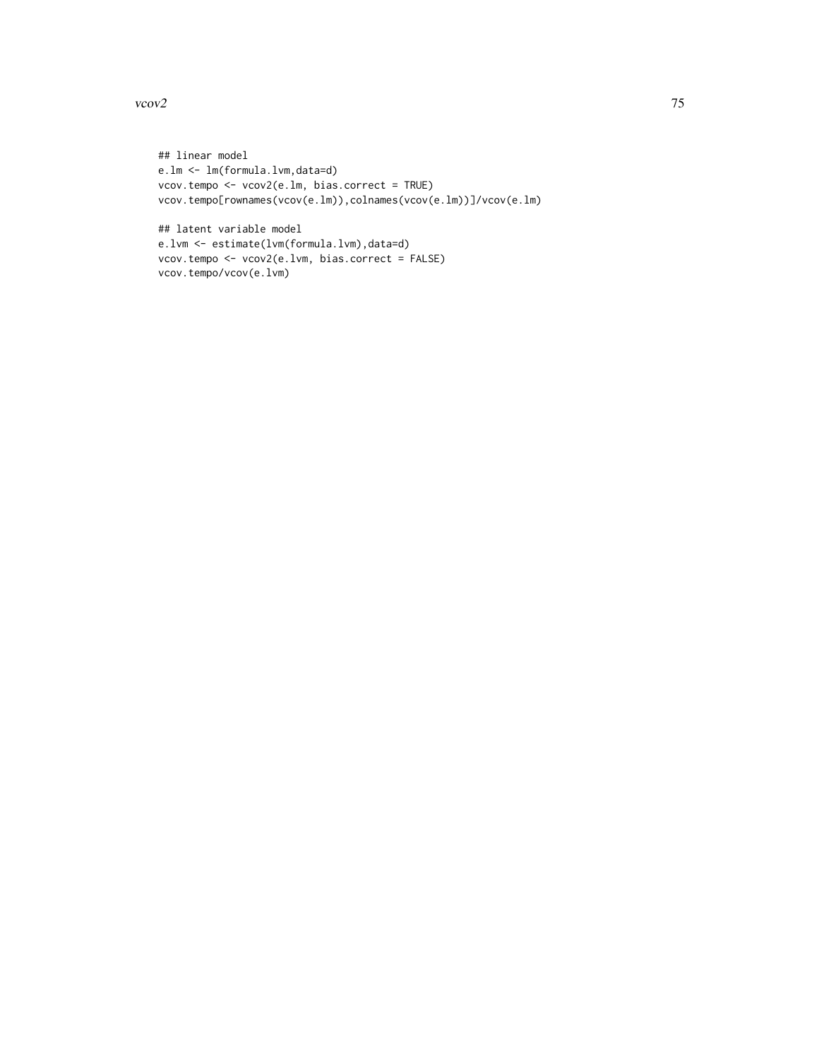```
## linear model
e.lm <- lm(formula.lvm,data=d)
vcov.tempo <- vcov2(e.lm, bias.correct = TRUE)
vcov.tempo[rownames(vcov(e.lm)),colnames(vcov(e.lm))]/vcov(e.lm)

## latent variable model
e.lvm <- estimate(lvm(formula.lvm),data=d)
vcov.tempo <- vcov2(e.lvm, bias.correct = FALSE)
vcov.tempo/vcov(e.lvm)
```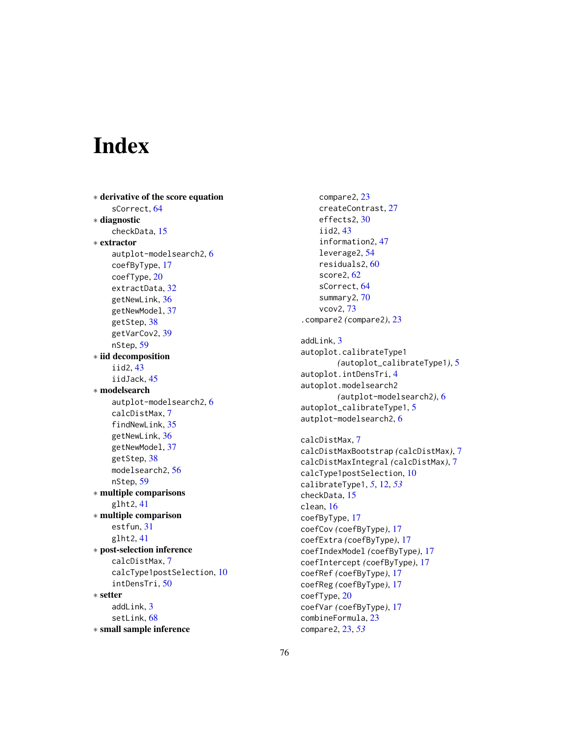# Index

∗ **derivative of the score equation**
  sCorrect, 64

∗ **diagnostic**
  checkData, 15

∗ **extractor**
  autplot-modelsearch2, 6
  coefByType, 17
  coefType, 20
  extractData, 32
  getNewLink, 36
  getNewModel, 37
  getStep, 38
  getVarCov2, 39
  nStep, 59

∗ **iid decomposition**
  iid2, 43
  iidJack, 45

∗ **modelsearch**
  autplot-modelsearch2, 6
  calcDistMax, 7
  findNewLink, 35
  getNewLink, 36
  getNewModel, 37
  getStep, 38
  modelsearch2, 56
  nStep, 59

∗ **multiple comparisons**
  glht2, 41

∗ **multiple comparison**
  estfun, 31
  glht2, 41

∗ **post-selection inference**
  calcDistMax, 7
  calcType1postSelection, 10
  intDensTri, 50

∗ **setter**
  addLink, 3
  setLink, 68

∗ **small sample inference**
  compare2, 23
  createContrast, 27
  effects2, 30
  iid2, 43
  information2, 47
  leverage2, 54
  residuals2, 60
  score2, 62
  sCorrect, 64
  summary2, 70
  vcov2, 73

.compare2 *(compare2)*, 23

addLink, 3
autoplot.calibrateType1 *(autoplot_calibrateType1)*, 5
autoplot.intDensTri, 4
autoplot.modelsearch2 *(autplot-modelsearch2)*, 6
autoplot_calibrateType1, 5
autplot-modelsearch2, 6

calcDistMax, 7
calcDistMaxBootstrap *(calcDistMax)*, 7
calcDistMaxIntegral *(calcDistMax)*, 7
calcType1postSelection, 10
calibrateType1, *5*, 12, *53*
checkData, 15
clean, 16
coefByType, 17
coefCov *(coefByType)*, 17
coefExtra *(coefByType)*, 17
coefIndexModel *(coefByType)*, 17
coefIntercept *(coefByType)*, 17
coefRef *(coefByType)*, 17
coefReg *(coefByType)*, 17
coefType, 20
coefVar *(coefByType)*, 17
combineFormula, 23
compare2, 23, *53*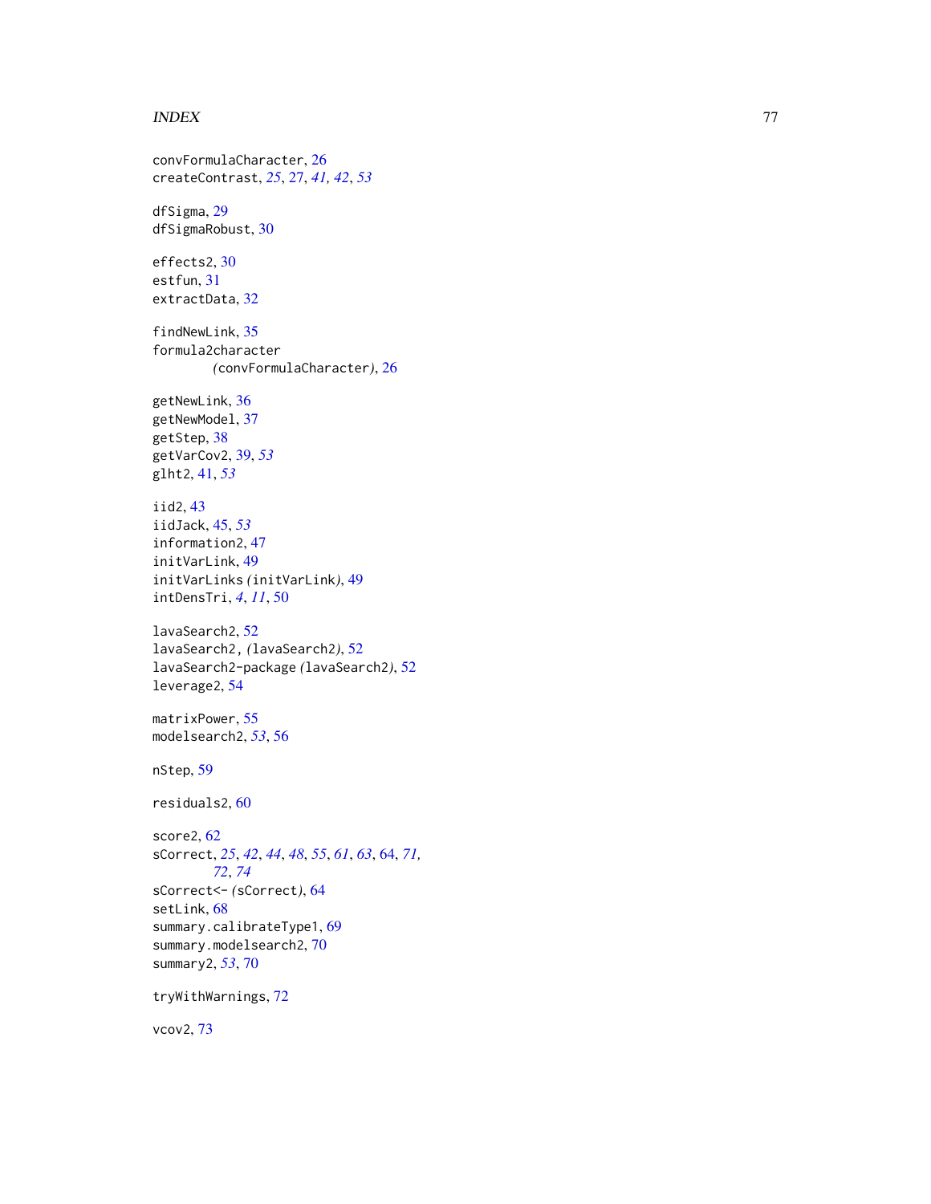convFormulaCharacter, 26
createContrast, *25*, 27, *41, 42*, *53*

dfSigma, 29
dfSigmaRobust, 30

effects2, 30
estfun, 31
extractData, 32

findNewLink, 35
formula2character
        *(*convFormulaCharacter*)*, 26

getNewLink, 36
getNewModel, 37
getStep, 38
getVarCov2, 39, *53*
glht2, 41, *53*

iid2, 43
iidJack, 45, *53*
information2, 47
initVarLink, 49
initVarLinks *(*initVarLink*)*, 49
intDensTri, *4*, *11*, 50

lavaSearch2, 52
lavaSearch2, *(*lavaSearch2*)*, 52
lavaSearch2-package *(*lavaSearch2*)*, 52
leverage2, 54

matrixPower, 55
modelsearch2, *53*, 56

nStep, 59

residuals2, 60

score2, 62
sCorrect, *25*, *42*, *44*, *48*, *55*, *61*, *63*, 64, *71*, *72*, *74*
sCorrect<- *(*sCorrect*)*, 64
setLink, 68
summary.calibrateType1, 69
summary.modelsearch2, 70
summary2, *53*, 70

tryWithWarnings, 72

vcov2, 73